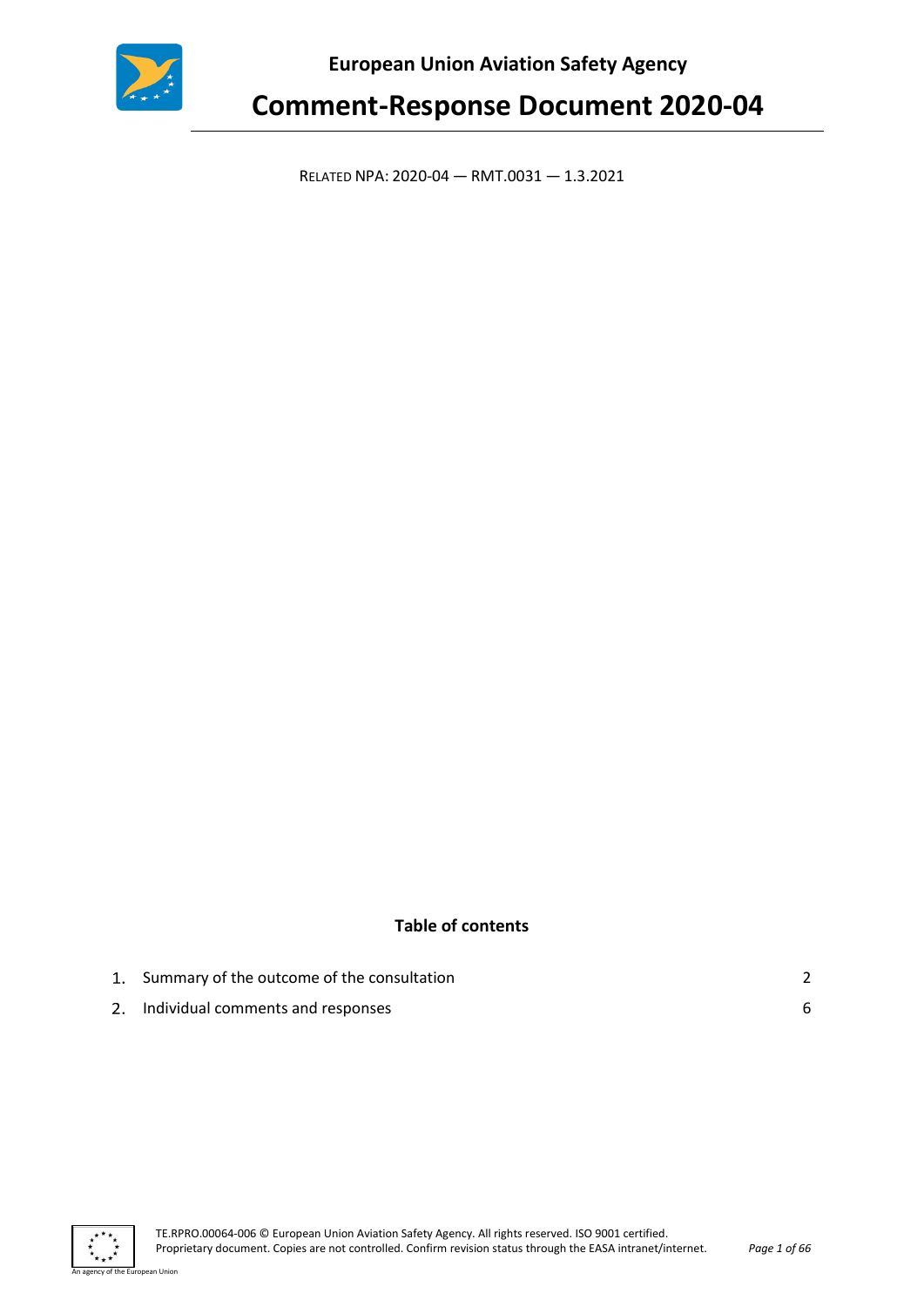**European Union Aviation Safety Agency**

# Comment-Response Document 2020-04

RELATED NPA: 2020-04 — RMT.0031 — 1.3.2021

**Table of contents**

1. Summary of the outcome of the consultation 2
2. Individual comments and responses 6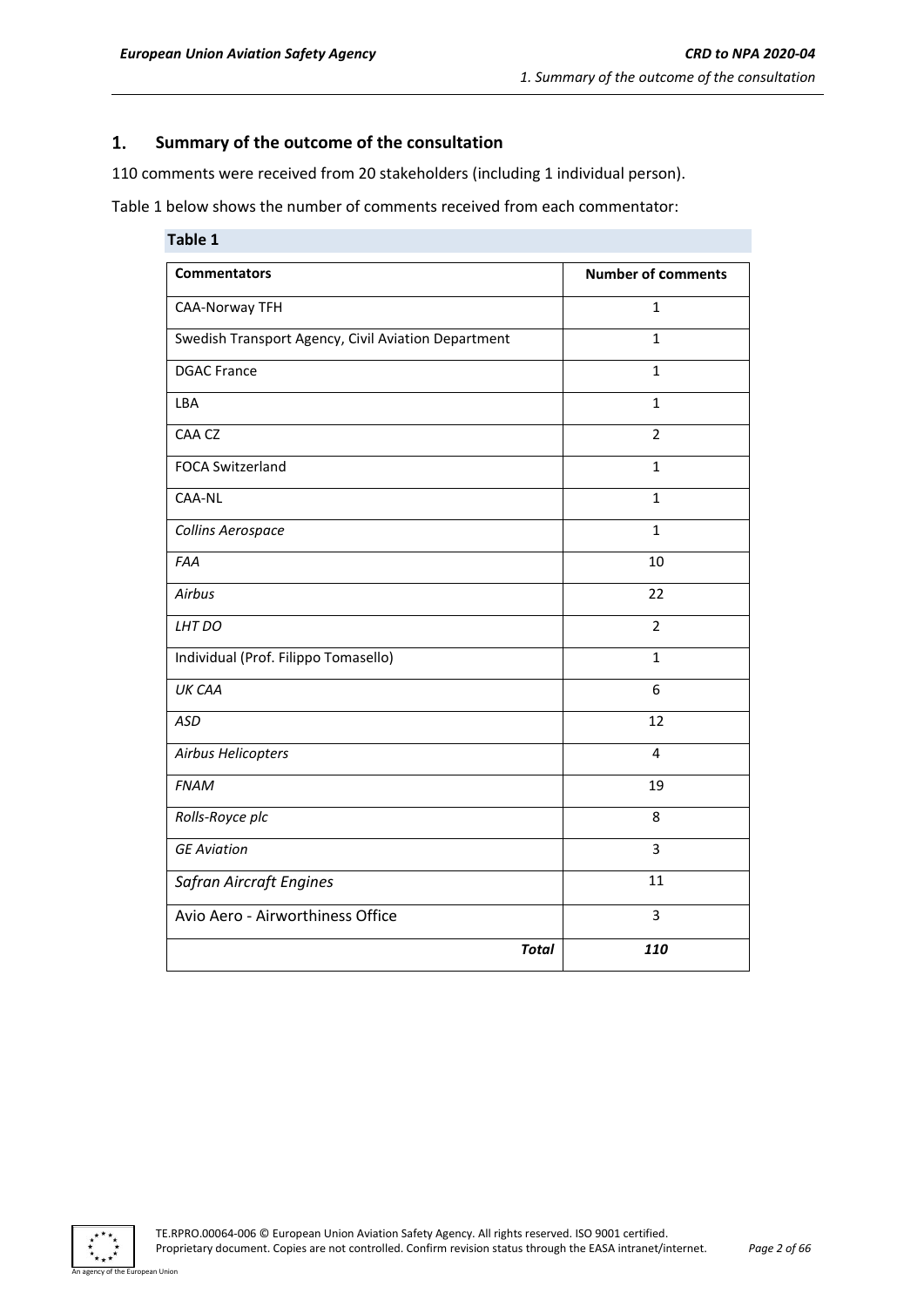# 1. Summary of the outcome of the consultation

110 comments were received from 20 stakeholders (including 1 individual person).

Table 1 below shows the number of comments received from each commentator:

**Table 1**

| Commentators | Number of comments |
|---|---|
| CAA-Norway TFH | 1 |
| Swedish Transport Agency, Civil Aviation Department | 1 |
| DGAC France | 1 |
| LBA | 1 |
| CAA CZ | 2 |
| FOCA Switzerland | 1 |
| CAA-NL | 1 |
| *Collins Aerospace* | 1 |
| *FAA* | 10 |
| *Airbus* | 22 |
| *LHT DO* | 2 |
| Individual (Prof. Filippo Tomasello) | 1 |
| *UK CAA* | 6 |
| *ASD* | 12 |
| *Airbus Helicopters* | 4 |
| *FNAM* | 19 |
| *Rolls-Royce plc* | 8 |
| *GE Aviation* | 3 |
| *Safran Aircraft Engines* | 11 |
| Avio Aero - Airworthiness Office | 3 |
| ***Total*** | ***110*** |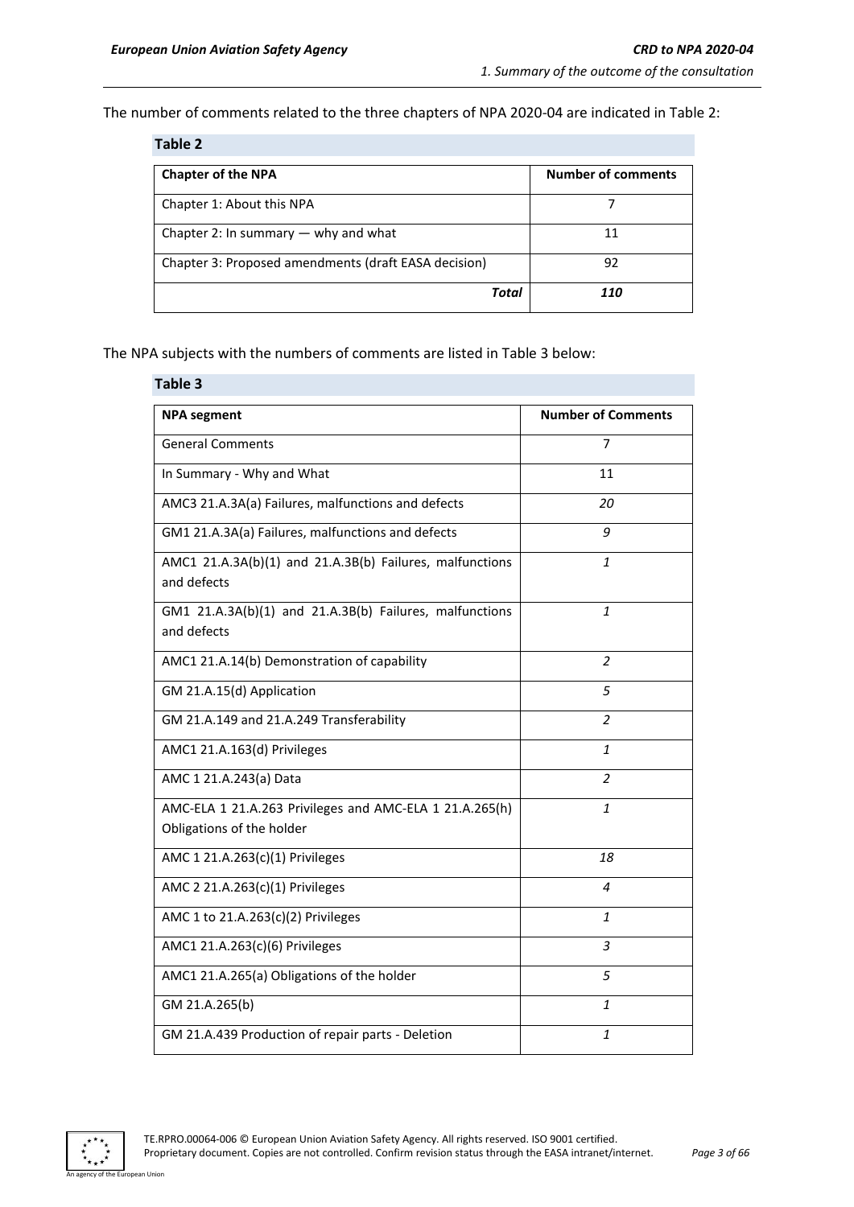The number of comments related to the three chapters of NPA 2020-04 are indicated in Table 2:

**Table 2**

| Chapter of the NPA | Number of comments |
|---|---|
| Chapter 1: About this NPA | 7 |
| Chapter 2: In summary — why and what | 11 |
| Chapter 3: Proposed amendments (draft EASA decision) | 92 |
| ***Total*** | ***110*** |

The NPA subjects with the numbers of comments are listed in Table 3 below:

**Table 3**

| NPA segment | Number of Comments |
|---|---|
| General Comments | 7 |
| In Summary - Why and What | 11 |
| AMC3 21.A.3A(a) Failures, malfunctions and defects | *20* |
| GM1 21.A.3A(a) Failures, malfunctions and defects | *9* |
| AMC1 21.A.3A(b)(1) and 21.A.3B(b) Failures, malfunctions and defects | *1* |
| GM1 21.A.3A(b)(1) and 21.A.3B(b) Failures, malfunctions and defects | *1* |
| AMC1 21.A.14(b) Demonstration of capability | *2* |
| GM 21.A.15(d) Application | *5* |
| GM 21.A.149 and 21.A.249 Transferability | *2* |
| AMC1 21.A.163(d) Privileges | *1* |
| AMC 1 21.A.243(a) Data | *2* |
| AMC-ELA 1 21.A.263 Privileges and AMC-ELA 1 21.A.265(h) Obligations of the holder | *1* |
| AMC 1 21.A.263(c)(1) Privileges | *18* |
| AMC 2 21.A.263(c)(1) Privileges | *4* |
| AMC 1 to 21.A.263(c)(2) Privileges | *1* |
| AMC1 21.A.263(c)(6) Privileges | *3* |
| AMC1 21.A.265(a) Obligations of the holder | *5* |
| GM 21.A.265(b) | *1* |
| GM 21.A.439 Production of repair parts - Deletion | *1* |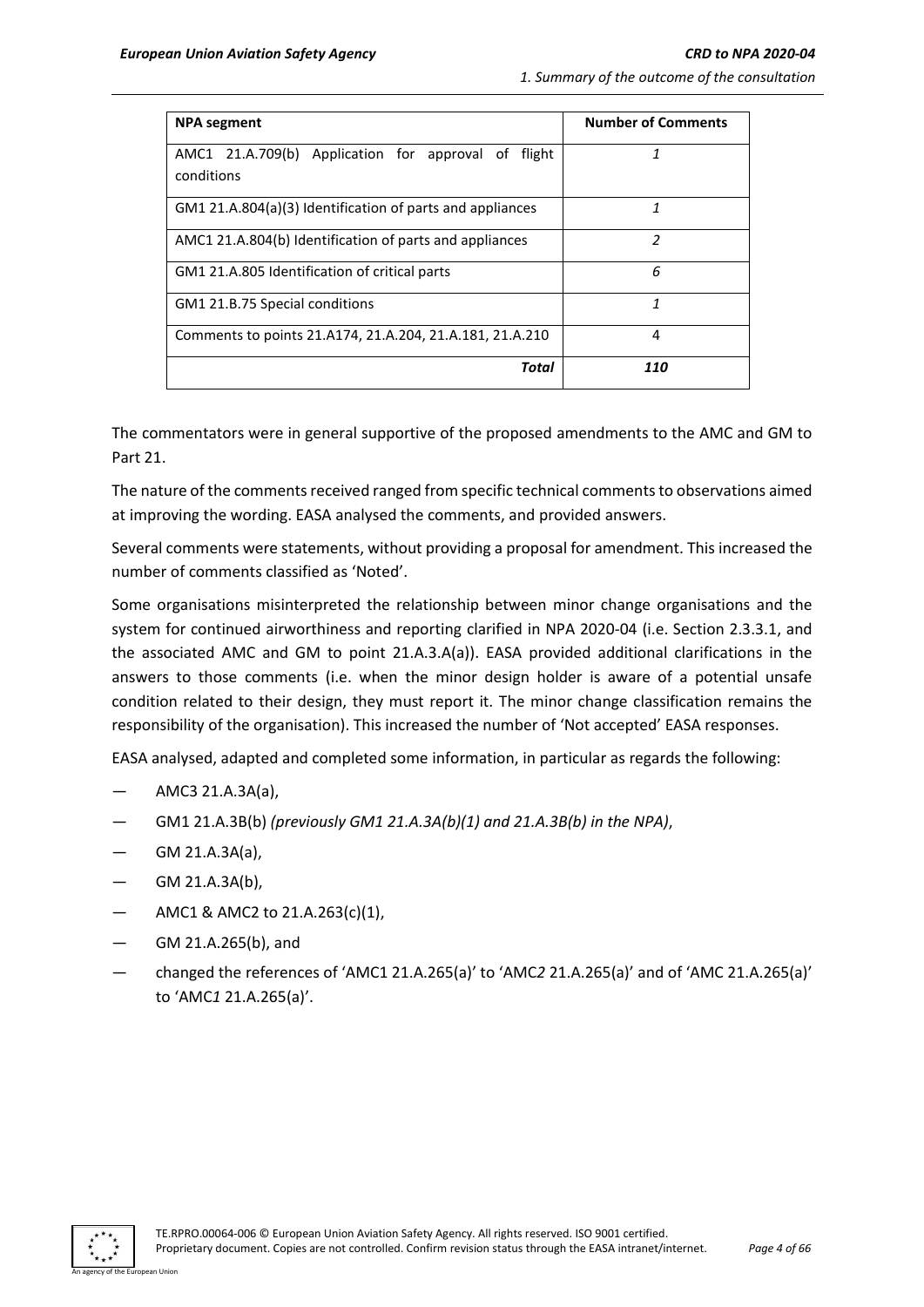| NPA segment | Number of Comments |
| --- | --- |
| AMC1 21.A.709(b) Application for approval of flight conditions | *1* |
| GM1 21.A.804(a)(3) Identification of parts and appliances | *1* |
| AMC1 21.A.804(b) Identification of parts and appliances | *2* |
| GM1 21.A.805 Identification of critical parts | *6* |
| GM1 21.B.75 Special conditions | *1* |
| Comments to points 21.A174, 21.A.204, 21.A.181, 21.A.210 | 4 |
| ***Total*** | ***110*** |

The commentators were in general supportive of the proposed amendments to the AMC and GM to Part 21.

The nature of the comments received ranged from specific technical comments to observations aimed at improving the wording. EASA analysed the comments, and provided answers.

Several comments were statements, without providing a proposal for amendment. This increased the number of comments classified as 'Noted'.

Some organisations misinterpreted the relationship between minor change organisations and the system for continued airworthiness and reporting clarified in NPA 2020-04 (i.e. Section 2.3.3.1, and the associated AMC and GM to point 21.A.3.A(a)). EASA provided additional clarifications in the answers to those comments (i.e. when the minor design holder is aware of a potential unsafe condition related to their design, they must report it. The minor change classification remains the responsibility of the organisation). This increased the number of 'Not accepted' EASA responses.

EASA analysed, adapted and completed some information, in particular as regards the following:

— AMC3 21.A.3A(a),
— GM1 21.A.3B(b) *(previously GM1 21.A.3A(b)(1) and 21.A.3B(b) in the NPA)*,
— GM 21.A.3A(a),
— GM 21.A.3A(b),
— AMC1 & AMC2 to 21.A.263(c)(1),
— GM 21.A.265(b), and
— changed the references of 'AMC1 21.A.265(a)' to 'AMC*2* 21.A.265(a)' and of 'AMC 21.A.265(a)' to 'AMC*1* 21.A.265(a)'.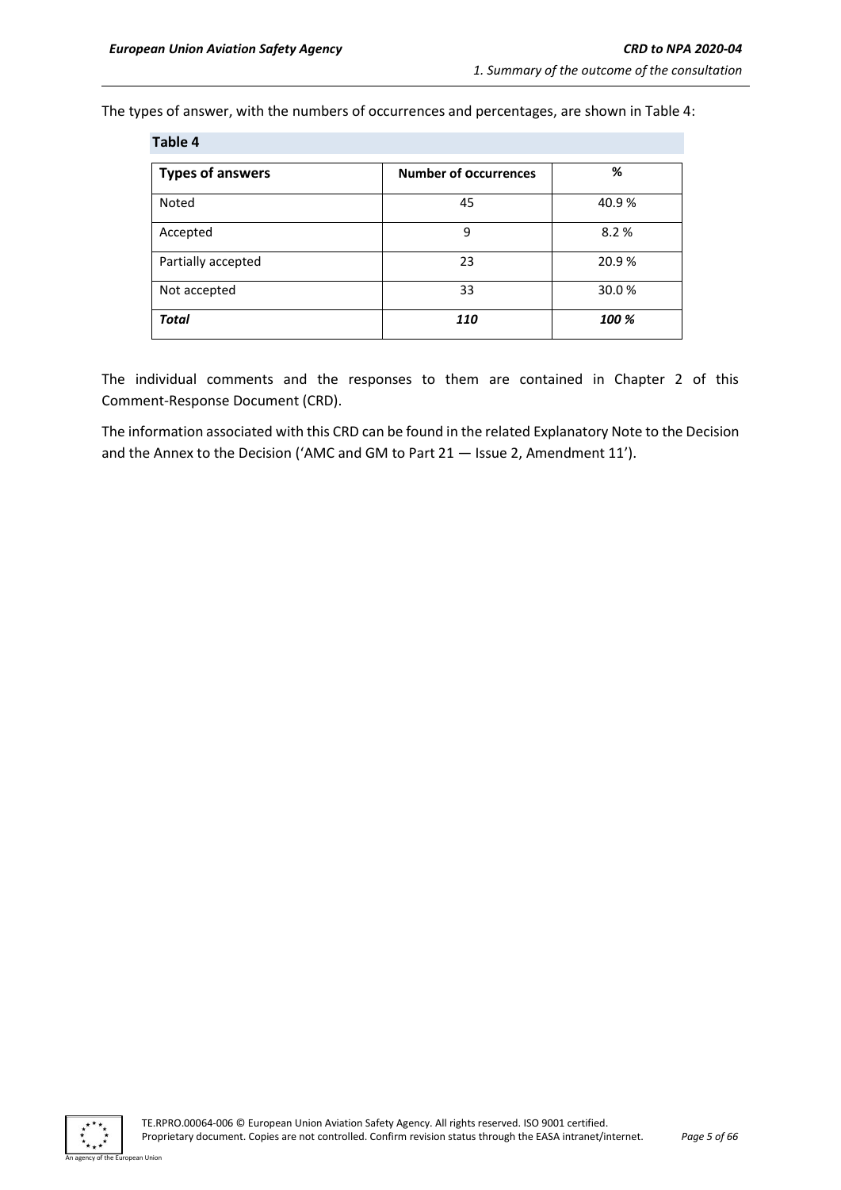The types of answer, with the numbers of occurrences and percentages, are shown in Table 4:

**Table 4**

| **Types of answers** | **Number of occurrences** | **%** |
|---|---|---|
| Noted | 45 | 40.9 % |
| Accepted | 9 | 8.2 % |
| Partially accepted | 23 | 20.9 % |
| Not accepted | 33 | 30.0 % |
| ***Total*** | ***110*** | ***100 %*** |

The individual comments and the responses to them are contained in Chapter 2 of this Comment-Response Document (CRD).

The information associated with this CRD can be found in the related Explanatory Note to the Decision and the Annex to the Decision ('AMC and GM to Part 21 — Issue 2, Amendment 11').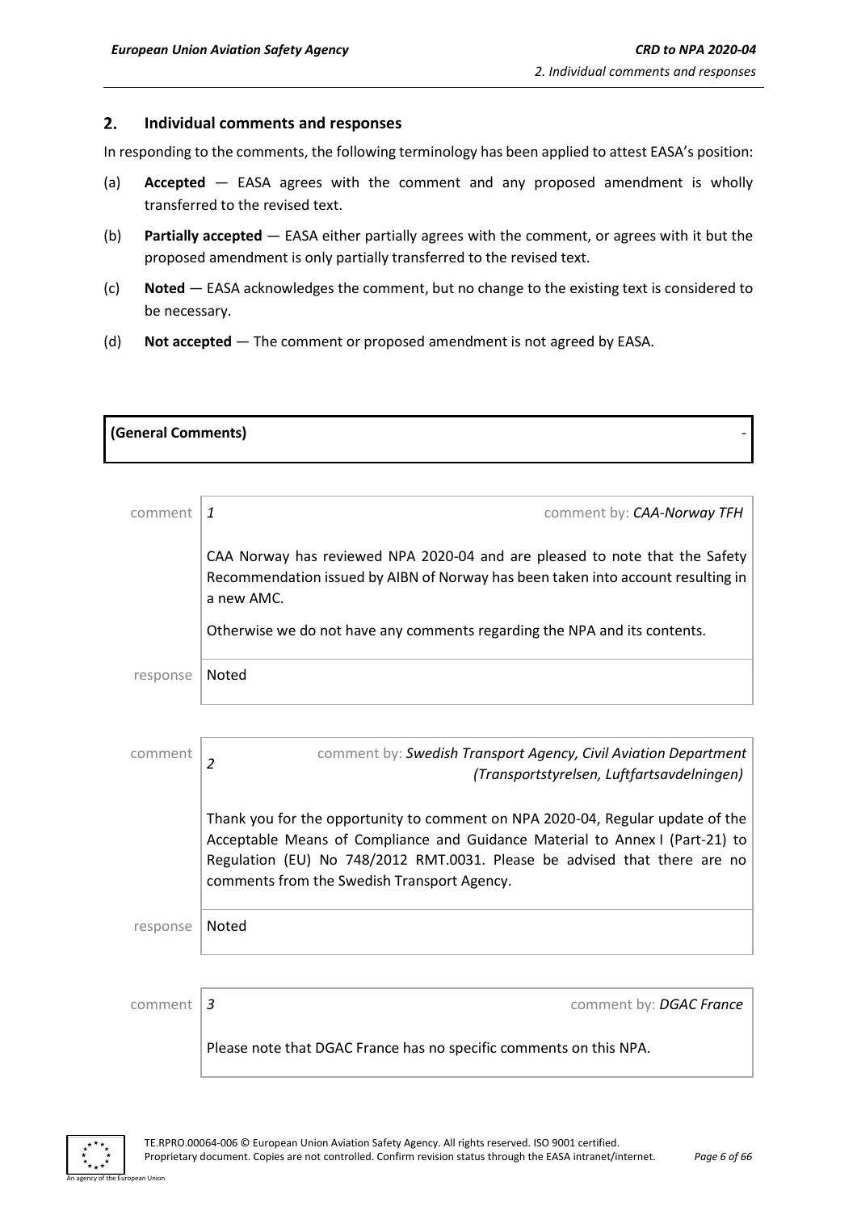## 2. Individual comments and responses

In responding to the comments, the following terminology has been applied to attest EASA's position:

(a) **Accepted** — EASA agrees with the comment and any proposed amendment is wholly transferred to the revised text.

(b) **Partially accepted** — EASA either partially agrees with the comment, or agrees with it but the proposed amendment is only partially transferred to the revised text.

(c) **Noted** — EASA acknowledges the comment, but no change to the existing text is considered to be necessary.

(d) **Not accepted** — The comment or proposed amendment is not agreed by EASA.

| **(General Comments)** | - |
| --- | --- |

| comment | *1* comment by: *CAA-Norway TFH* |
| --- | --- |
| | CAA Norway has reviewed NPA 2020-04 and are pleased to note that the Safety Recommendation issued by AIBN of Norway has been taken into account resulting in a new AMC.<br><br>Otherwise we do not have any comments regarding the NPA and its contents. |
| response | Noted |

| comment | *2* comment by: *Swedish Transport Agency, Civil Aviation Department (Transportstyrelsen, Luftfartsavdelningen)* |
| --- | --- |
| | Thank you for the opportunity to comment on NPA 2020-04, Regular update of the Acceptable Means of Compliance and Guidance Material to Annex I (Part-21) to Regulation (EU) No 748/2012 RMT.0031. Please be advised that there are no comments from the Swedish Transport Agency. |
| response | Noted |

| comment | *3* comment by: *DGAC France* |
| --- | --- |
| | Please note that DGAC France has no specific comments on this NPA. |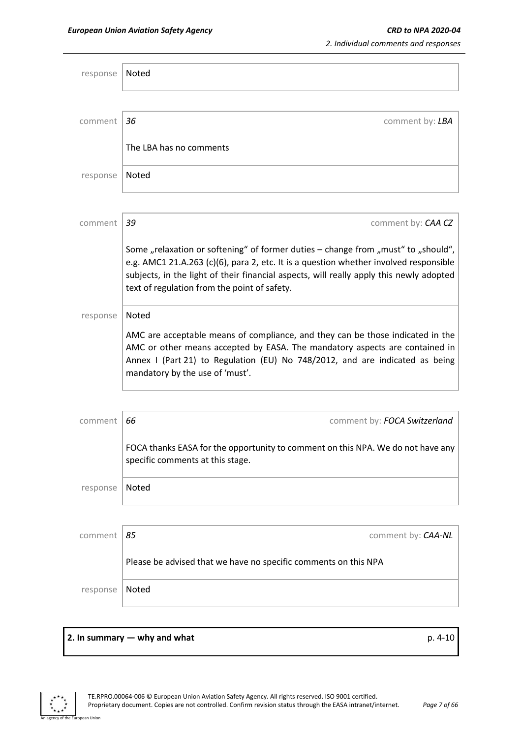| | |
|---|---|
| response | Noted |

| | | |
|---|---|---|
| comment | *36* | comment by: *LBA* |
| | The LBA has no comments | |
| response | Noted | |

| | | |
|---|---|---|
| comment | *39* | comment by: *CAA CZ* |
| | Some „relaxation or softening“ of former duties – change from „must“ to „should“, e.g. AMC1 21.A.263 (c)(6), para 2, etc. It is a question whether involved responsible subjects, in the light of their financial aspects, will really apply this newly adopted text of regulation from the point of safety. | |
| response | Noted<br><br>AMC are acceptable means of compliance, and they can be those indicated in the AMC or other means accepted by EASA. The mandatory aspects are contained in Annex I (Part 21) to Regulation (EU) No 748/2012, and are indicated as being mandatory by the use of 'must'. | |

| | | |
|---|---|---|
| comment | *66* | comment by: *FOCA Switzerland* |
| | FOCA thanks EASA for the opportunity to comment on this NPA. We do not have any specific comments at this stage. | |
| response | Noted | |

| | | |
|---|---|---|
| comment | *85* | comment by: *CAA-NL* |
| | Please be advised that we have no specific comments on this NPA | |
| response | Noted | |

**2. In summary — why and what** p. 4-10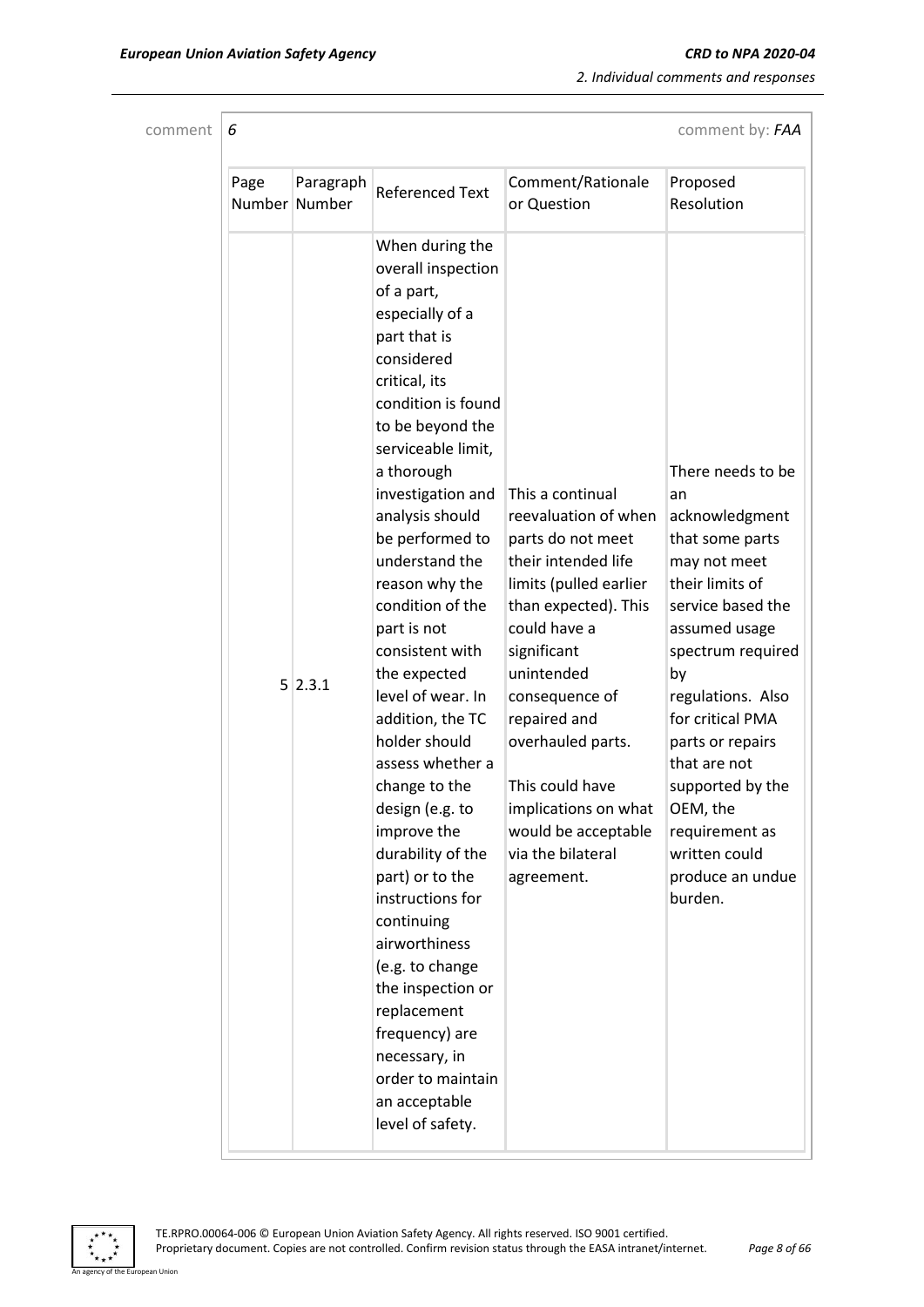comment 6 comment by: *FAA*

| Page Number | Paragraph Number | Referenced Text | Comment/Rationale or Question | Proposed Resolution |
|---|---|---|---|---|
| 5 | 2.3.1 | When during the overall inspection of a part, especially of a part that is considered critical, its condition is found to be beyond the serviceable limit, a thorough investigation and analysis should be performed to understand the reason why the condition of the part is not consistent with the expected level of wear. In addition, the TC holder should assess whether a change to the design (e.g. to improve the durability of the part) or to the instructions for continuing airworthiness (e.g. to change the inspection or replacement frequency) are necessary, in order to maintain an acceptable level of safety. | This a continual reevaluation of when parts do not meet their intended life limits (pulled earlier than expected). This could have a significant unintended consequence of repaired and overhauled parts.<br><br>This could have implications on what would be acceptable via the bilateral agreement. | There needs to be an acknowledgment that some parts may not meet their limits of service based the assumed usage spectrum required by regulations. Also for critical PMA parts or repairs that are not supported by the OEM, the requirement as written could produce an undue burden. |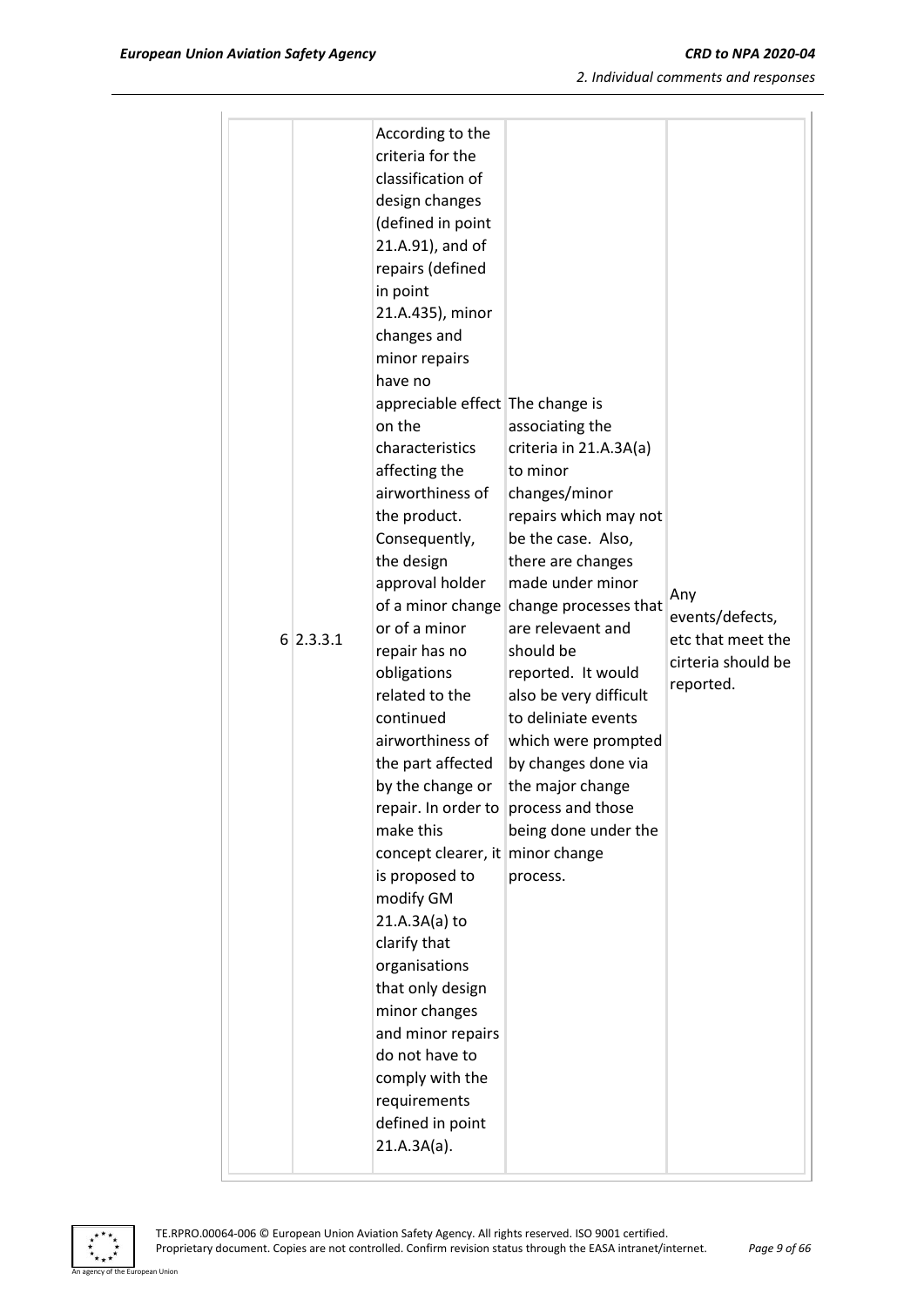| 6 | 2.3.3.1 | According to the criteria for the classification of design changes (defined in point 21.A.91), and of repairs (defined in point 21.A.435), minor changes and minor repairs have no appreciable effect on the characteristics affecting the airworthiness of the product. Consequently, the design approval holder of a minor change or of a minor repair has no obligations related to the continued airworthiness of the part affected by the change or repair. In order to make this concept clearer, it is proposed to modify GM 21.A.3A(a) to clarify that organisations that only design minor changes and minor repairs do not have to comply with the requirements defined in point 21.A.3A(a). | The change is associating the criteria in 21.A.3A(a) to minor changes/minor repairs which may not be the case. Also, there are changes made under minor change processes that are relevaent and should be reported. It would also be very difficult to deliniate events which were prompted by changes done via the major change process and those being done under the minor change process. | Any events/defects, etc that meet the cirteria should be reported. |
|---|---|---|---|---|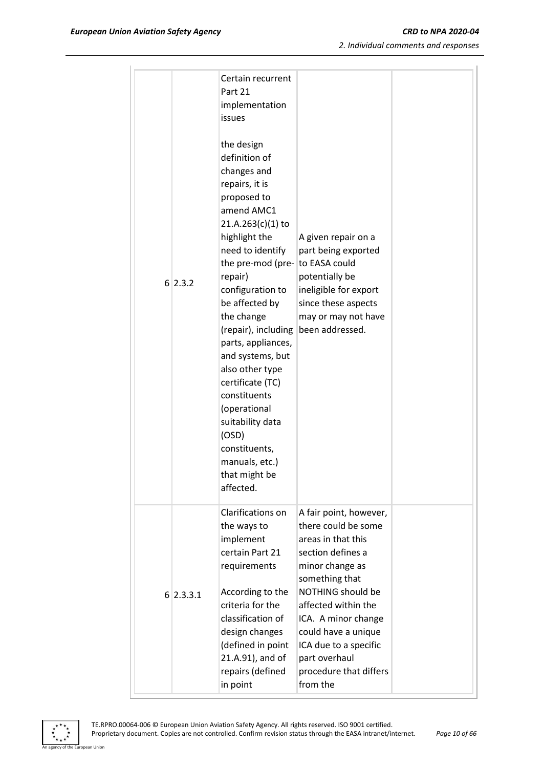| | | | | |
|---|---|---|---|---|
| 6 | 2.3.2 | Certain recurrent Part 21 implementation issues<br><br>the design definition of changes and repairs, it is proposed to amend AMC1 21.A.263(c)(1) to highlight the need to identify the pre-mod (pre-repair) configuration to be affected by the change (repair), including parts, appliances, and systems, but also other type certificate (TC) constituents (operational suitability data (OSD) constituents, manuals, etc.) that might be affected. | A given repair on a part being exported to EASA could potentially be ineligible for export since these aspects may or may not have been addressed. | |
| 6 | 2.3.3.1 | Clarifications on the ways to implement certain Part 21 requirements<br><br>According to the criteria for the classification of design changes (defined in point 21.A.91), and of repairs (defined in point | A fair point, however, there could be some areas in that this section defines a minor change as something that NOTHING should be affected within the ICA. A minor change could have a unique ICA due to a specific part overhaul procedure that differs from the | |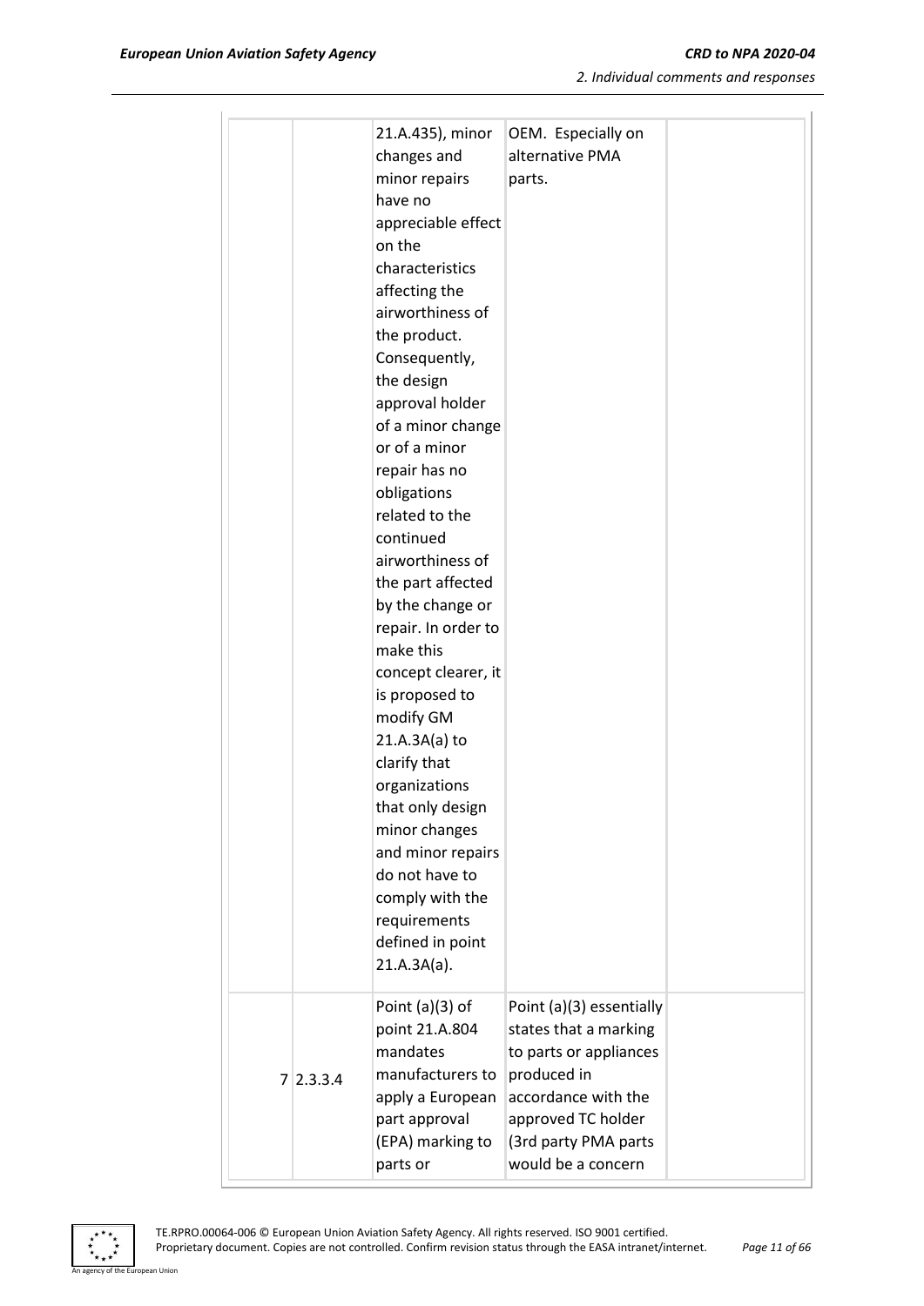|  |  | 21.A.435), minor changes and minor repairs have no appreciable effect on the characteristics affecting the airworthiness of the product. Consequently, the design approval holder of a minor change or of a minor repair has no obligations related to the continued airworthiness of the part affected by the change or repair. In order to make this concept clearer, it is proposed to modify GM 21.A.3A(a) to clarify that organizations that only design minor changes and minor repairs do not have to comply with the requirements defined in point 21.A.3A(a). | OEM. Especially on alternative PMA parts. |  |
|---|---|---|---|---|
| 7 | 2.3.3.4 | Point (a)(3) of point 21.A.804 mandates manufacturers to apply a European part approval (EPA) marking to parts or | Point (a)(3) essentially states that a marking to parts or appliances produced in accordance with the approved TC holder (3rd party PMA parts would be a concern |  |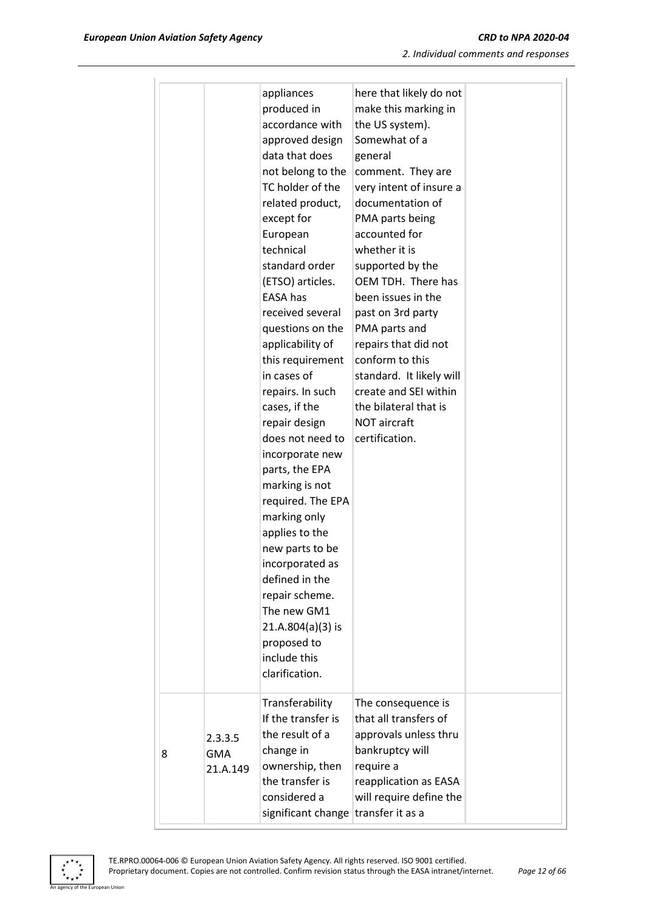| | | | | |
|---|---|---|---|---|
| | | appliances produced in accordance with approved design data that does not belong to the TC holder of the related product, except for European technical standard order (ETSO) articles. EASA has received several questions on the applicability of this requirement in cases of repairs. In such cases, if the repair design does not need to incorporate new parts, the EPA marking is not required. The EPA marking only applies to the new parts to be incorporated as defined in the repair scheme. The new GM1 21.A.804(a)(3) is proposed to include this clarification. | here that likely do not make this marking in the US system). Somewhat of a general comment. They are very intent of insure a documentation of PMA parts being accounted for whether it is supported by the OEM TDH. There has been issues in the past on 3rd party PMA parts and repairs that did not conform to this standard. It likely will create and SEI within the bilateral that is NOT aircraft certification. | |
| 8 | 2.3.3.5 GMA 21.A.149 | Transferability If the transfer is the result of a change in ownership, then the transfer is considered a significant change | The consequence is that all transfers of approvals unless thru bankruptcy will require a reapplication as EASA will require define the transfer it as a | |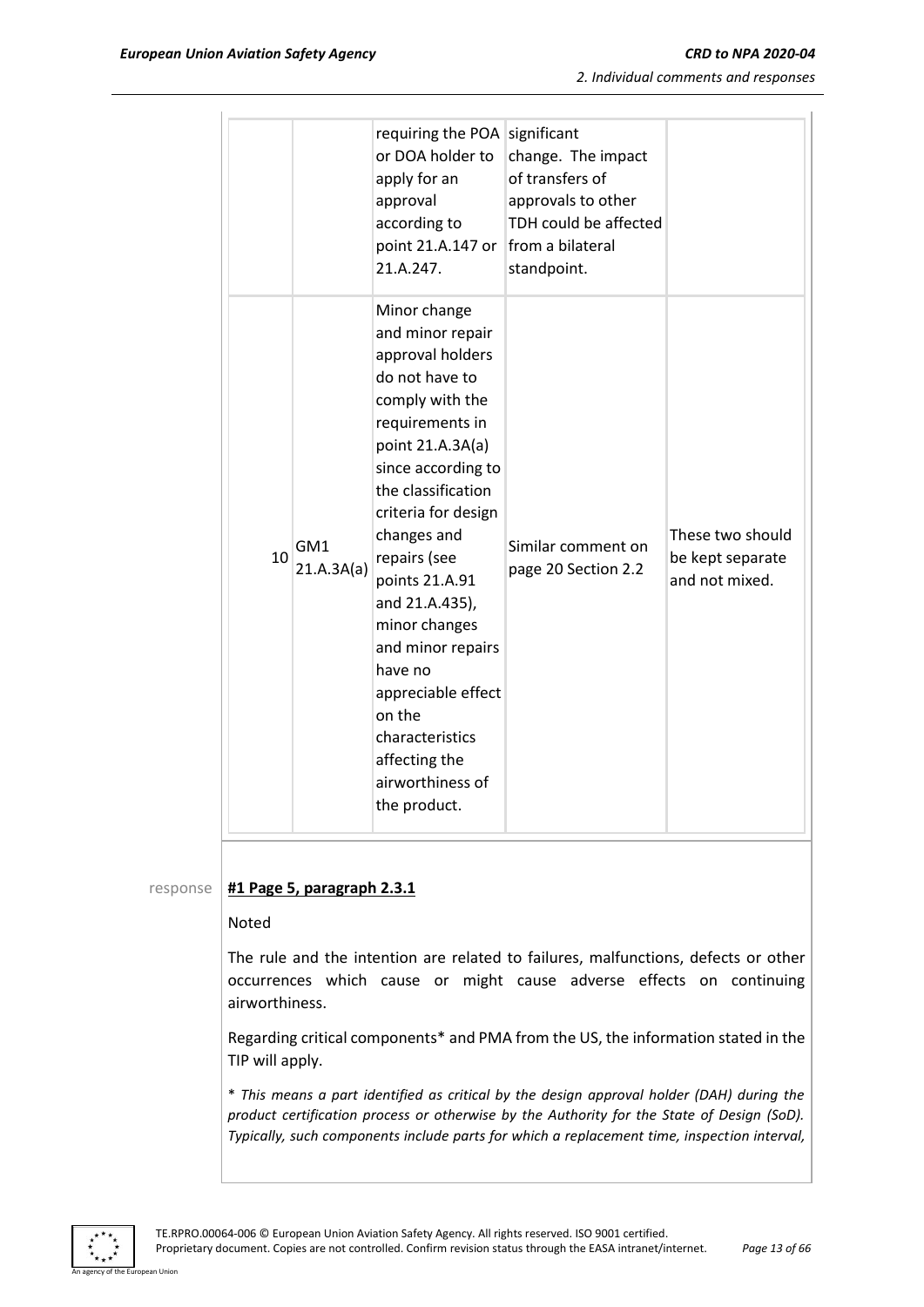| | | | | |
|---|---|---|---|---|
| | | requiring the POA or DOA holder to apply for an approval according to point 21.A.147 or 21.A.247. | significant change. The impact of transfers of approvals to other TDH could be affected from a bilateral standpoint. | |
| 10 | GM1 21.A.3A(a) | Minor change and minor repair approval holders do not have to comply with the requirements in point 21.A.3A(a) since according to the classification criteria for design changes and repairs (see points 21.A.91 and 21.A.435), minor changes and minor repairs have no appreciable effect on the characteristics affecting the airworthiness of the product. | Similar comment on page 20 Section 2.2 | These two should be kept separate and not mixed. |

response

**#1 Page 5, paragraph 2.3.1**

Noted

The rule and the intention are related to failures, malfunctions, defects or other occurrences which cause or might cause adverse effects on continuing airworthiness.

Regarding critical components* and PMA from the US, the information stated in the TIP will apply.

*\* This means a part identified as critical by the design approval holder (DAH) during the product certification process or otherwise by the Authority for the State of Design (SoD). Typically, such components include parts for which a replacement time, inspection interval,*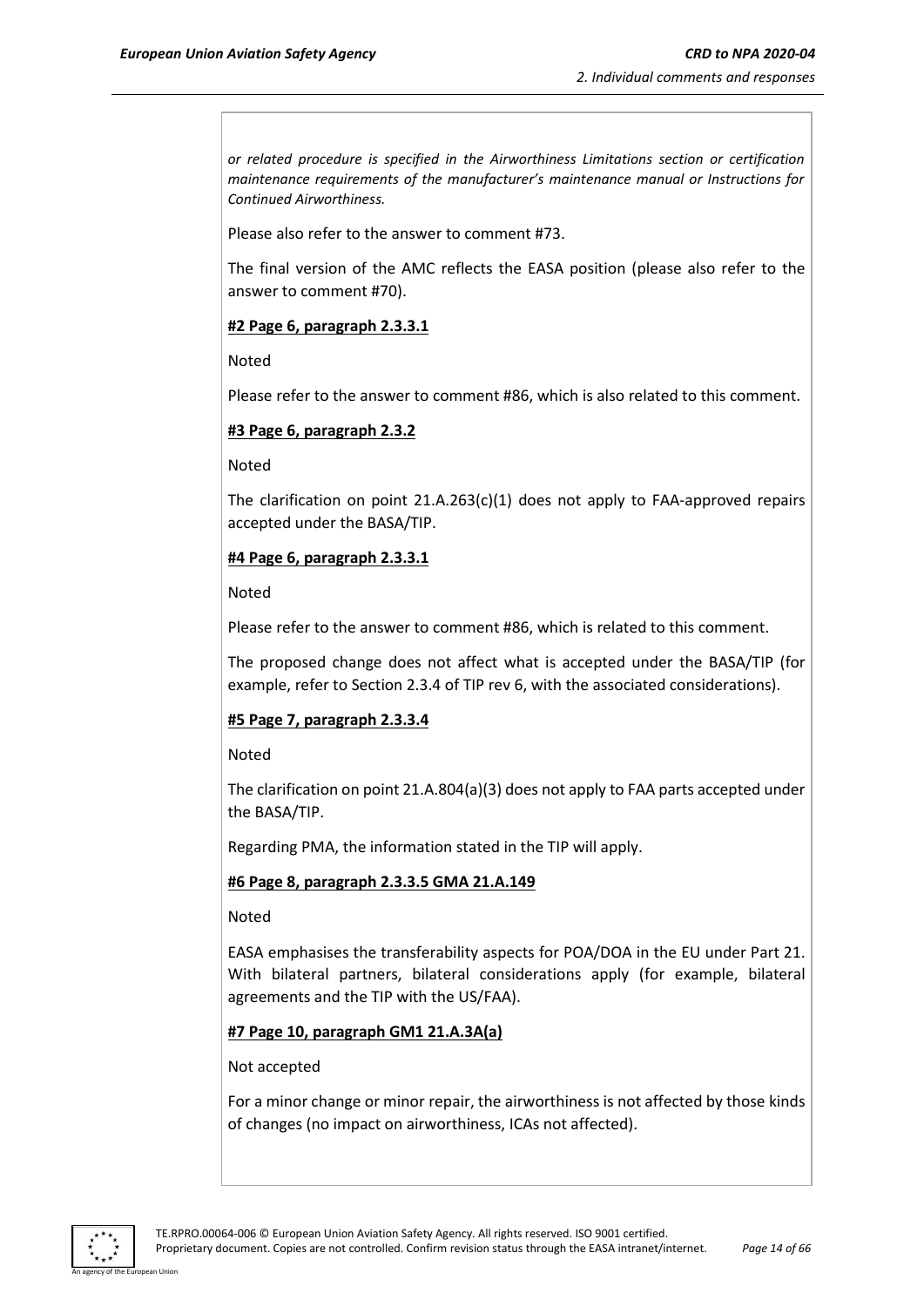*or related procedure is specified in the Airworthiness Limitations section or certification maintenance requirements of the manufacturer's maintenance manual or Instructions for Continued Airworthiness.*

Please also refer to the answer to comment #73.

The final version of the AMC reflects the EASA position (please also refer to the answer to comment #70).

**#2 Page 6, paragraph 2.3.3.1**

Noted

Please refer to the answer to comment #86, which is also related to this comment.

**#3 Page 6, paragraph 2.3.2**

Noted

The clarification on point 21.A.263(c)(1) does not apply to FAA-approved repairs accepted under the BASA/TIP.

**#4 Page 6, paragraph 2.3.3.1**

Noted

Please refer to the answer to comment #86, which is related to this comment.

The proposed change does not affect what is accepted under the BASA/TIP (for example, refer to Section 2.3.4 of TIP rev 6, with the associated considerations).

**#5 Page 7, paragraph 2.3.3.4**

Noted

The clarification on point 21.A.804(a)(3) does not apply to FAA parts accepted under the BASA/TIP.

Regarding PMA, the information stated in the TIP will apply.

**#6 Page 8, paragraph 2.3.3.5 GMA 21.A.149**

Noted

EASA emphasises the transferability aspects for POA/DOA in the EU under Part 21. With bilateral partners, bilateral considerations apply (for example, bilateral agreements and the TIP with the US/FAA).

**#7 Page 10, paragraph GM1 21.A.3A(a)**

Not accepted

For a minor change or minor repair, the airworthiness is not affected by those kinds of changes (no impact on airworthiness, ICAs not affected).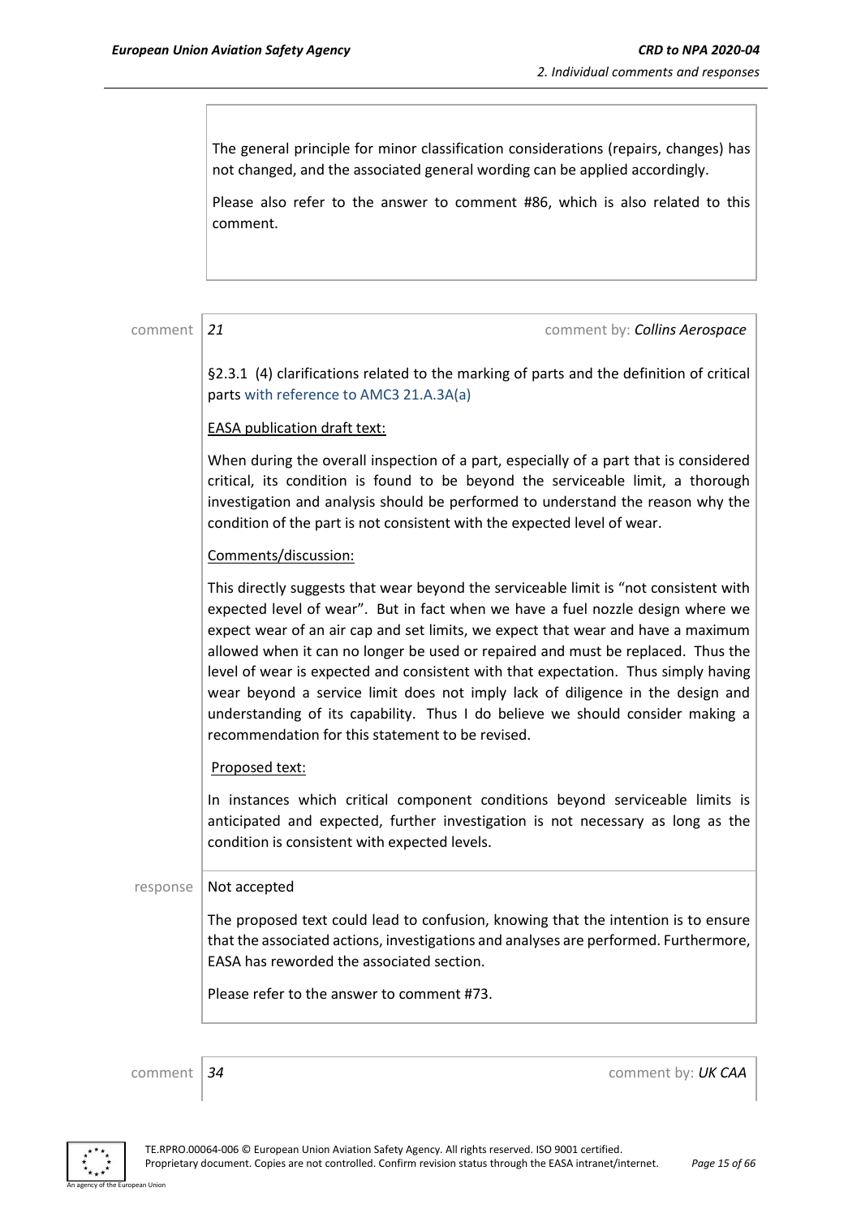The general principle for minor classification considerations (repairs, changes) has not changed, and the associated general wording can be applied accordingly.

Please also refer to the answer to comment #86, which is also related to this comment.

comment **21** comment by: ***Collins Aerospace***

§2.3.1 (4) clarifications related to the marking of parts and the definition of critical parts with reference to AMC3 21.A.3A(a)

EASA publication draft text:

When during the overall inspection of a part, especially of a part that is considered critical, its condition is found to be beyond the serviceable limit, a thorough investigation and analysis should be performed to understand the reason why the condition of the part is not consistent with the expected level of wear.

Comments/discussion:

This directly suggests that wear beyond the serviceable limit is "not consistent with expected level of wear". But in fact when we have a fuel nozzle design where we expect wear of an air cap and set limits, we expect that wear and have a maximum allowed when it can no longer be used or repaired and must be replaced. Thus the level of wear is expected and consistent with that expectation. Thus simply having wear beyond a service limit does not imply lack of diligence in the design and understanding of its capability. Thus I do believe we should consider making a recommendation for this statement to be revised.

Proposed text:

In instances which critical component conditions beyond serviceable limits is anticipated and expected, further investigation is not necessary as long as the condition is consistent with expected levels.

response Not accepted

The proposed text could lead to confusion, knowing that the intention is to ensure that the associated actions, investigations and analyses are performed. Furthermore, EASA has reworded the associated section.

Please refer to the answer to comment #73.

comment **34** comment by: ***UK CAA***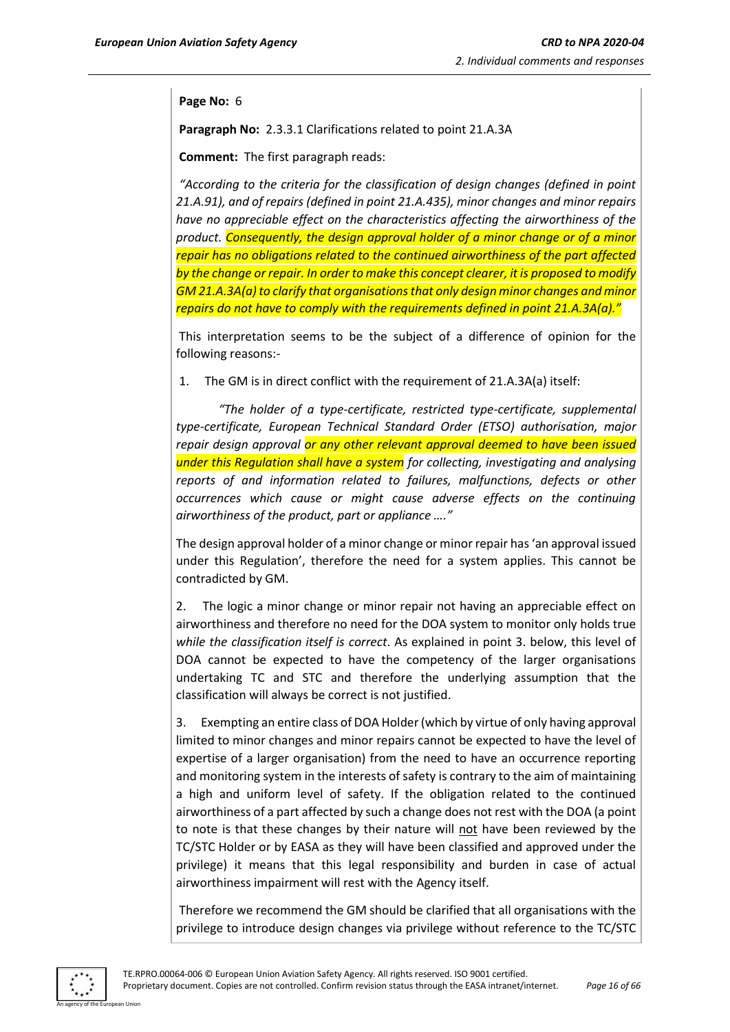**Page No:** 6

**Paragraph No:** 2.3.3.1 Clarifications related to point 21.A.3A

**Comment:** The first paragraph reads:

*"According to the criteria for the classification of design changes (defined in point 21.A.91), and of repairs (defined in point 21.A.435), minor changes and minor repairs have no appreciable effect on the characteristics affecting the airworthiness of the product. Consequently, the design approval holder of a minor change or of a minor repair has no obligations related to the continued airworthiness of the part affected by the change or repair. In order to make this concept clearer, it is proposed to modify GM 21.A.3A(a) to clarify that organisations that only design minor changes and minor repairs do not have to comply with the requirements defined in point 21.A.3A(a)."*

This interpretation seems to be the subject of a difference of opinion for the following reasons:-

1. The GM is in direct conflict with the requirement of 21.A.3A(a) itself:

   *"The holder of a type-certificate, restricted type-certificate, supplemental type-certificate, European Technical Standard Order (ETSO) authorisation, major repair design approval or any other relevant approval deemed to have been issued under this Regulation shall have a system for collecting, investigating and analysing reports of and information related to failures, malfunctions, defects or other occurrences which cause or might cause adverse effects on the continuing airworthiness of the product, part or appliance …."*

The design approval holder of a minor change or minor repair has 'an approval issued under this Regulation', therefore the need for a system applies. This cannot be contradicted by GM.

2. The logic a minor change or minor repair not having an appreciable effect on airworthiness and therefore no need for the DOA system to monitor only holds true *while the classification itself is correct*. As explained in point 3. below, this level of DOA cannot be expected to have the competency of the larger organisations undertaking TC and STC and therefore the underlying assumption that the classification will always be correct is not justified.

3. Exempting an entire class of DOA Holder (which by virtue of only having approval limited to minor changes and minor repairs cannot be expected to have the level of expertise of a larger organisation) from the need to have an occurrence reporting and monitoring system in the interests of safety is contrary to the aim of maintaining a high and uniform level of safety. If the obligation related to the continued airworthiness of a part affected by such a change does not rest with the DOA (a point to note is that these changes by their nature will <u>not</u> have been reviewed by the TC/STC Holder or by EASA as they will have been classified and approved under the privilege) it means that this legal responsibility and burden in case of actual airworthiness impairment will rest with the Agency itself.

Therefore we recommend the GM should be clarified that all organisations with the privilege to introduce design changes via privilege without reference to the TC/STC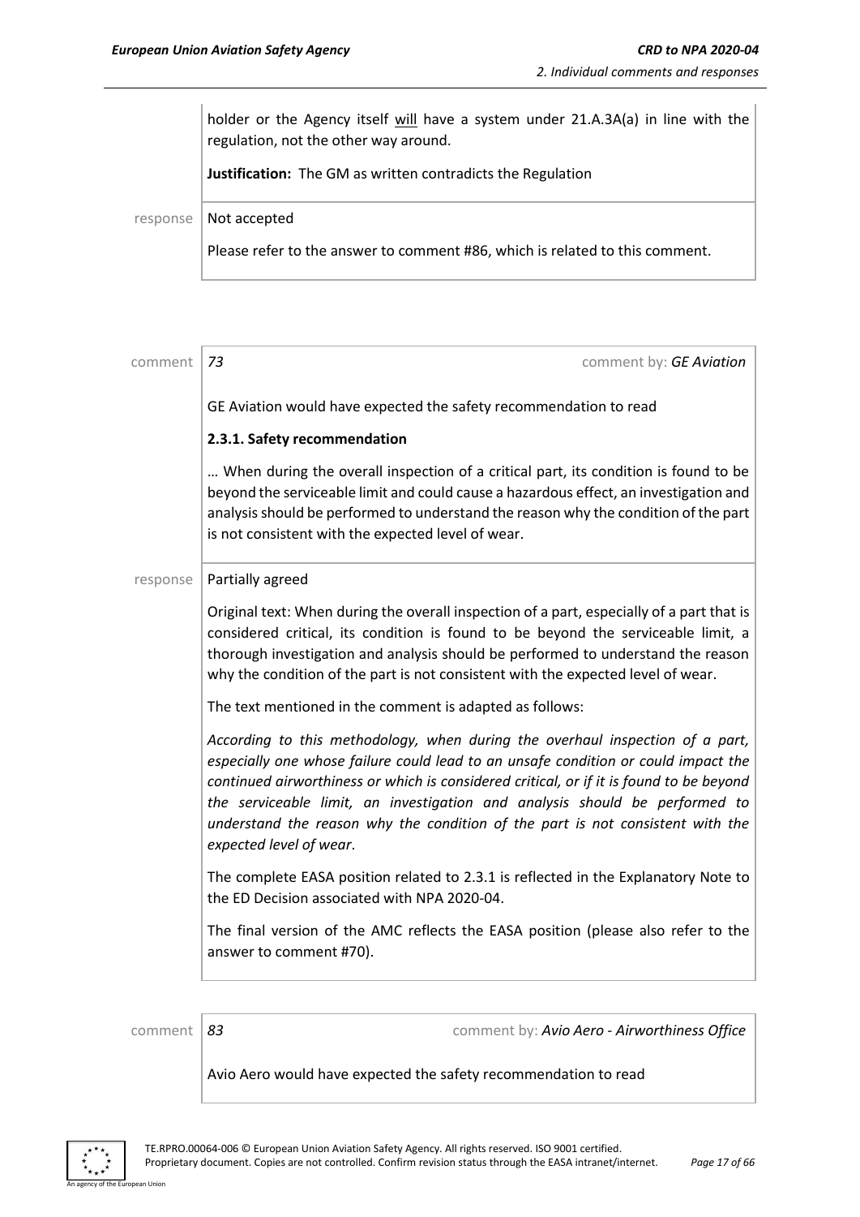holder or the Agency itself will have a system under 21.A.3A(a) in line with the regulation, not the other way around.

**Justification:** The GM as written contradicts the Regulation

response Not accepted

Please refer to the answer to comment #86, which is related to this comment.

comment *73* comment by: *GE Aviation*

GE Aviation would have expected the safety recommendation to read

**2.3.1. Safety recommendation**

… When during the overall inspection of a critical part, its condition is found to be beyond the serviceable limit and could cause a hazardous effect, an investigation and analysis should be performed to understand the reason why the condition of the part is not consistent with the expected level of wear.

response Partially agreed

Original text: When during the overall inspection of a part, especially of a part that is considered critical, its condition is found to be beyond the serviceable limit, a thorough investigation and analysis should be performed to understand the reason why the condition of the part is not consistent with the expected level of wear.

The text mentioned in the comment is adapted as follows:

*According to this methodology, when during the overhaul inspection of a part, especially one whose failure could lead to an unsafe condition or could impact the continued airworthiness or which is considered critical, or if it is found to be beyond the serviceable limit, an investigation and analysis should be performed to understand the reason why the condition of the part is not consistent with the expected level of wear*.

The complete EASA position related to 2.3.1 is reflected in the Explanatory Note to the ED Decision associated with NPA 2020-04.

The final version of the AMC reflects the EASA position (please also refer to the answer to comment #70).

comment *83* comment by: *Avio Aero - Airworthiness Office*

Avio Aero would have expected the safety recommendation to read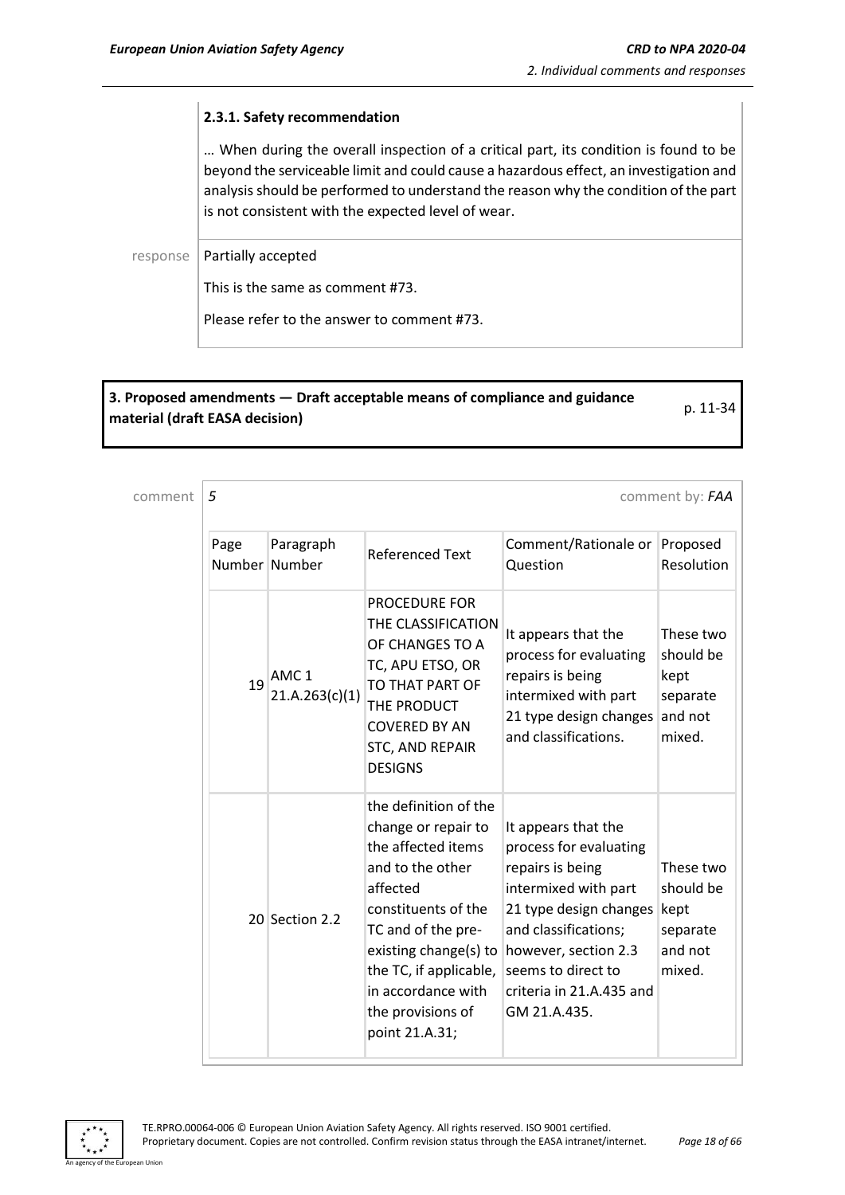**2.3.1. Safety recommendation**

… When during the overall inspection of a critical part, its condition is found to be beyond the serviceable limit and could cause a hazardous effect, an investigation and analysis should be performed to understand the reason why the condition of the part is not consistent with the expected level of wear.

response | Partially accepted

This is the same as comment #73.

Please refer to the answer to comment #73.

**3. Proposed amendments — Draft acceptable means of compliance and guidance material (draft EASA decision)** p. 11-34

comment | *5* comment by: *FAA*

| Page Number | Paragraph Number | Referenced Text | Comment/Rationale or Question | Proposed Resolution |
|---|---|---|---|---|
| 19 | AMC 1 21.A.263(c)(1) | PROCEDURE FOR THE CLASSIFICATION OF CHANGES TO A TC, APU ETSO, OR TO THAT PART OF THE PRODUCT COVERED BY AN STC, AND REPAIR DESIGNS | It appears that the process for evaluating repairs is being intermixed with part 21 type design changes and classifications. | These two should be kept separate and not mixed. |
| 20 | Section 2.2 | the definition of the change or repair to the affected items and to the other affected constituents of the TC and of the pre-existing change(s) to the TC, if applicable, in accordance with the provisions of point 21.A.31; | It appears that the process for evaluating repairs is being intermixed with part 21 type design changes and classifications; however, section 2.3 seems to direct to criteria in 21.A.435 and GM 21.A.435. | These two should be kept separate and not mixed. |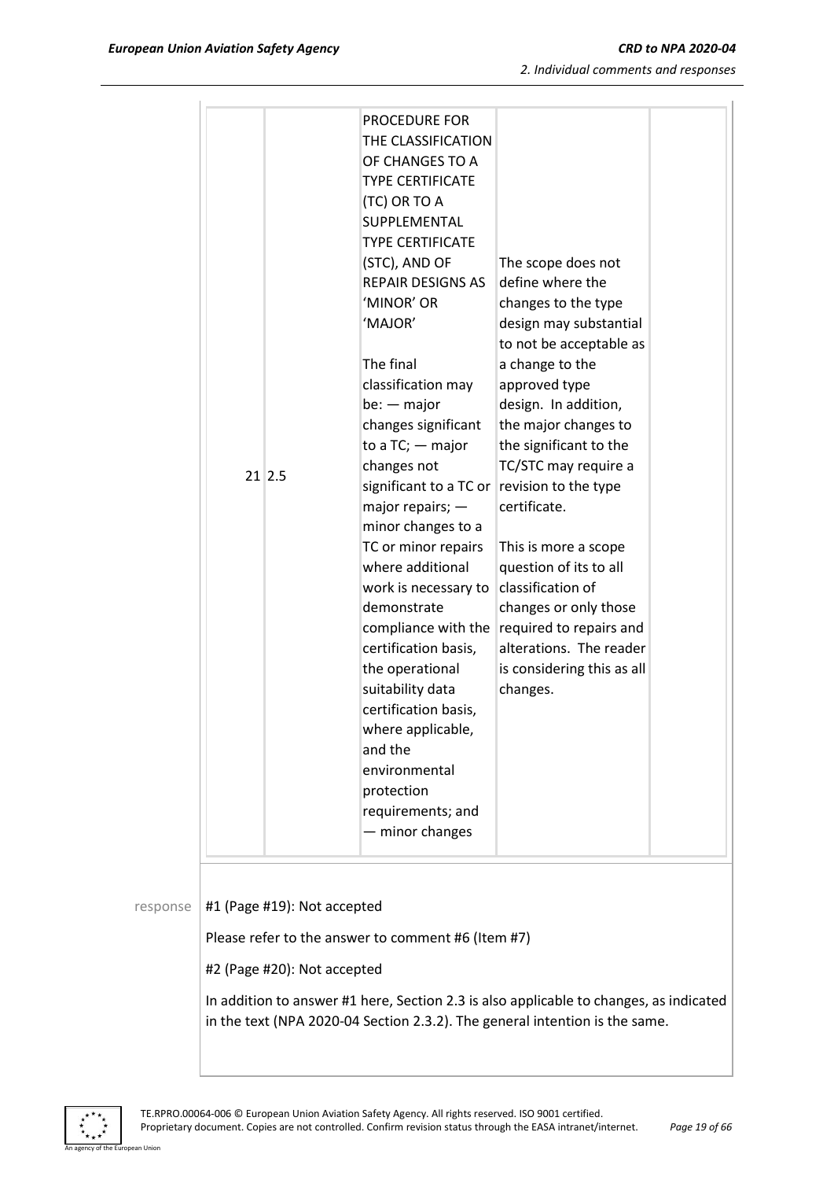| | | | | |
|---|---|---|---|---|
| 21 | 2.5 | PROCEDURE FOR THE CLASSIFICATION OF CHANGES TO A TYPE CERTIFICATE (TC) OR TO A SUPPLEMENTAL TYPE CERTIFICATE (STC), AND OF REPAIR DESIGNS AS 'MINOR' OR 'MAJOR'<br><br>The final classification may be: — major changes significant to a TC; — major changes not significant to a TC or major repairs; — minor changes to a TC or minor repairs where additional work is necessary to demonstrate compliance with the certification basis, the operational suitability data certification basis, where applicable, and the environmental protection requirements; and — minor changes | The scope does not define where the changes to the type design may substantial to not be acceptable as a change to the approved type design. In addition, the major changes to the significant to the TC/STC may require a revision to the type certificate.<br><br>This is more a scope question of its to all classification of changes or only those required to repairs and alterations. The reader is considering this as all changes. | |

response

#1 (Page #19): Not accepted

Please refer to the answer to comment #6 (Item #7)

#2 (Page #20): Not accepted

In addition to answer #1 here, Section 2.3 is also applicable to changes, as indicated in the text (NPA 2020-04 Section 2.3.2). The general intention is the same.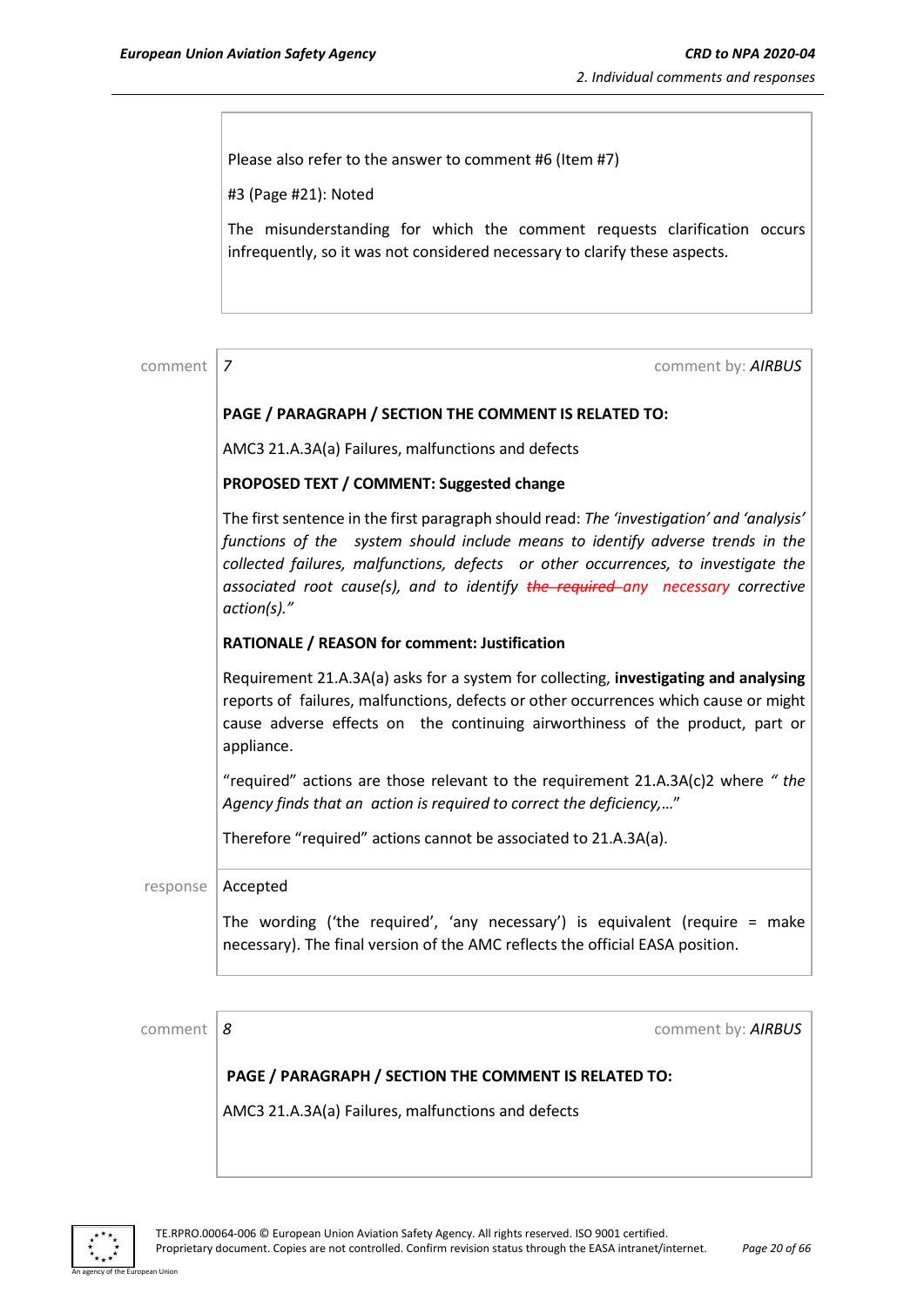Please also refer to the answer to comment #6 (Item #7)

#3 (Page #21): Noted

The misunderstanding for which the comment requests clarification occurs infrequently, so it was not considered necessary to clarify these aspects.

comment | *7* | comment by: ***AIRBUS***

**PAGE / PARAGRAPH / SECTION THE COMMENT IS RELATED TO:**

AMC3 21.A.3A(a) Failures, malfunctions and defects

**PROPOSED TEXT / COMMENT: Suggested change**

The first sentence in the first paragraph should read: *The 'investigation' and 'analysis' functions of the system should include means to identify adverse trends in the collected failures, malfunctions, defects or other occurrences, to investigate the associated root cause(s), and to identify ~~the required~~ any necessary corrective action(s)."*

**RATIONALE / REASON for comment: Justification**

Requirement 21.A.3A(a) asks for a system for collecting, **investigating and analysing** reports of failures, malfunctions, defects or other occurrences which cause or might cause adverse effects on the continuing airworthiness of the product, part or appliance.

"required" actions are those relevant to the requirement 21.A.3A(c)2 where *" the Agency finds that an action is required to correct the deficiency,…*"

Therefore "required" actions cannot be associated to 21.A.3A(a).

response | Accepted

The wording ('the required', 'any necessary') is equivalent (require = make necessary). The final version of the AMC reflects the official EASA position.

comment | *8* | comment by: ***AIRBUS***

**PAGE / PARAGRAPH / SECTION THE COMMENT IS RELATED TO:**

AMC3 21.A.3A(a) Failures, malfunctions and defects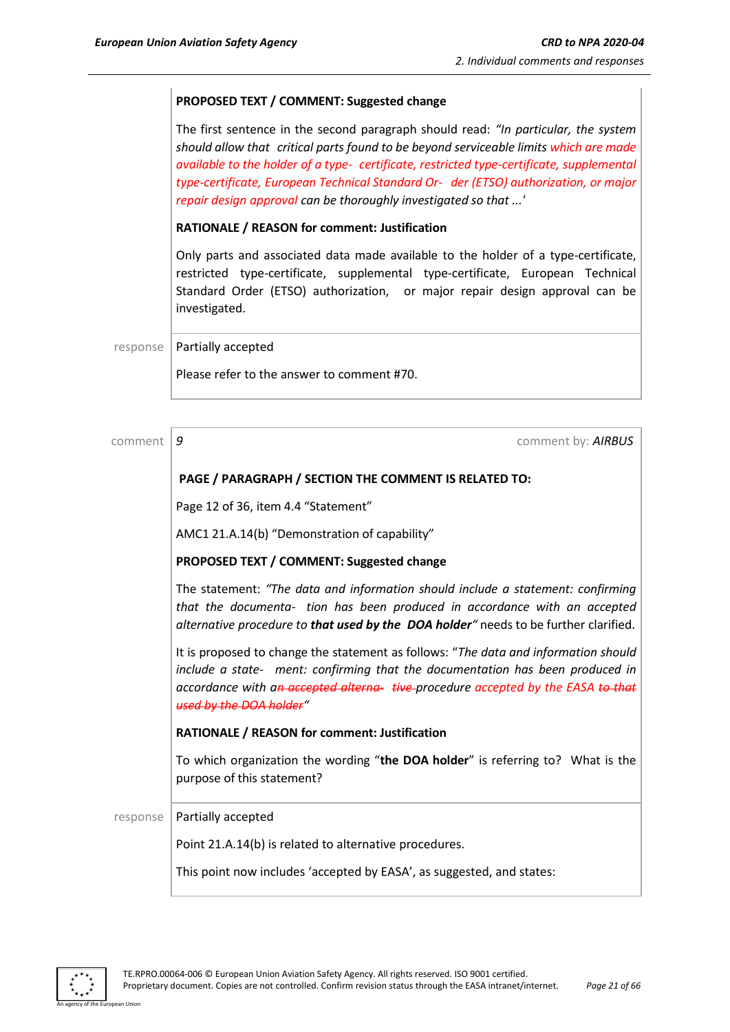**PROPOSED TEXT / COMMENT: Suggested change**

The first sentence in the second paragraph should read: *"In particular, the system should allow that critical parts found to be beyond serviceable limits which are made available to the holder of a type-certificate, restricted type-certificate, supplemental type-certificate, European Technical Standard Order (ETSO) authorization, or major repair design approval can be thoroughly investigated so that ...'*

**RATIONALE / REASON for comment: Justification**

Only parts and associated data made available to the holder of a type-certificate, restricted type-certificate, supplemental type-certificate, European Technical Standard Order (ETSO) authorization, or major repair design approval can be investigated.

response

Partially accepted

Please refer to the answer to comment #70.

---

comment *9* comment by: ***AIRBUS***

**PAGE / PARAGRAPH / SECTION THE COMMENT IS RELATED TO:**

Page 12 of 36, item 4.4 "Statement"

AMC1 21.A.14(b) "Demonstration of capability"

**PROPOSED TEXT / COMMENT: Suggested change**

The statement: *"The data and information should include a statement: confirming that the documentation has been produced in accordance with an accepted alternative procedure to* ***that used by the DOA holder****"* needs to be further clarified.

It is proposed to change the statement as follows: "*The data and information should include a statement: confirming that the documentation has been produced in accordance with a~~n accepted alternative~~ procedure accepted by the EASA ~~to that used by the DOA holder~~"*

**RATIONALE / REASON for comment: Justification**

To which organization the wording "**the DOA holder**" is referring to? What is the purpose of this statement?

response

Partially accepted

Point 21.A.14(b) is related to alternative procedures.

This point now includes 'accepted by EASA', as suggested, and states: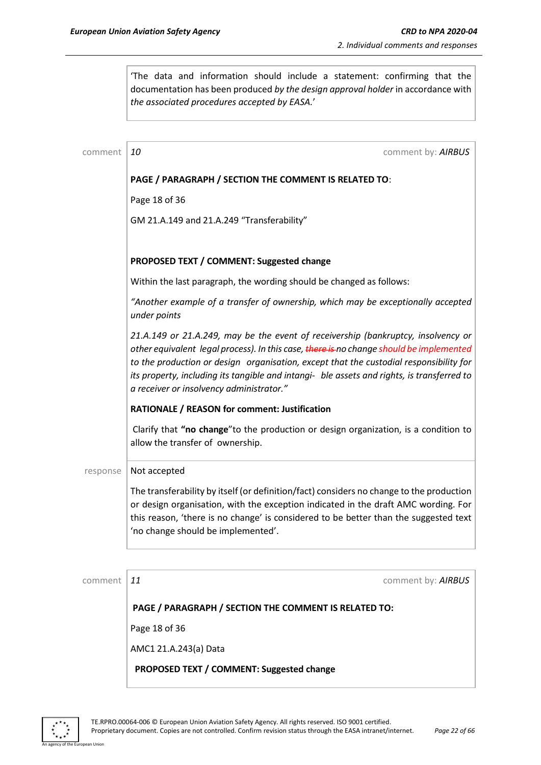'The data and information should include a statement: confirming that the documentation has been produced *by the design approval holder* in accordance with *the associated procedures accepted by EASA.*'

comment | *10* | comment by: ***AIRBUS***

**PAGE / PARAGRAPH / SECTION THE COMMENT IS RELATED TO**:

Page 18 of 36

GM 21.A.149 and 21.A.249 "Transferability"

**PROPOSED TEXT / COMMENT: Suggested change**

Within the last paragraph, the wording should be changed as follows:

*"Another example of a transfer of ownership, which may be exceptionally accepted under points*

*21.A.149 or 21.A.249, may be the event of receivership (bankruptcy, insolvency or other equivalent legal process). In this case, ~~there is~~ no change should be implemented to the production or design organisation, except that the custodial responsibility for its property, including its tangible and intangi- ble assets and rights, is transferred to a receiver or insolvency administrator."*

**RATIONALE / REASON for comment: Justification**

Clarify that **"no change**"to the production or design organization, is a condition to allow the transfer of ownership.

response | Not accepted

The transferability by itself (or definition/fact) considers no change to the production or design organisation, with the exception indicated in the draft AMC wording. For this reason, 'there is no change' is considered to be better than the suggested text 'no change should be implemented'.

comment | *11* | comment by: ***AIRBUS***

**PAGE / PARAGRAPH / SECTION THE COMMENT IS RELATED TO:**

Page 18 of 36

AMC1 21.A.243(a) Data

**PROPOSED TEXT / COMMENT: Suggested change**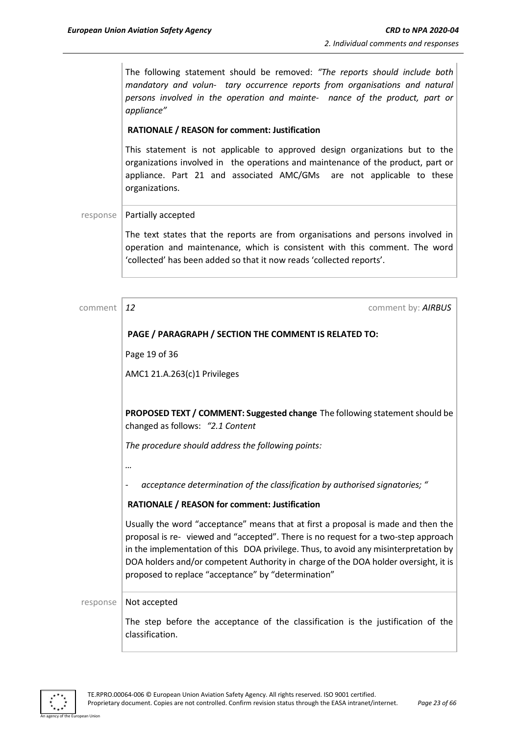The following statement should be removed: *"The reports should include both mandatory and volun- tary occurrence reports from organisations and natural persons involved in the operation and mainte- nance of the product, part or appliance"*

**RATIONALE / REASON for comment: Justification**

This statement is not applicable to approved design organizations but to the organizations involved in the operations and maintenance of the product, part or appliance. Part 21 and associated AMC/GMs are not applicable to these organizations.

response | Partially accepted

The text states that the reports are from organisations and persons involved in operation and maintenance, which is consistent with this comment. The word 'collected' has been added so that it now reads 'collected reports'.

---

comment | *12* | comment by: *AIRBUS*

**PAGE / PARAGRAPH / SECTION THE COMMENT IS RELATED TO:**

Page 19 of 36

AMC1 21.A.263(c)1 Privileges

**PROPOSED TEXT / COMMENT: Suggested change** The following statement should be changed as follows: *"2.1 Content*

*The procedure should address the following points:*

*…*

- *acceptance determination of the classification by authorised signatories; "*

**RATIONALE / REASON for comment: Justification**

Usually the word "acceptance" means that at first a proposal is made and then the proposal is re- viewed and "accepted". There is no request for a two-step approach in the implementation of this DOA privilege. Thus, to avoid any misinterpretation by DOA holders and/or competent Authority in charge of the DOA holder oversight, it is proposed to replace "acceptance" by "determination"

response | Not accepted

The step before the acceptance of the classification is the justification of the classification.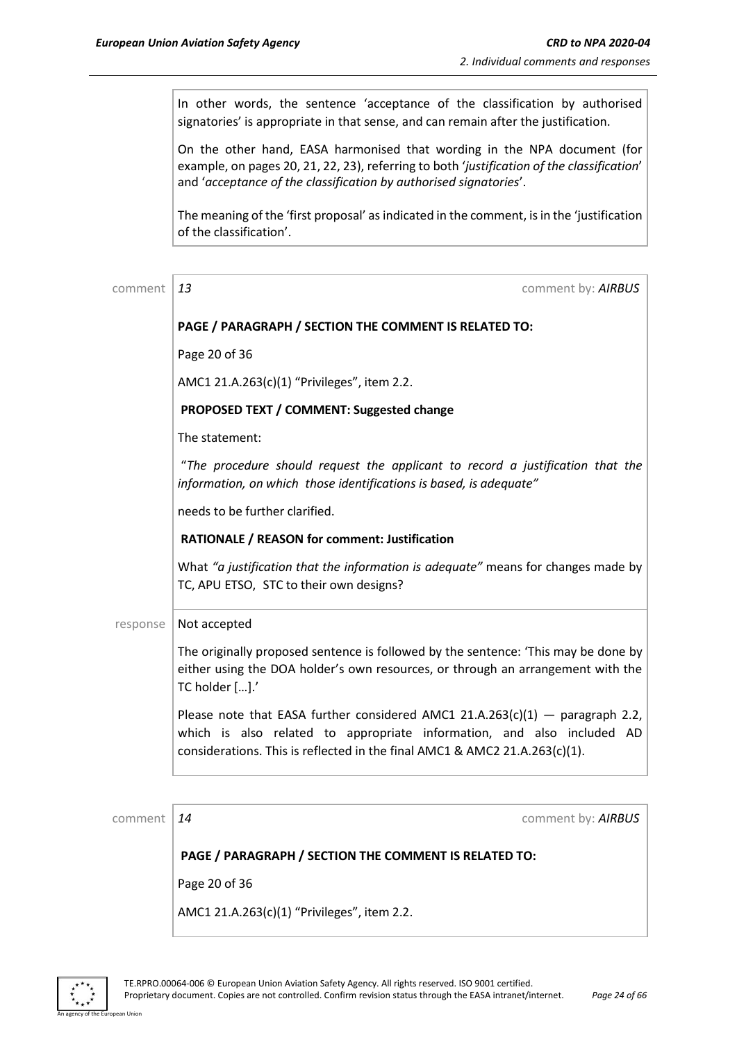In other words, the sentence 'acceptance of the classification by authorised signatories' is appropriate in that sense, and can remain after the justification.

On the other hand, EASA harmonised that wording in the NPA document (for example, on pages 20, 21, 22, 23), referring to both '*justification of the classification*' and '*acceptance of the classification by authorised signatories*'.

The meaning of the 'first proposal' as indicated in the comment, is in the 'justification of the classification'.

comment *13* comment by: ***AIRBUS***

**PAGE / PARAGRAPH / SECTION THE COMMENT IS RELATED TO:**

Page 20 of 36

AMC1 21.A.263(c)(1) "Privileges", item 2.2.

**PROPOSED TEXT / COMMENT: Suggested change**

The statement:

"*The procedure should request the applicant to record a justification that the information, on which those identifications is based, is adequate"*

needs to be further clarified.

**RATIONALE / REASON for comment: Justification**

What *"a justification that the information is adequate"* means for changes made by TC, APU ETSO, STC to their own designs?

response Not accepted

The originally proposed sentence is followed by the sentence: 'This may be done by either using the DOA holder's own resources, or through an arrangement with the TC holder […].'

Please note that EASA further considered AMC1 21.A.263(c)(1) — paragraph 2.2, which is also related to appropriate information, and also included AD considerations. This is reflected in the final AMC1 & AMC2 21.A.263(c)(1).

comment *14* comment by: ***AIRBUS***

**PAGE / PARAGRAPH / SECTION THE COMMENT IS RELATED TO:**

Page 20 of 36

AMC1 21.A.263(c)(1) "Privileges", item 2.2.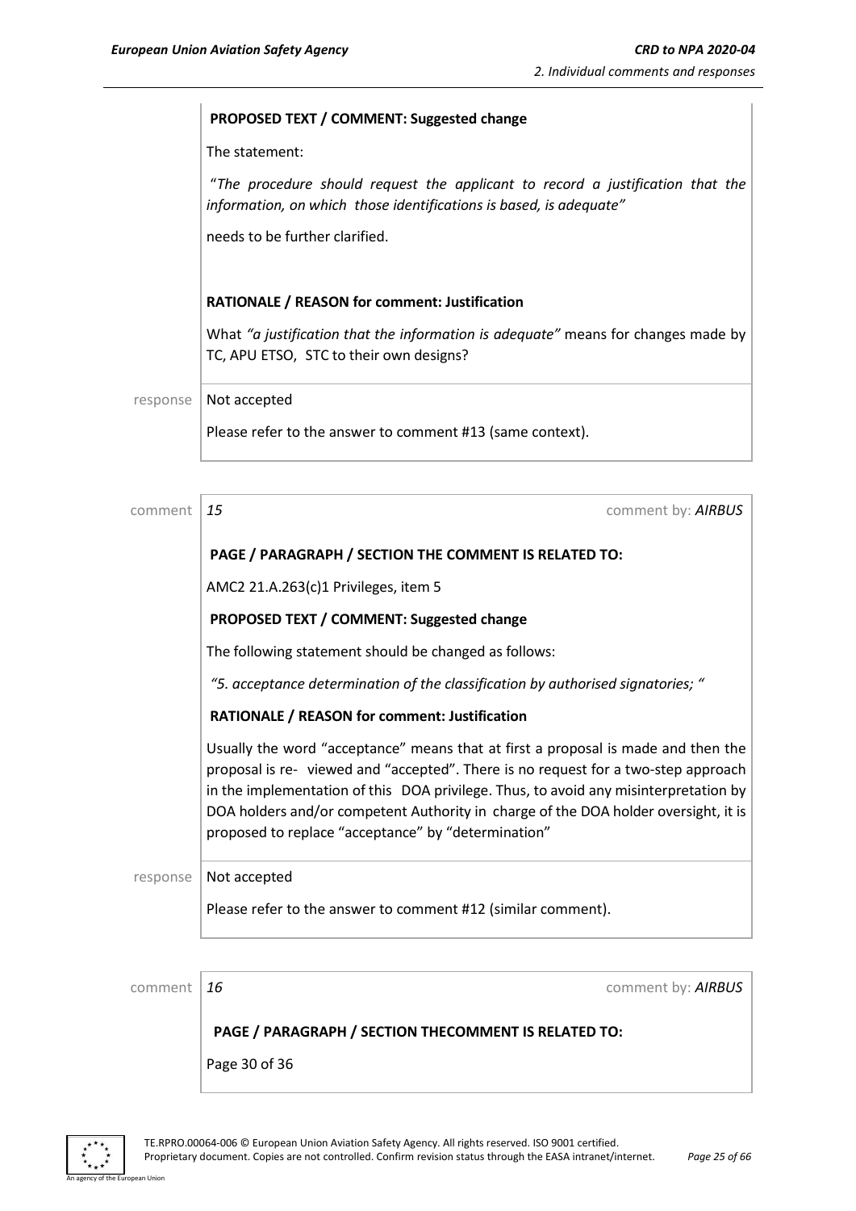**PROPOSED TEXT / COMMENT: Suggested change**

The statement:

"*The procedure should request the applicant to record a justification that the information, on which those identifications is based, is adequate"*

needs to be further clarified.

**RATIONALE / REASON for comment: Justification**

What *"a justification that the information is adequate"* means for changes made by TC, APU ETSO, STC to their own designs?

response | Not accepted

Please refer to the answer to comment #13 (same context).

---

comment | *15* | comment by: ***AIRBUS***

**PAGE / PARAGRAPH / SECTION THE COMMENT IS RELATED TO:**

AMC2 21.A.263(c)1 Privileges, item 5

**PROPOSED TEXT / COMMENT: Suggested change**

The following statement should be changed as follows:

*"5. acceptance determination of the classification by authorised signatories; "*

**RATIONALE / REASON for comment: Justification**

Usually the word "acceptance" means that at first a proposal is made and then the proposal is re- viewed and "accepted". There is no request for a two-step approach in the implementation of this DOA privilege. Thus, to avoid any misinterpretation by DOA holders and/or competent Authority in charge of the DOA holder oversight, it is proposed to replace "acceptance" by "determination"

response | Not accepted

Please refer to the answer to comment #12 (similar comment).

---

comment | *16* | comment by: ***AIRBUS***

**PAGE / PARAGRAPH / SECTION THECOMMENT IS RELATED TO:**

Page 30 of 36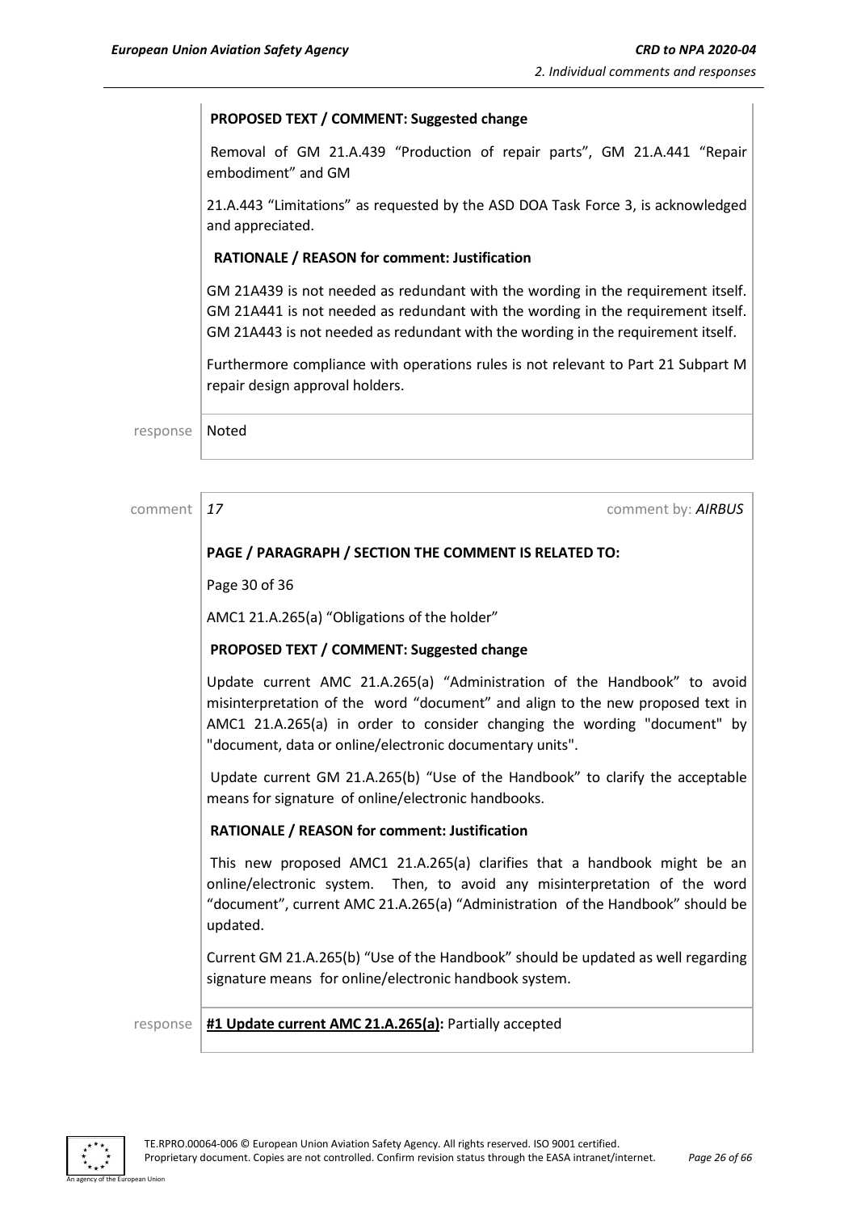**PROPOSED TEXT / COMMENT: Suggested change**

Removal of GM 21.A.439 "Production of repair parts", GM 21.A.441 "Repair embodiment" and GM

21.A.443 "Limitations" as requested by the ASD DOA Task Force 3, is acknowledged and appreciated.

**RATIONALE / REASON for comment: Justification**

GM 21A439 is not needed as redundant with the wording in the requirement itself. GM 21A441 is not needed as redundant with the wording in the requirement itself. GM 21A443 is not needed as redundant with the wording in the requirement itself.

Furthermore compliance with operations rules is not relevant to Part 21 Subpart M repair design approval holders.

response Noted

---

comment *17* comment by: ***AIRBUS***

**PAGE / PARAGRAPH / SECTION THE COMMENT IS RELATED TO:**

Page 30 of 36

AMC1 21.A.265(a) "Obligations of the holder"

**PROPOSED TEXT / COMMENT: Suggested change**

Update current AMC 21.A.265(a) "Administration of the Handbook" to avoid misinterpretation of the word "document" and align to the new proposed text in AMC1 21.A.265(a) in order to consider changing the wording "document" by "document, data or online/electronic documentary units".

Update current GM 21.A.265(b) "Use of the Handbook" to clarify the acceptable means for signature of online/electronic handbooks.

**RATIONALE / REASON for comment: Justification**

This new proposed AMC1 21.A.265(a) clarifies that a handbook might be an online/electronic system. Then, to avoid any misinterpretation of the word "document", current AMC 21.A.265(a) "Administration of the Handbook" should be updated.

Current GM 21.A.265(b) "Use of the Handbook" should be updated as well regarding signature means for online/electronic handbook system.

response **#1 Update current AMC 21.A.265(a):** Partially accepted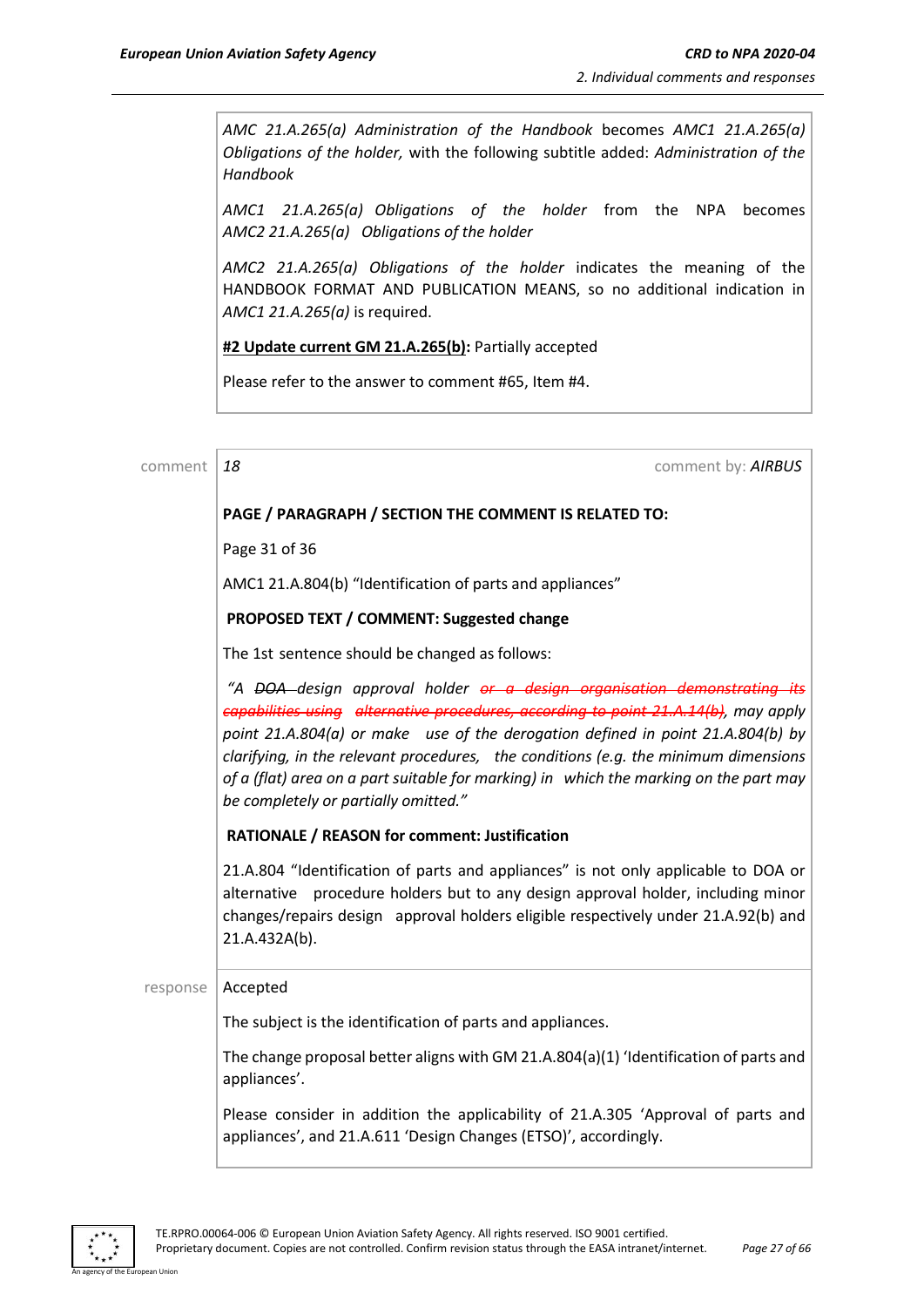*AMC 21.A.265(a) Administration of the Handbook* becomes *AMC1 21.A.265(a) Obligations of the holder,* with the following subtitle added: *Administration of the Handbook*

*AMC1 21.A.265(a) Obligations of the holder* from the NPA becomes *AMC2 21.A.265(a) Obligations of the holder*

*AMC2 21.A.265(a) Obligations of the holder* indicates the meaning of the HANDBOOK FORMAT AND PUBLICATION MEANS, so no additional indication in *AMC1 21.A.265(a)* is required.

**#2 Update current GM 21.A.265(b):** Partially accepted

Please refer to the answer to comment #65, Item #4.

---

comment *18* comment by: ***AIRBUS***

**PAGE / PARAGRAPH / SECTION THE COMMENT IS RELATED TO:**

Page 31 of 36

AMC1 21.A.804(b) "Identification of parts and appliances"

**PROPOSED TEXT / COMMENT: Suggested change**

The 1st sentence should be changed as follows:

*"A ~~DOA~~ design approval holder ~~or a design organisation demonstrating its capabilities using alternative procedures, according to point 21.A.14(b)~~, may apply point 21.A.804(a) or make use of the derogation defined in point 21.A.804(b) by clarifying, in the relevant procedures, the conditions (e.g. the minimum dimensions of a (flat) area on a part suitable for marking) in which the marking on the part may be completely or partially omitted."*

**RATIONALE / REASON for comment: Justification**

21.A.804 "Identification of parts and appliances" is not only applicable to DOA or alternative procedure holders but to any design approval holder, including minor changes/repairs design approval holders eligible respectively under 21.A.92(b) and 21.A.432A(b).

response Accepted

The subject is the identification of parts and appliances.

The change proposal better aligns with GM 21.A.804(a)(1) 'Identification of parts and appliances'.

Please consider in addition the applicability of 21.A.305 'Approval of parts and appliances', and 21.A.611 'Design Changes (ETSO)', accordingly.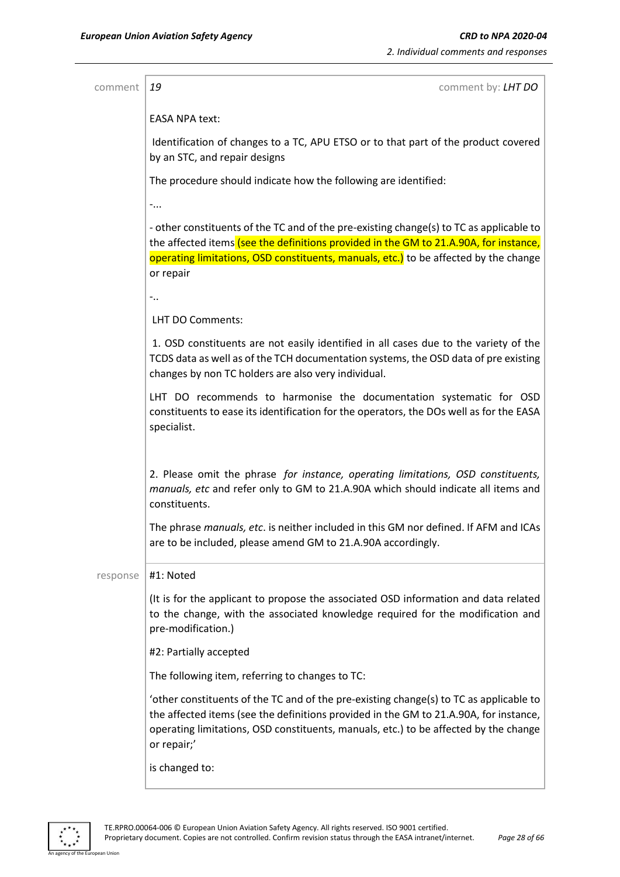comment 19 comment by: *LHT DO*

EASA NPA text:

Identification of changes to a TC, APU ETSO or to that part of the product covered by an STC, and repair designs

The procedure should indicate how the following are identified:

-...

- other constituents of the TC and of the pre-existing change(s) to TC as applicable to the affected items (see the definitions provided in the GM to 21.A.90A, for instance, operating limitations, OSD constituents, manuals, etc.) to be affected by the change or repair

-..

LHT DO Comments:

1. OSD constituents are not easily identified in all cases due to the variety of the TCDS data as well as of the TCH documentation systems, the OSD data of pre existing changes by non TC holders are also very individual.

LHT DO recommends to harmonise the documentation systematic for OSD constituents to ease its identification for the operators, the DOs well as for the EASA specialist.

2. Please omit the phrase *for instance, operating limitations, OSD constituents, manuals, etc* and refer only to GM to 21.A.90A which should indicate all items and constituents.

The phrase *manuals, etc*. is neither included in this GM nor defined. If AFM and ICAs are to be included, please amend GM to 21.A.90A accordingly.

response #1: Noted

(It is for the applicant to propose the associated OSD information and data related to the change, with the associated knowledge required for the modification and pre-modification.)

#2: Partially accepted

The following item, referring to changes to TC:

'other constituents of the TC and of the pre-existing change(s) to TC as applicable to the affected items (see the definitions provided in the GM to 21.A.90A, for instance, operating limitations, OSD constituents, manuals, etc.) to be affected by the change or repair;'

is changed to: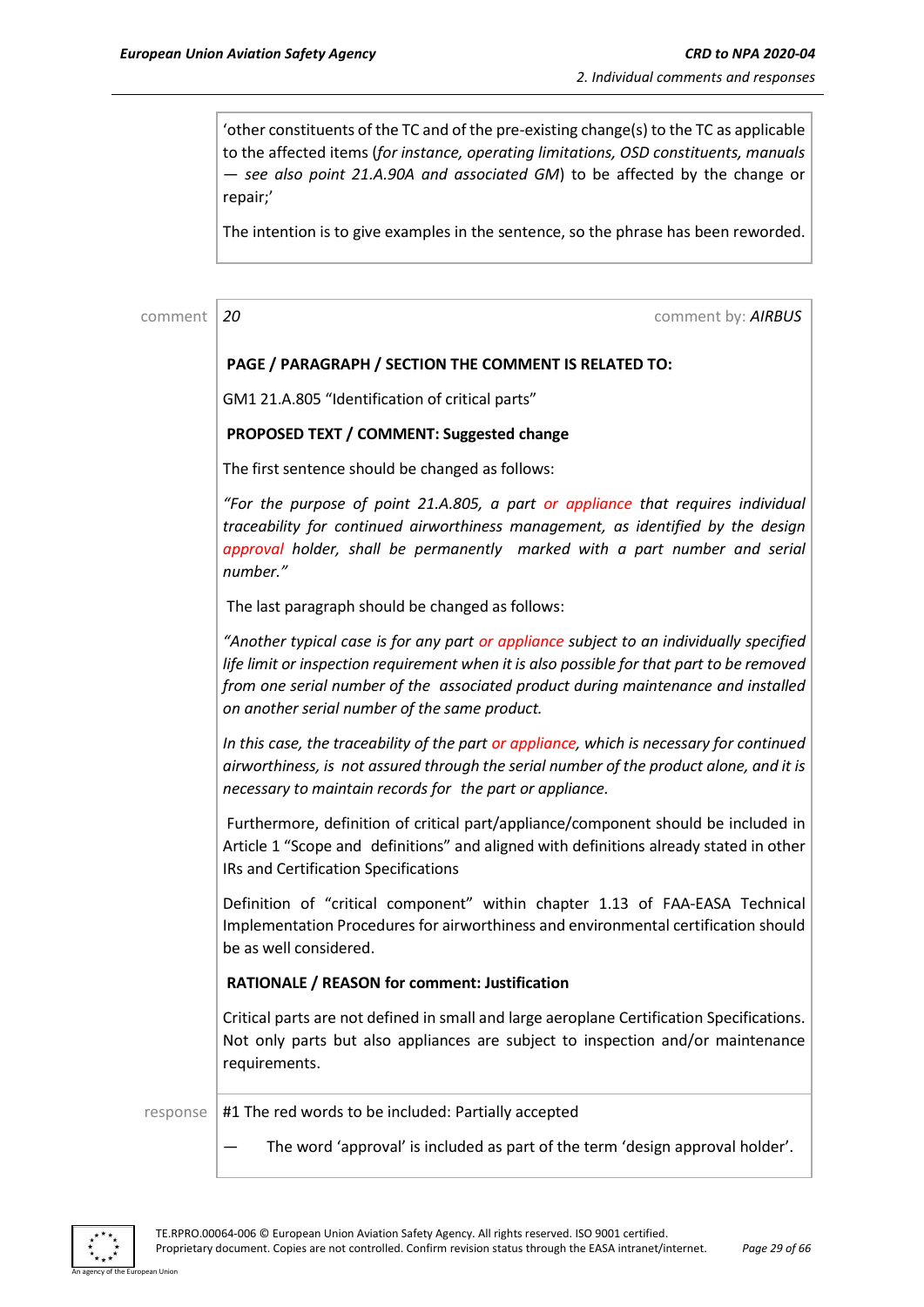'other constituents of the TC and of the pre-existing change(s) to the TC as applicable to the affected items (*for instance, operating limitations, OSD constituents, manuals — see also point 21.A.90A and associated GM*) to be affected by the change or repair;'

The intention is to give examples in the sentence, so the phrase has been reworded.

comment | *20* | comment by: *AIRBUS*

**PAGE / PARAGRAPH / SECTION THE COMMENT IS RELATED TO:**

GM1 21.A.805 "Identification of critical parts"

**PROPOSED TEXT / COMMENT: Suggested change**

The first sentence should be changed as follows:

*"For the purpose of point 21.A.805, a part or appliance that requires individual traceability for continued airworthiness management, as identified by the design approval holder, shall be permanently marked with a part number and serial number."*

The last paragraph should be changed as follows:

*"Another typical case is for any part or appliance subject to an individually specified life limit or inspection requirement when it is also possible for that part to be removed from one serial number of the associated product during maintenance and installed on another serial number of the same product.*

*In this case, the traceability of the part or appliance, which is necessary for continued airworthiness, is not assured through the serial number of the product alone, and it is necessary to maintain records for the part or appliance.*

Furthermore, definition of critical part/appliance/component should be included in Article 1 "Scope and definitions" and aligned with definitions already stated in other IRs and Certification Specifications

Definition of "critical component" within chapter 1.13 of FAA-EASA Technical Implementation Procedures for airworthiness and environmental certification should be as well considered.

**RATIONALE / REASON for comment: Justification**

Critical parts are not defined in small and large aeroplane Certification Specifications. Not only parts but also appliances are subject to inspection and/or maintenance requirements.

response

#1 The red words to be included: Partially accepted

— The word 'approval' is included as part of the term 'design approval holder'.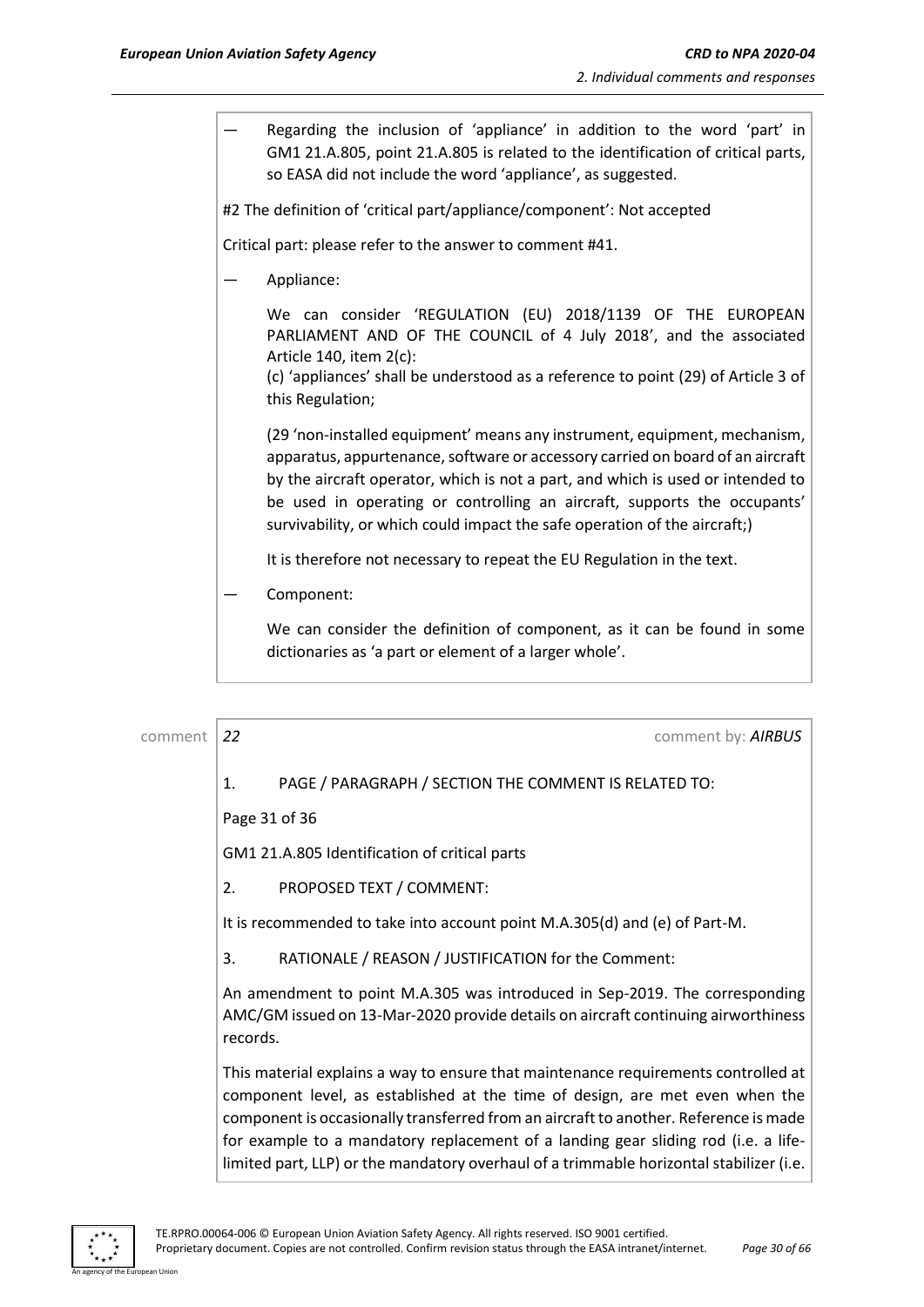— Regarding the inclusion of 'appliance' in addition to the word 'part' in GM1 21.A.805, point 21.A.805 is related to the identification of critical parts, so EASA did not include the word 'appliance', as suggested.

#2 The definition of 'critical part/appliance/component': Not accepted

Critical part: please refer to the answer to comment #41.

— Appliance:

We can consider 'REGULATION (EU) 2018/1139 OF THE EUROPEAN PARLIAMENT AND OF THE COUNCIL of 4 July 2018', and the associated Article 140, item 2(c):
(c) 'appliances' shall be understood as a reference to point (29) of Article 3 of this Regulation;

(29 'non-installed equipment' means any instrument, equipment, mechanism, apparatus, appurtenance, software or accessory carried on board of an aircraft by the aircraft operator, which is not a part, and which is used or intended to be used in operating or controlling an aircraft, supports the occupants' survivability, or which could impact the safe operation of the aircraft;)

It is therefore not necessary to repeat the EU Regulation in the text.

— Component:

We can consider the definition of component, as it can be found in some dictionaries as 'a part or element of a larger whole'.

comment *22* comment by: *AIRBUS*

1. PAGE / PARAGRAPH / SECTION THE COMMENT IS RELATED TO:

Page 31 of 36

GM1 21.A.805 Identification of critical parts

2. PROPOSED TEXT / COMMENT:

It is recommended to take into account point M.A.305(d) and (e) of Part-M.

3. RATIONALE / REASON / JUSTIFICATION for the Comment:

An amendment to point M.A.305 was introduced in Sep-2019. The corresponding AMC/GM issued on 13-Mar-2020 provide details on aircraft continuing airworthiness records.

This material explains a way to ensure that maintenance requirements controlled at component level, as established at the time of design, are met even when the component is occasionally transferred from an aircraft to another. Reference is made for example to a mandatory replacement of a landing gear sliding rod (i.e. a life-limited part, LLP) or the mandatory overhaul of a trimmable horizontal stabilizer (i.e.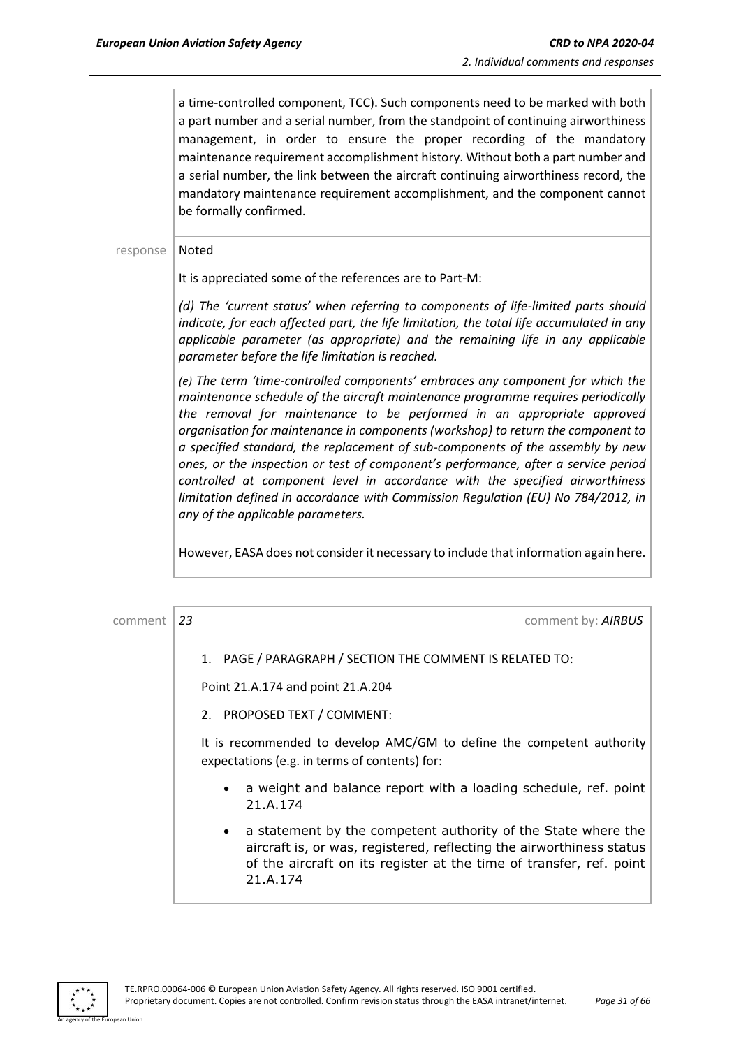a time-controlled component, TCC). Such components need to be marked with both a part number and a serial number, from the standpoint of continuing airworthiness management, in order to ensure the proper recording of the mandatory maintenance requirement accomplishment history. Without both a part number and a serial number, the link between the aircraft continuing airworthiness record, the mandatory maintenance requirement accomplishment, and the component cannot be formally confirmed.

response Noted

It is appreciated some of the references are to Part-M:

*(d) The 'current status' when referring to components of life-limited parts should indicate, for each affected part, the life limitation, the total life accumulated in any applicable parameter (as appropriate) and the remaining life in any applicable parameter before the life limitation is reached.*

*(e) The term 'time-controlled components' embraces any component for which the maintenance schedule of the aircraft maintenance programme requires periodically the removal for maintenance to be performed in an appropriate approved organisation for maintenance in components (workshop) to return the component to a specified standard, the replacement of sub-components of the assembly by new ones, or the inspection or test of component's performance, after a service period controlled at component level in accordance with the specified airworthiness limitation defined in accordance with Commission Regulation (EU) No 784/2012, in any of the applicable parameters.*

However, EASA does not consider it necessary to include that information again here.

comment 23 comment by: ***AIRBUS***

1. PAGE / PARAGRAPH / SECTION THE COMMENT IS RELATED TO:

Point 21.A.174 and point 21.A.204

2. PROPOSED TEXT / COMMENT:

It is recommended to develop AMC/GM to define the competent authority expectations (e.g. in terms of contents) for:

- a weight and balance report with a loading schedule, ref. point 21.A.174
- a statement by the competent authority of the State where the aircraft is, or was, registered, reflecting the airworthiness status of the aircraft on its register at the time of transfer, ref. point 21.A.174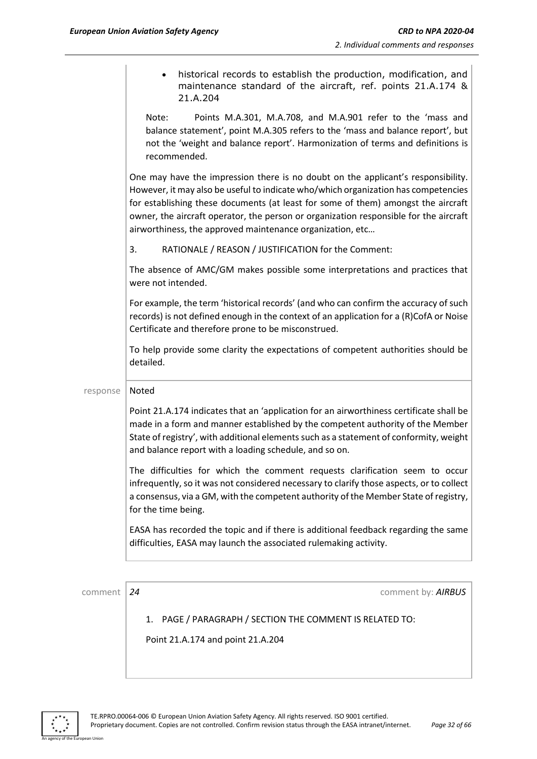- historical records to establish the production, modification, and maintenance standard of the aircraft, ref. points 21.A.174 & 21.A.204

Note: Points M.A.301, M.A.708, and M.A.901 refer to the 'mass and balance statement', point M.A.305 refers to the 'mass and balance report', but not the 'weight and balance report'. Harmonization of terms and definitions is recommended.

One may have the impression there is no doubt on the applicant's responsibility. However, it may also be useful to indicate who/which organization has competencies for establishing these documents (at least for some of them) amongst the aircraft owner, the aircraft operator, the person or organization responsible for the aircraft airworthiness, the approved maintenance organization, etc…

3. RATIONALE / REASON / JUSTIFICATION for the Comment:

The absence of AMC/GM makes possible some interpretations and practices that were not intended.

For example, the term 'historical records' (and who can confirm the accuracy of such records) is not defined enough in the context of an application for a (R)CofA or Noise Certificate and therefore prone to be misconstrued.

To help provide some clarity the expectations of competent authorities should be detailed.

response | Noted

Point 21.A.174 indicates that an 'application for an airworthiness certificate shall be made in a form and manner established by the competent authority of the Member State of registry', with additional elements such as a statement of conformity, weight and balance report with a loading schedule, and so on.

The difficulties for which the comment requests clarification seem to occur infrequently, so it was not considered necessary to clarify those aspects, or to collect a consensus, via a GM, with the competent authority of the Member State of registry, for the time being.

EASA has recorded the topic and if there is additional feedback regarding the same difficulties, EASA may launch the associated rulemaking activity.

comment | *24* | comment by: ***AIRBUS***

1. PAGE / PARAGRAPH / SECTION THE COMMENT IS RELATED TO:

Point 21.A.174 and point 21.A.204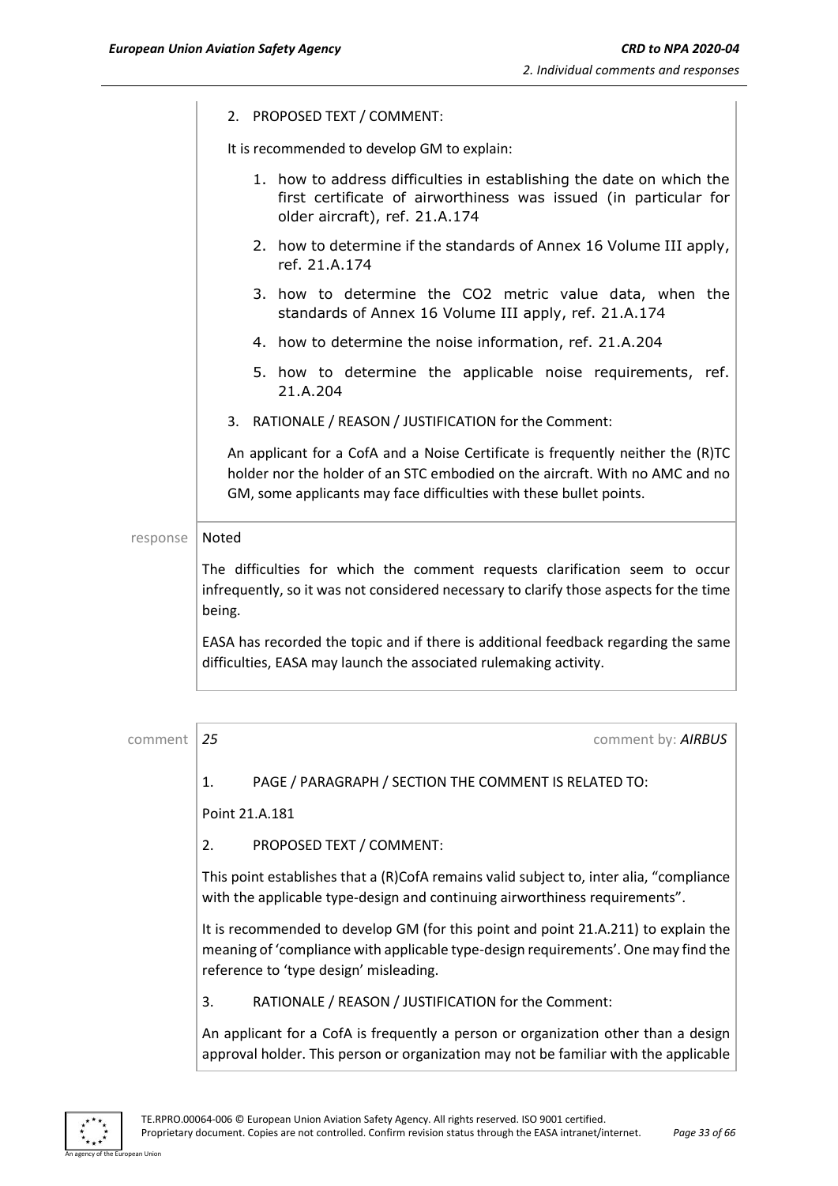2. PROPOSED TEXT / COMMENT:

It is recommended to develop GM to explain:

1. how to address difficulties in establishing the date on which the first certificate of airworthiness was issued (in particular for older aircraft), ref. 21.A.174
2. how to determine if the standards of Annex 16 Volume III apply, ref. 21.A.174
3. how to determine the $CO_2$ metric value data, when the standards of Annex 16 Volume III apply, ref. 21.A.174
4. how to determine the noise information, ref. 21.A.204
5. how to determine the applicable noise requirements, ref. 21.A.204

3. RATIONALE / REASON / JUSTIFICATION for the Comment:

An applicant for a CofA and a Noise Certificate is frequently neither the (R)TC holder nor the holder of an STC embodied on the aircraft. With no AMC and no GM, some applicants may face difficulties with these bullet points.

response | Noted

The difficulties for which the comment requests clarification seem to occur infrequently, so it was not considered necessary to clarify those aspects for the time being.

EASA has recorded the topic and if there is additional feedback regarding the same difficulties, EASA may launch the associated rulemaking activity.

comment | *25* | comment by: ***AIRBUS***

1. PAGE / PARAGRAPH / SECTION THE COMMENT IS RELATED TO:

Point 21.A.181

2. PROPOSED TEXT / COMMENT:

This point establishes that a (R)CofA remains valid subject to, inter alia, "compliance with the applicable type-design and continuing airworthiness requirements".

It is recommended to develop GM (for this point and point 21.A.211) to explain the meaning of 'compliance with applicable type-design requirements'. One may find the reference to 'type design' misleading.

3. RATIONALE / REASON / JUSTIFICATION for the Comment:

An applicant for a CofA is frequently a person or organization other than a design approval holder. This person or organization may not be familiar with the applicable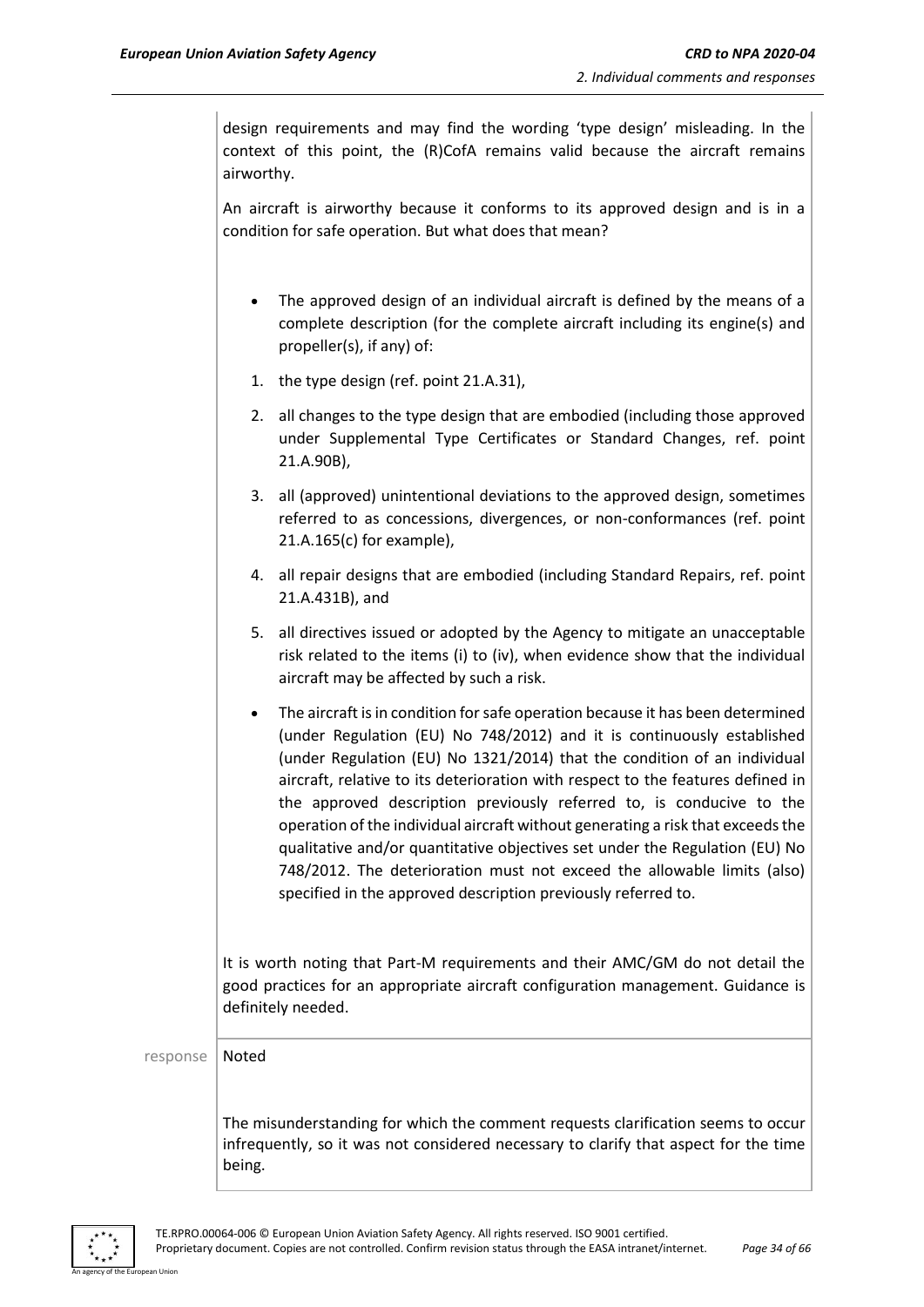design requirements and may find the wording 'type design' misleading. In the context of this point, the (R)CofA remains valid because the aircraft remains airworthy.

An aircraft is airworthy because it conforms to its approved design and is in a condition for safe operation. But what does that mean?

- The approved design of an individual aircraft is defined by the means of a complete description (for the complete aircraft including its engine(s) and propeller(s), if any) of:

1. the type design (ref. point 21.A.31),
2. all changes to the type design that are embodied (including those approved under Supplemental Type Certificates or Standard Changes, ref. point 21.A.90B),
3. all (approved) unintentional deviations to the approved design, sometimes referred to as concessions, divergences, or non-conformances (ref. point 21.A.165(c) for example),
4. all repair designs that are embodied (including Standard Repairs, ref. point 21.A.431B), and
5. all directives issued or adopted by the Agency to mitigate an unacceptable risk related to the items (i) to (iv), when evidence show that the individual aircraft may be affected by such a risk.

- The aircraft is in condition for safe operation because it has been determined (under Regulation (EU) No 748/2012) and it is continuously established (under Regulation (EU) No 1321/2014) that the condition of an individual aircraft, relative to its deterioration with respect to the features defined in the approved description previously referred to, is conducive to the operation of the individual aircraft without generating a risk that exceeds the qualitative and/or quantitative objectives set under the Regulation (EU) No 748/2012. The deterioration must not exceed the allowable limits (also) specified in the approved description previously referred to.

It is worth noting that Part-M requirements and their AMC/GM do not detail the good practices for an appropriate aircraft configuration management. Guidance is definitely needed.

response | Noted

The misunderstanding for which the comment requests clarification seems to occur infrequently, so it was not considered necessary to clarify that aspect for the time being.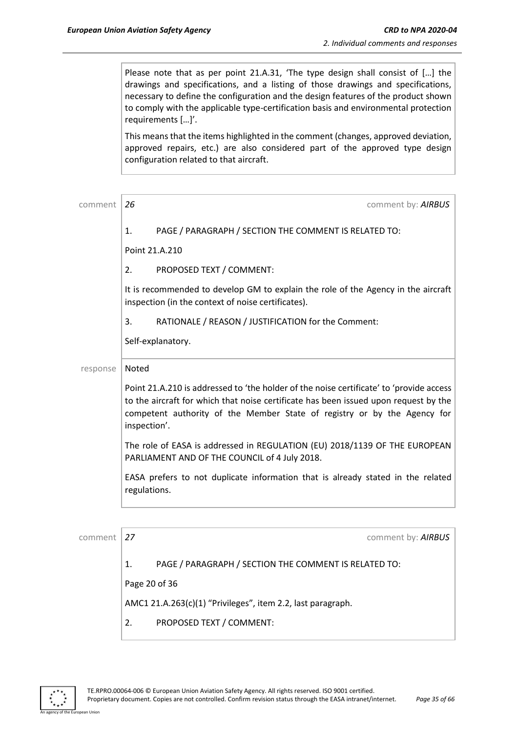Please note that as per point 21.A.31, 'The type design shall consist of […] the drawings and specifications, and a listing of those drawings and specifications, necessary to define the configuration and the design features of the product shown to comply with the applicable type-certification basis and environmental protection requirements […]'.

This means that the items highlighted in the comment (changes, approved deviation, approved repairs, etc.) are also considered part of the approved type design configuration related to that aircraft.

comment *26* comment by: ***AIRBUS***

1. PAGE / PARAGRAPH / SECTION THE COMMENT IS RELATED TO:

Point 21.A.210

2. PROPOSED TEXT / COMMENT:

It is recommended to develop GM to explain the role of the Agency in the aircraft inspection (in the context of noise certificates).

3. RATIONALE / REASON / JUSTIFICATION for the Comment:

Self-explanatory.

response Noted

Point 21.A.210 is addressed to 'the holder of the noise certificate' to 'provide access to the aircraft for which that noise certificate has been issued upon request by the competent authority of the Member State of registry or by the Agency for inspection'.

The role of EASA is addressed in REGULATION (EU) 2018/1139 OF THE EUROPEAN PARLIAMENT AND OF THE COUNCIL of 4 July 2018.

EASA prefers to not duplicate information that is already stated in the related regulations.

comment *27* comment by: ***AIRBUS***

1. PAGE / PARAGRAPH / SECTION THE COMMENT IS RELATED TO:

Page 20 of 36

AMC1 21.A.263(c)(1) "Privileges", item 2.2, last paragraph.

2. PROPOSED TEXT / COMMENT: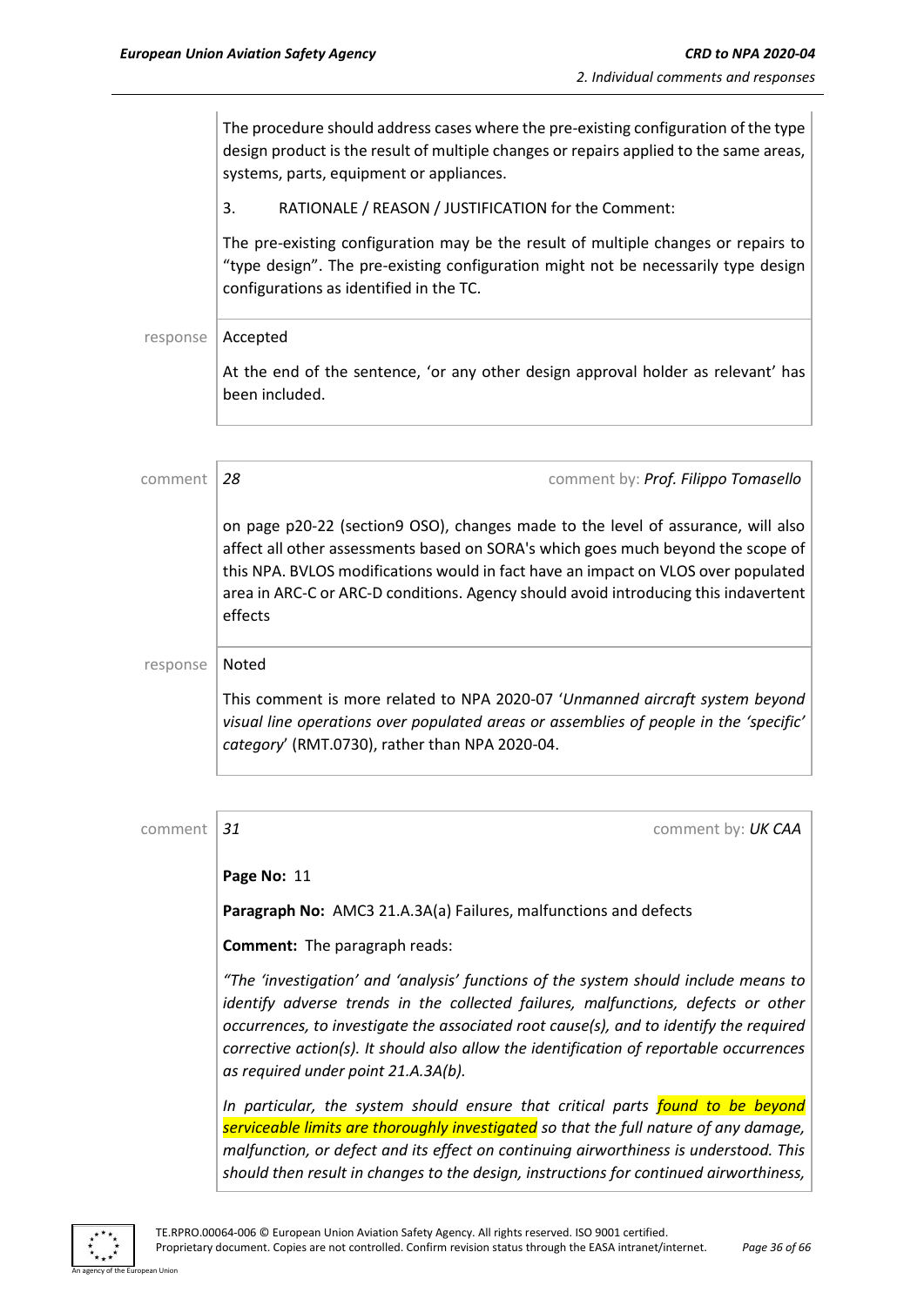The procedure should address cases where the pre-existing configuration of the type design product is the result of multiple changes or repairs applied to the same areas, systems, parts, equipment or appliances.

3. RATIONALE / REASON / JUSTIFICATION for the Comment:

The pre-existing configuration may be the result of multiple changes or repairs to "type design". The pre-existing configuration might not be necessarily type design configurations as identified in the TC.

response: Accepted

At the end of the sentence, 'or any other design approval holder as relevant' has been included.

---

comment *28* — comment by: ***Prof. Filippo Tomasello***

on page p20-22 (section9 OSO), changes made to the level of assurance, will also affect all other assessments based on SORA's which goes much beyond the scope of this NPA. BVLOS modifications would in fact have an impact on VLOS over populated area in ARC-C or ARC-D conditions. Agency should avoid introducing this indavertent effects

response: Noted

This comment is more related to NPA 2020-07 '*Unmanned aircraft system beyond visual line operations over populated areas or assemblies of people in the 'specific' category*' (RMT.0730), rather than NPA 2020-04.

---

comment *31* — comment by: ***UK CAA***

**Page No:** 11

**Paragraph No:** AMC3 21.A.3A(a) Failures, malfunctions and defects

**Comment:** The paragraph reads:

*"The 'investigation' and 'analysis' functions of the system should include means to identify adverse trends in the collected failures, malfunctions, defects or other occurrences, to investigate the associated root cause(s), and to identify the required corrective action(s). It should also allow the identification of reportable occurrences as required under point 21.A.3A(b).*

*In particular, the system should ensure that critical parts found to be beyond serviceable limits are thoroughly investigated so that the full nature of any damage, malfunction, or defect and its effect on continuing airworthiness is understood. This should then result in changes to the design, instructions for continued airworthiness,*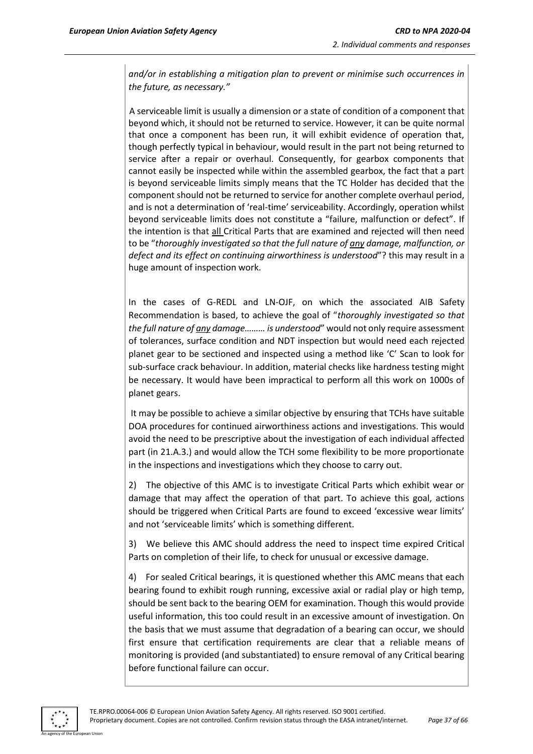*and/or in establishing a mitigation plan to prevent or minimise such occurrences in the future, as necessary."*

A serviceable limit is usually a dimension or a state of condition of a component that beyond which, it should not be returned to service. However, it can be quite normal that once a component has been run, it will exhibit evidence of operation that, though perfectly typical in behaviour, would result in the part not being returned to service after a repair or overhaul. Consequently, for gearbox components that cannot easily be inspected while within the assembled gearbox, the fact that a part is beyond serviceable limits simply means that the TC Holder has decided that the component should not be returned to service for another complete overhaul period, and is not a determination of 'real-time' serviceability. Accordingly, operation whilst beyond serviceable limits does not constitute a "failure, malfunction or defect". If the intention is that <u>all</u> Critical Parts that are examined and rejected will then need to be "*thoroughly investigated so that the full nature of <u>any</u> damage, malfunction, or defect and its effect on continuing airworthiness is understood*"? this may result in a huge amount of inspection work.

In the cases of G-REDL and LN-OJF, on which the associated AIB Safety Recommendation is based, to achieve the goal of "*thoroughly investigated so that the full nature of <u>any</u> damage……… is understood*" would not only require assessment of tolerances, surface condition and NDT inspection but would need each rejected planet gear to be sectioned and inspected using a method like 'C' Scan to look for sub-surface crack behaviour. In addition, material checks like hardness testing might be necessary. It would have been impractical to perform all this work on 1000s of planet gears.

It may be possible to achieve a similar objective by ensuring that TCHs have suitable DOA procedures for continued airworthiness actions and investigations. This would avoid the need to be prescriptive about the investigation of each individual affected part (in 21.A.3.) and would allow the TCH some flexibility to be more proportionate in the inspections and investigations which they choose to carry out.

2) The objective of this AMC is to investigate Critical Parts which exhibit wear or damage that may affect the operation of that part. To achieve this goal, actions should be triggered when Critical Parts are found to exceed 'excessive wear limits' and not 'serviceable limits' which is something different.

3) We believe this AMC should address the need to inspect time expired Critical Parts on completion of their life, to check for unusual or excessive damage.

4) For sealed Critical bearings, it is questioned whether this AMC means that each bearing found to exhibit rough running, excessive axial or radial play or high temp, should be sent back to the bearing OEM for examination. Though this would provide useful information, this too could result in an excessive amount of investigation. On the basis that we must assume that degradation of a bearing can occur, we should first ensure that certification requirements are clear that a reliable means of monitoring is provided (and substantiated) to ensure removal of any Critical bearing before functional failure can occur.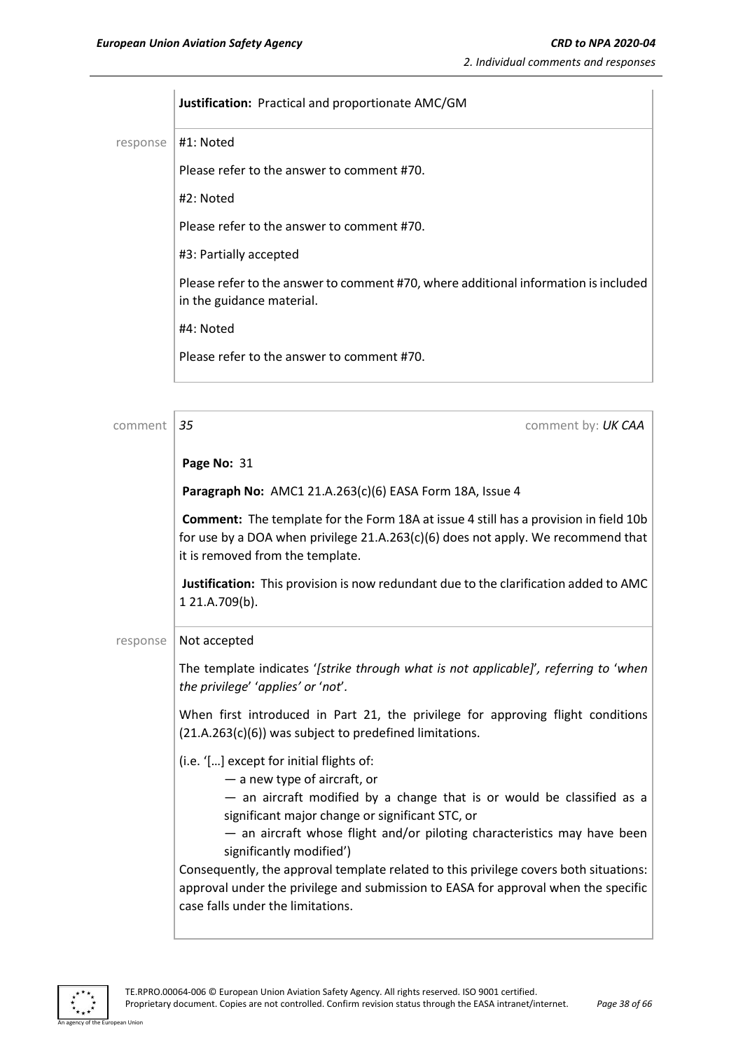**Justification:** Practical and proportionate AMC/GM

response

#1: Noted

Please refer to the answer to comment #70.

#2: Noted

Please refer to the answer to comment #70.

#3: Partially accepted

Please refer to the answer to comment #70, where additional information is included in the guidance material.

#4: Noted

Please refer to the answer to comment #70.

---

comment *35* comment by: *UK CAA*

**Page No:** 31

**Paragraph No:** AMC1 21.A.263(c)(6) EASA Form 18A, Issue 4

**Comment:** The template for the Form 18A at issue 4 still has a provision in field 10b for use by a DOA when privilege 21.A.263(c)(6) does not apply. We recommend that it is removed from the template.

**Justification:** This provision is now redundant due to the clarification added to AMC 1 21.A.709(b).

response

Not accepted

The template indicates '*[strike through what is not applicable]*', *referring to* '*when the privilege*' '*applies*' *or* '*not*'.

When first introduced in Part 21, the privilege for approving flight conditions (21.A.263(c)(6)) was subject to predefined limitations.

(i.e. '[…] except for initial flights of:

— a new type of aircraft, or

— an aircraft modified by a change that is or would be classified as a significant major change or significant STC, or

— an aircraft whose flight and/or piloting characteristics may have been significantly modified')

Consequently, the approval template related to this privilege covers both situations: approval under the privilege and submission to EASA for approval when the specific case falls under the limitations.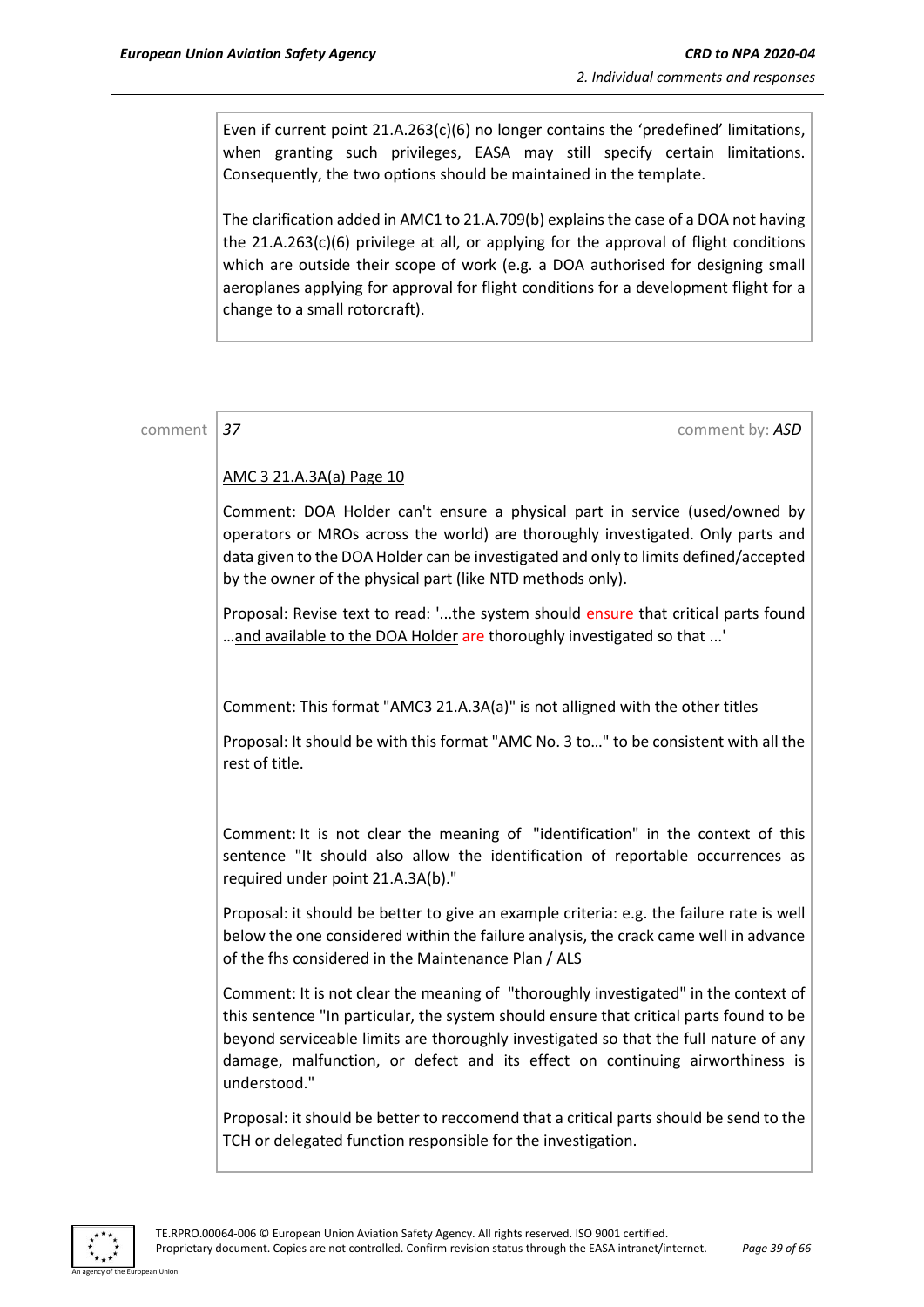Even if current point 21.A.263(c)(6) no longer contains the 'predefined' limitations, when granting such privileges, EASA may still specify certain limitations. Consequently, the two options should be maintained in the template.

The clarification added in AMC1 to 21.A.709(b) explains the case of a DOA not having the 21.A.263(c)(6) privilege at all, or applying for the approval of flight conditions which are outside their scope of work (e.g. a DOA authorised for designing small aeroplanes applying for approval for flight conditions for a development flight for a change to a small rotorcraft).

comment | *37* | comment by: ***ASD***

AMC 3 21.A.3A(a) Page 10

Comment: DOA Holder can't ensure a physical part in service (used/owned by operators or MROs across the world) are thoroughly investigated. Only parts and data given to the DOA Holder can be investigated and only to limits defined/accepted by the owner of the physical part (like NTD methods only).

Proposal: Revise text to read: '...the system should ensure that critical parts found ...and available to the DOA Holder are thoroughly investigated so that ...'

Comment: This format "AMC3 21.A.3A(a)" is not alligned with the other titles

Proposal: It should be with this format "AMC No. 3 to…" to be consistent with all the rest of title.

Comment: It is not clear the meaning of "identification" in the context of this sentence "It should also allow the identification of reportable occurrences as required under point 21.A.3A(b)."

Proposal: it should be better to give an example criteria: e.g. the failure rate is well below the one considered within the failure analysis, the crack came well in advance of the fhs considered in the Maintenance Plan / ALS

Comment: It is not clear the meaning of "thoroughly investigated" in the context of this sentence "In particular, the system should ensure that critical parts found to be beyond serviceable limits are thoroughly investigated so that the full nature of any damage, malfunction, or defect and its effect on continuing airworthiness is understood."

Proposal: it should be better to reccomend that a critical parts should be send to the TCH or delegated function responsible for the investigation.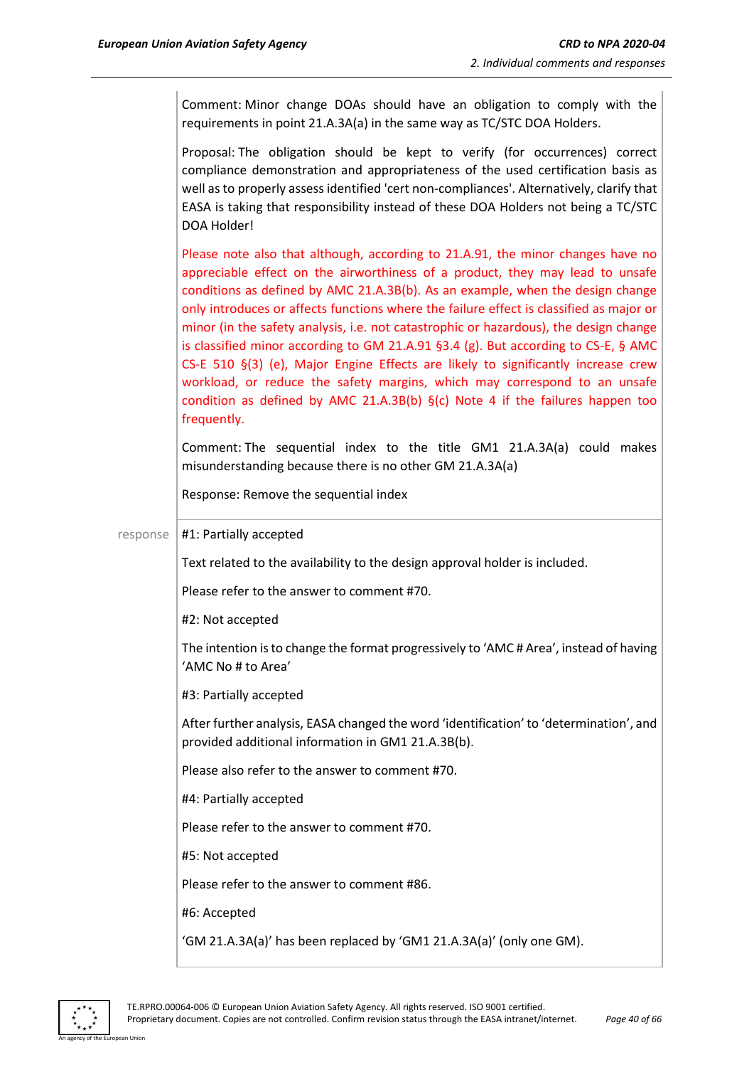| | |
|---|---|
| | Comment: Minor change DOAs should have an obligation to comply with the requirements in point 21.A.3A(a) in the same way as TC/STC DOA Holders.<br><br>Proposal: The obligation should be kept to verify (for occurrences) correct compliance demonstration and appropriateness of the used certification basis as well as to properly assess identified 'cert non-compliances'. Alternatively, clarify that EASA is taking that responsibility instead of these DOA Holders not being a TC/STC DOA Holder!<br><br>Please note also that although, according to 21.A.91, the minor changes have no appreciable effect on the airworthiness of a product, they may lead to unsafe conditions as defined by AMC 21.A.3B(b). As an example, when the design change only introduces or affects functions where the failure effect is classified as major or minor (in the safety analysis, i.e. not catastrophic or hazardous), the design change is classified minor according to GM 21.A.91 §3.4 (g). But according to CS-E, § AMC CS-E 510 §(3) (e), Major Engine Effects are likely to significantly increase crew workload, or reduce the safety margins, which may correspond to an unsafe condition as defined by AMC 21.A.3B(b) §(c) Note 4 if the failures happen too frequently.<br><br>Comment: The sequential index to the title GM1 21.A.3A(a) could makes misunderstanding because there is no other GM 21.A.3A(a)<br><br>Response: Remove the sequential index |
| response | #1: Partially accepted<br><br>Text related to the availability to the design approval holder is included.<br><br>Please refer to the answer to comment #70.<br><br>#2: Not accepted<br><br>The intention is to change the format progressively to 'AMC # Area', instead of having 'AMC No # to Area'<br><br>#3: Partially accepted<br><br>After further analysis, EASA changed the word 'identification' to 'determination', and provided additional information in GM1 21.A.3B(b).<br><br>Please also refer to the answer to comment #70.<br><br>#4: Partially accepted<br><br>Please refer to the answer to comment #70.<br><br>#5: Not accepted<br><br>Please refer to the answer to comment #86.<br><br>#6: Accepted<br><br>'GM 21.A.3A(a)' has been replaced by 'GM1 21.A.3A(a)' (only one GM). |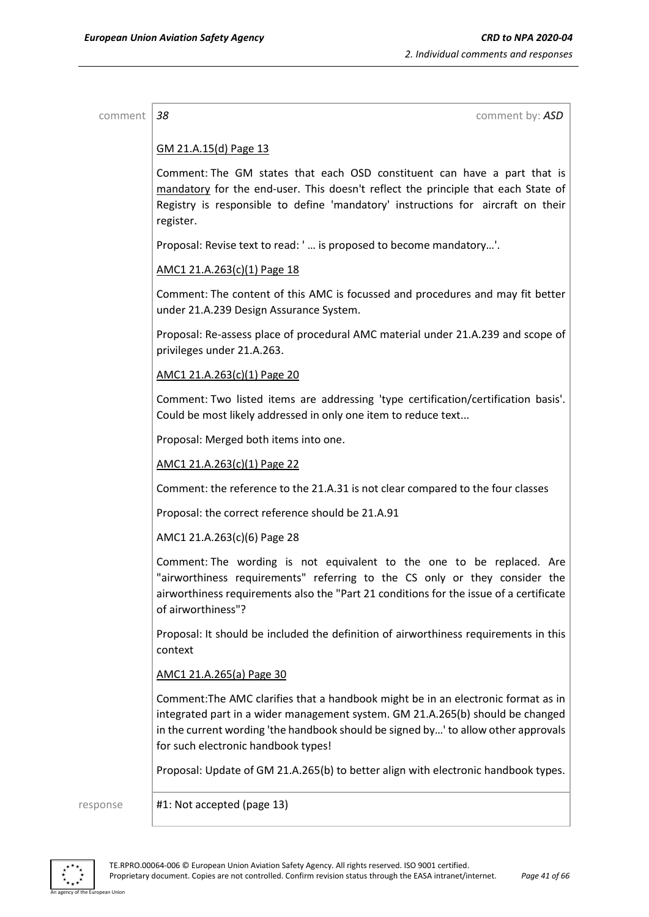comment | *38* comment by: *ASD*

GM 21.A.15(d) Page 13

Comment: The GM states that each OSD constituent can have a part that is mandatory for the end-user. This doesn't reflect the principle that each State of Registry is responsible to define 'mandatory' instructions for aircraft on their register.

Proposal: Revise text to read: ' … is proposed to become mandatory…'.

AMC1 21.A.263(c)(1) Page 18

Comment: The content of this AMC is focussed and procedures and may fit better under 21.A.239 Design Assurance System.

Proposal: Re-assess place of procedural AMC material under 21.A.239 and scope of privileges under 21.A.263.

AMC1 21.A.263(c)(1) Page 20

Comment: Two listed items are addressing 'type certification/certification basis'. Could be most likely addressed in only one item to reduce text...

Proposal: Merged both items into one.

AMC1 21.A.263(c)(1) Page 22

Comment: the reference to the 21.A.31 is not clear compared to the four classes

Proposal: the correct reference should be 21.A.91

AMC1 21.A.263(c)(6) Page 28

Comment: The wording is not equivalent to the one to be replaced. Are "airworthiness requirements" referring to the CS only or they consider the airworthiness requirements also the "Part 21 conditions for the issue of a certificate of airworthiness"?

Proposal: It should be included the definition of airworthiness requirements in this context

AMC1 21.A.265(a) Page 30

Comment:The AMC clarifies that a handbook might be in an electronic format as in integrated part in a wider management system. GM 21.A.265(b) should be changed in the current wording 'the handbook should be signed by…' to allow other approvals for such electronic handbook types!

Proposal: Update of GM 21.A.265(b) to better align with electronic handbook types.

response | #1: Not accepted (page 13)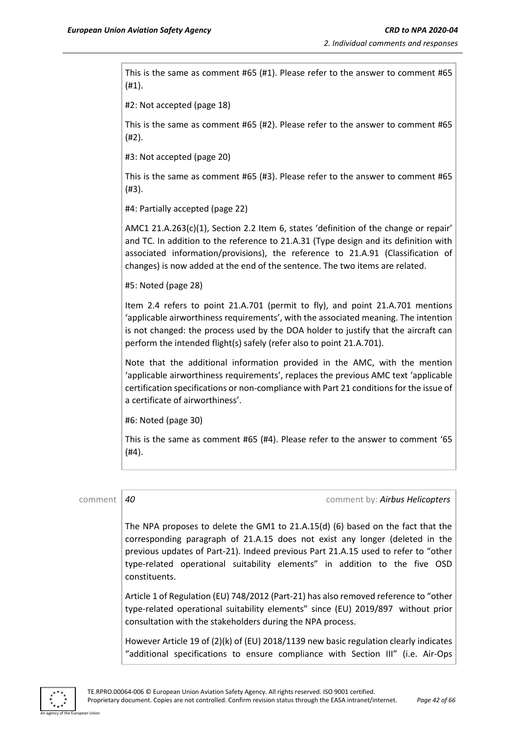This is the same as comment #65 (#1). Please refer to the answer to comment #65 (#1).

#2: Not accepted (page 18)

This is the same as comment #65 (#2). Please refer to the answer to comment #65 (#2).

#3: Not accepted (page 20)

This is the same as comment #65 (#3). Please refer to the answer to comment #65 (#3).

#4: Partially accepted (page 22)

AMC1 21.A.263(c)(1), Section 2.2 Item 6, states 'definition of the change or repair' and TC. In addition to the reference to 21.A.31 (Type design and its definition with associated information/provisions), the reference to 21.A.91 (Classification of changes) is now added at the end of the sentence. The two items are related.

#5: Noted (page 28)

Item 2.4 refers to point 21.A.701 (permit to fly), and point 21.A.701 mentions 'applicable airworthiness requirements', with the associated meaning. The intention is not changed: the process used by the DOA holder to justify that the aircraft can perform the intended flight(s) safely (refer also to point 21.A.701).

Note that the additional information provided in the AMC, with the mention 'applicable airworthiness requirements', replaces the previous AMC text 'applicable certification specifications or non-compliance with Part 21 conditions for the issue of a certificate of airworthiness'.

#6: Noted (page 30)

This is the same as comment #65 (#4). Please refer to the answer to comment '65 (#4).

comment *40* comment by: *Airbus Helicopters*

The NPA proposes to delete the GM1 to 21.A.15(d) (6) based on the fact that the corresponding paragraph of 21.A.15 does not exist any longer (deleted in the previous updates of Part-21). Indeed previous Part 21.A.15 used to refer to "other type-related operational suitability elements" in addition to the five OSD constituents.

Article 1 of Regulation (EU) 748/2012 (Part-21) has also removed reference to "other type-related operational suitability elements" since (EU) 2019/897 without prior consultation with the stakeholders during the NPA process.

However Article 19 of (2)(k) of (EU) 2018/1139 new basic regulation clearly indicates "additional specifications to ensure compliance with Section III" (i.e. Air-Ops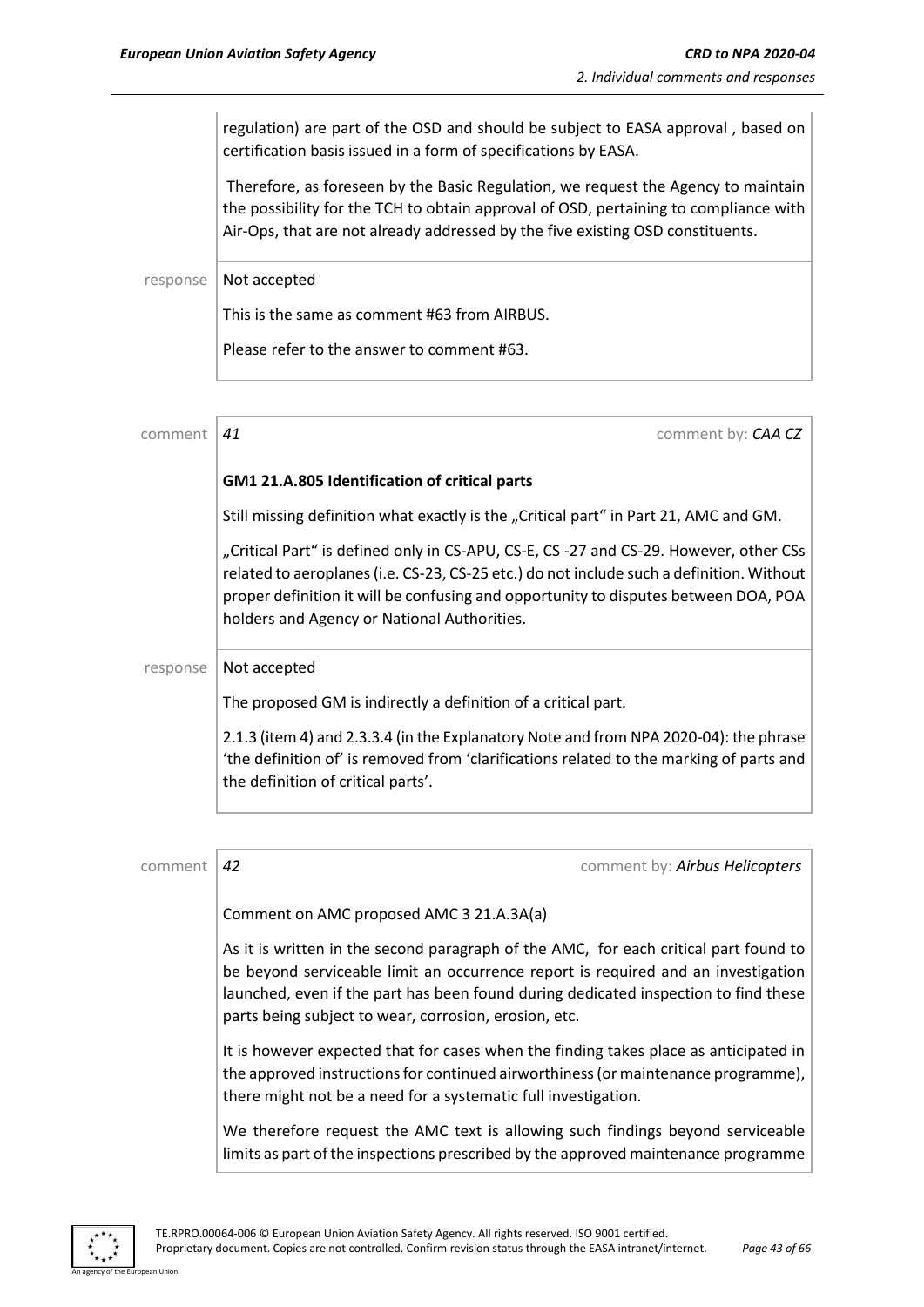regulation) are part of the OSD and should be subject to EASA approval , based on certification basis issued in a form of specifications by EASA.

Therefore, as foreseen by the Basic Regulation, we request the Agency to maintain the possibility for the TCH to obtain approval of OSD, pertaining to compliance with Air-Ops, that are not already addressed by the five existing OSD constituents.

response | Not accepted

This is the same as comment #63 from AIRBUS.

Please refer to the answer to comment #63.

comment | *41* comment by: *CAA CZ*

**GM1 21.A.805 Identification of critical parts**

Still missing definition what exactly is the „Critical part" in Part 21, AMC and GM.

„Critical Part" is defined only in CS-APU, CS-E, CS -27 and CS-29. However, other CSs related to aeroplanes (i.e. CS-23, CS-25 etc.) do not include such a definition. Without proper definition it will be confusing and opportunity to disputes between DOA, POA holders and Agency or National Authorities.

response | Not accepted

The proposed GM is indirectly a definition of a critical part.

2.1.3 (item 4) and 2.3.3.4 (in the Explanatory Note and from NPA 2020-04): the phrase 'the definition of' is removed from 'clarifications related to the marking of parts and the definition of critical parts'.

comment | *42* comment by: *Airbus Helicopters*

Comment on AMC proposed AMC 3 21.A.3A(a)

As it is written in the second paragraph of the AMC, for each critical part found to be beyond serviceable limit an occurrence report is required and an investigation launched, even if the part has been found during dedicated inspection to find these parts being subject to wear, corrosion, erosion, etc.

It is however expected that for cases when the finding takes place as anticipated in the approved instructions for continued airworthiness (or maintenance programme), there might not be a need for a systematic full investigation.

We therefore request the AMC text is allowing such findings beyond serviceable limits as part of the inspections prescribed by the approved maintenance programme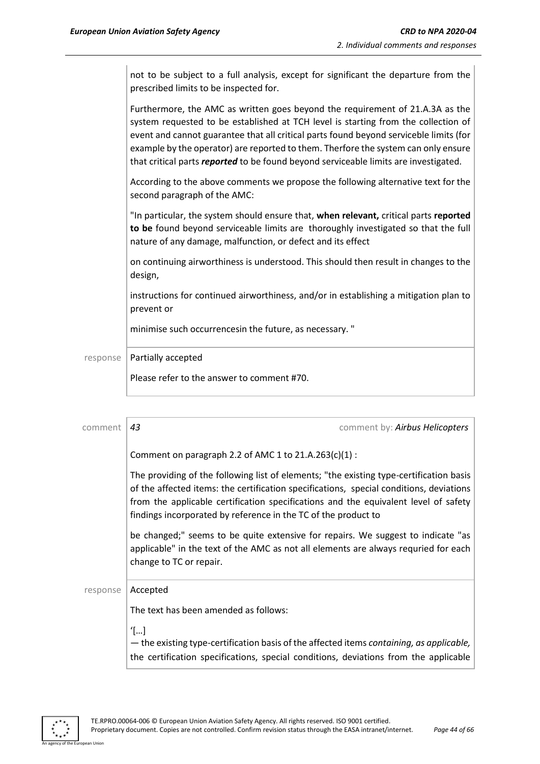not to be subject to a full analysis, except for significant the departure from the prescribed limits to be inspected for.

Furthermore, the AMC as written goes beyond the requirement of 21.A.3A as the system requested to be established at TCH level is starting from the collection of event and cannot guarantee that all critical parts found beyond serviceble limits (for example by the operator) are reported to them. Therfore the system can only ensure that critical parts ***reported*** to be found beyond serviceable limits are investigated.

According to the above comments we propose the following alternative text for the second paragraph of the AMC:

"In particular, the system should ensure that, **when relevant,** critical parts **reported to be** found beyond serviceable limits are thoroughly investigated so that the full nature of any damage, malfunction, or defect and its effect

on continuing airworthiness is understood. This should then result in changes to the design,

instructions for continued airworthiness, and/or in establishing a mitigation plan to prevent or

minimise such occurrencesin the future, as necessary. "

response | Partially accepted

Please refer to the answer to comment #70.

comment | *43* | comment by: *Airbus Helicopters*

Comment on paragraph 2.2 of AMC 1 to 21.A.263(c)(1) :

The providing of the following list of elements; "the existing type-certification basis of the affected items: the certification specifications, special conditions, deviations from the applicable certification specifications and the equivalent level of safety findings incorporated by reference in the TC of the product to

be changed;" seems to be quite extensive for repairs. We suggest to indicate "as applicable" in the text of the AMC as not all elements are always requried for each change to TC or repair.

response | Accepted

The text has been amended as follows:

'[…]
— the existing type-certification basis of the affected items *containing, as applicable,* the certification specifications, special conditions, deviations from the applicable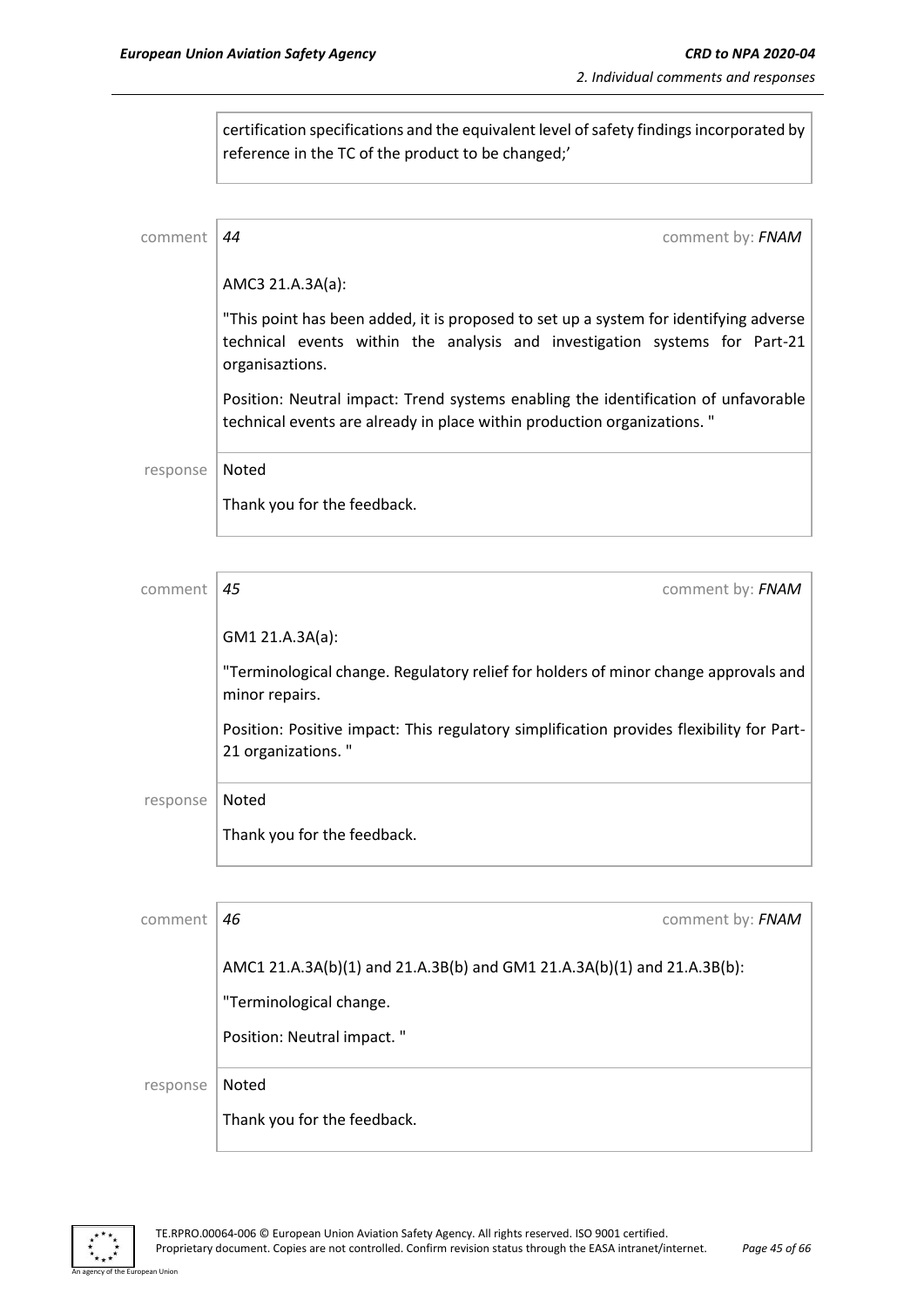certification specifications and the equivalent level of safety findings incorporated by reference in the TC of the product to be changed;'

comment | *44* | comment by: ***FNAM***

AMC3 21.A.3A(a):

"This point has been added, it is proposed to set up a system for identifying adverse technical events within the analysis and investigation systems for Part-21 organisaztions.

Position: Neutral impact: Trend systems enabling the identification of unfavorable technical events are already in place within production organizations. "

response | Noted

Thank you for the feedback.

comment | *45* | comment by: ***FNAM***

GM1 21.A.3A(a):

"Terminological change. Regulatory relief for holders of minor change approvals and minor repairs.

Position: Positive impact: This regulatory simplification provides flexibility for Part-21 organizations. "

response | Noted

Thank you for the feedback.

comment | *46* | comment by: ***FNAM***

AMC1 21.A.3A(b)(1) and 21.A.3B(b) and GM1 21.A.3A(b)(1) and 21.A.3B(b):

"Terminological change.

Position: Neutral impact. "

response | Noted

Thank you for the feedback.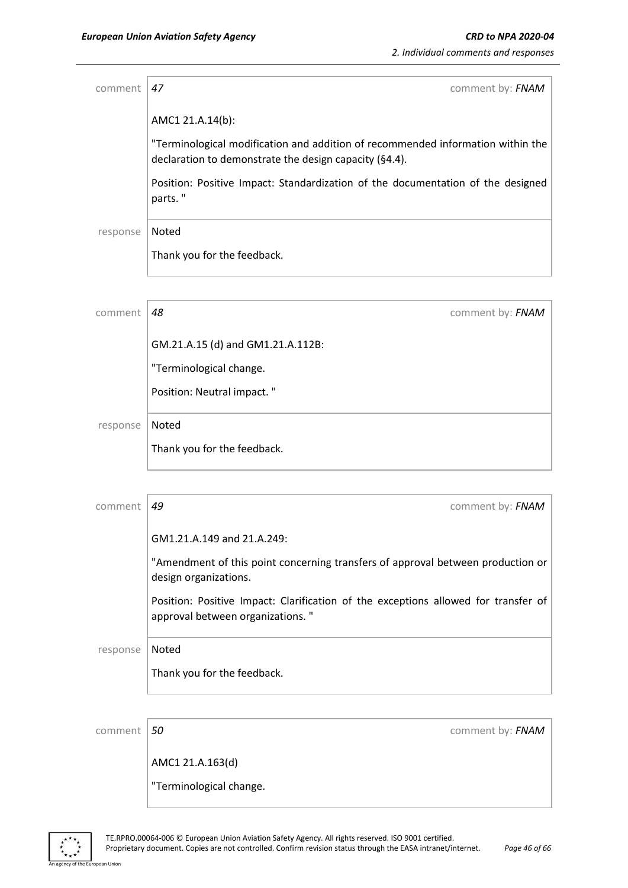| comment | *47* | comment by: *FNAM* |
|---|---|---|
| | AMC1 21.A.14(b):<br><br>"Terminological modification and addition of recommended information within the declaration to demonstrate the design capacity (§4.4).<br><br>Position: Positive Impact: Standardization of the documentation of the designed parts. " | |
| response | Noted<br><br>Thank you for the feedback. | |

| comment | *48* | comment by: *FNAM* |
|---|---|---|
| | GM.21.A.15 (d) and GM1.21.A.112B:<br><br>"Terminological change.<br><br>Position: Neutral impact. " | |
| response | Noted<br><br>Thank you for the feedback. | |

| comment | *49* | comment by: *FNAM* |
|---|---|---|
| | GM1.21.A.149 and 21.A.249:<br><br>"Amendment of this point concerning transfers of approval between production or design organizations.<br><br>Position: Positive Impact: Clarification of the exceptions allowed for transfer of approval between organizations. " | |
| response | Noted<br><br>Thank you for the feedback. | |

| comment | *50* | comment by: *FNAM* |
|---|---|---|
| | AMC1 21.A.163(d)<br><br>"Terminological change. | |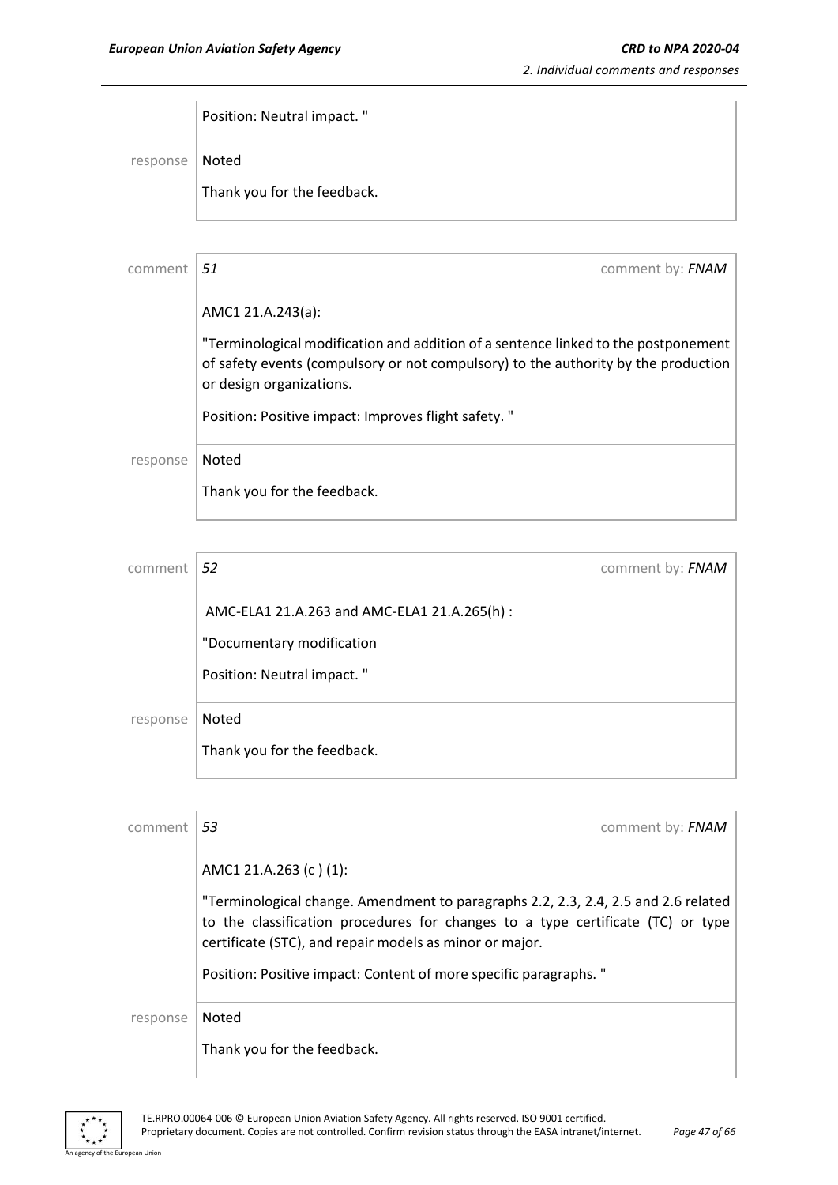Position: Neutral impact. "

response Noted

Thank you for the feedback.

comment *51* comment by: *FNAM*

AMC1 21.A.243(a):

"Terminological modification and addition of a sentence linked to the postponement of safety events (compulsory or not compulsory) to the authority by the production or design organizations.

Position: Positive impact: Improves flight safety. "

response Noted

Thank you for the feedback.

comment *52* comment by: *FNAM*

AMC-ELA1 21.A.263 and AMC-ELA1 21.A.265(h) :

"Documentary modification

Position: Neutral impact. "

response Noted

Thank you for the feedback.

comment *53* comment by: *FNAM*

AMC1 21.A.263 (c ) (1):

"Terminological change. Amendment to paragraphs 2.2, 2.3, 2.4, 2.5 and 2.6 related to the classification procedures for changes to a type certificate (TC) or type certificate (STC), and repair models as minor or major.

Position: Positive impact: Content of more specific paragraphs. "

response Noted

Thank you for the feedback.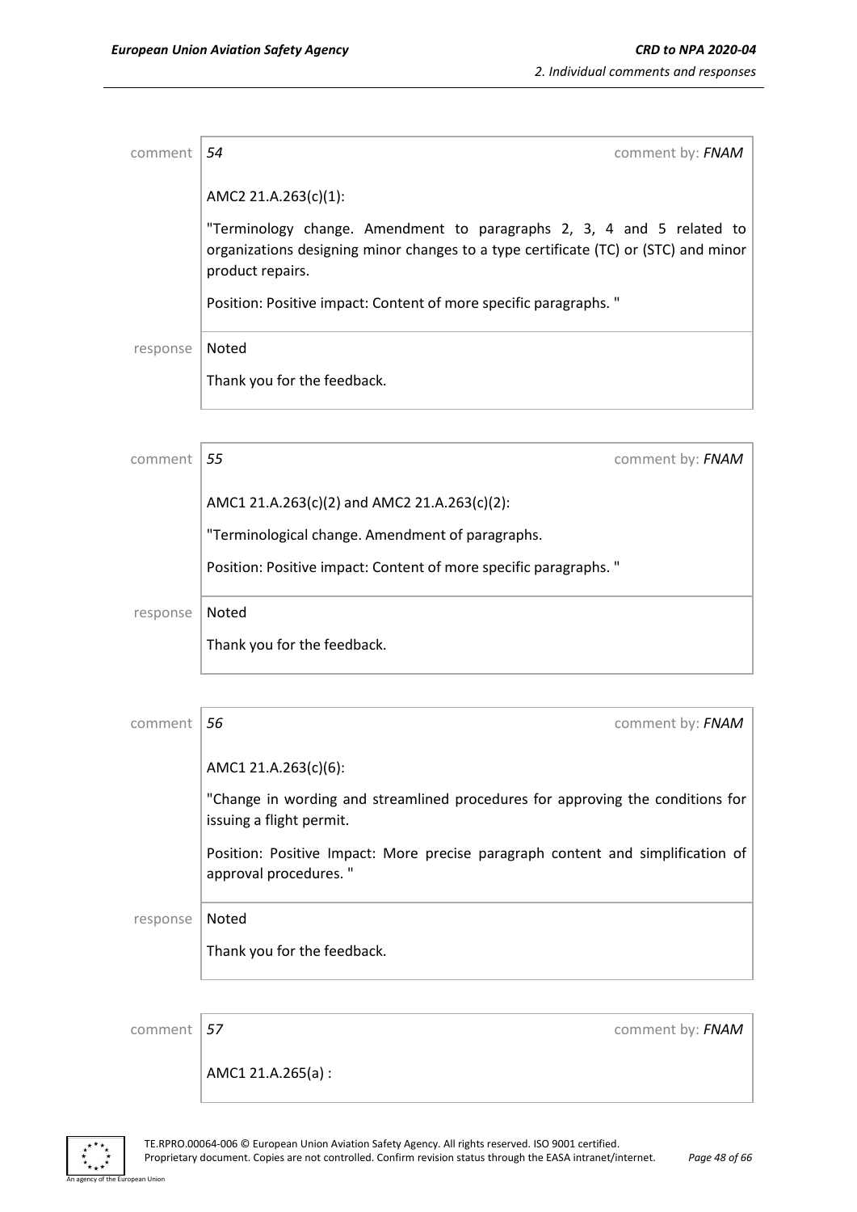comment | *54* | comment by: ***FNAM***
--- | --- | ---

AMC2 21.A.263(c)(1):

"Terminology change. Amendment to paragraphs 2, 3, 4 and 5 related to organizations designing minor changes to a type certificate (TC) or (STC) and minor product repairs.

Position: Positive impact: Content of more specific paragraphs. "

response | Noted

Thank you for the feedback.

---

comment | *55* | comment by: ***FNAM***
--- | --- | ---

AMC1 21.A.263(c)(2) and AMC2 21.A.263(c)(2):

"Terminological change. Amendment of paragraphs.

Position: Positive impact: Content of more specific paragraphs. "

response | Noted

Thank you for the feedback.

---

comment | *56* | comment by: ***FNAM***
--- | --- | ---

AMC1 21.A.263(c)(6):

"Change in wording and streamlined procedures for approving the conditions for issuing a flight permit.

Position: Positive Impact: More precise paragraph content and simplification of approval procedures. "

response | Noted

Thank you for the feedback.

---

comment | *57* | comment by: ***FNAM***
--- | --- | ---

AMC1 21.A.265(a) :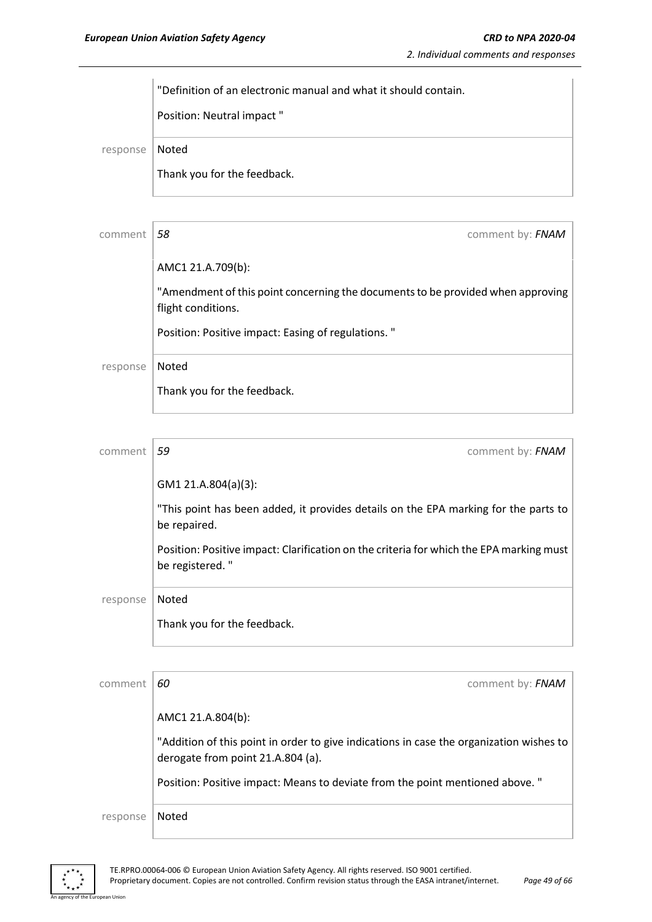"Definition of an electronic manual and what it should contain.

Position: Neutral impact "

response Noted

Thank you for the feedback.

comment *58* comment by: *FNAM*

AMC1 21.A.709(b):

"Amendment of this point concerning the documents to be provided when approving flight conditions.

Position: Positive impact: Easing of regulations. "

response Noted

Thank you for the feedback.

comment *59* comment by: *FNAM*

GM1 21.A.804(a)(3):

"This point has been added, it provides details on the EPA marking for the parts to be repaired.

Position: Positive impact: Clarification on the criteria for which the EPA marking must be registered. "

response Noted

Thank you for the feedback.

comment *60* comment by: *FNAM*

AMC1 21.A.804(b):

"Addition of this point in order to give indications in case the organization wishes to derogate from point 21.A.804 (a).

Position: Positive impact: Means to deviate from the point mentioned above. "

response Noted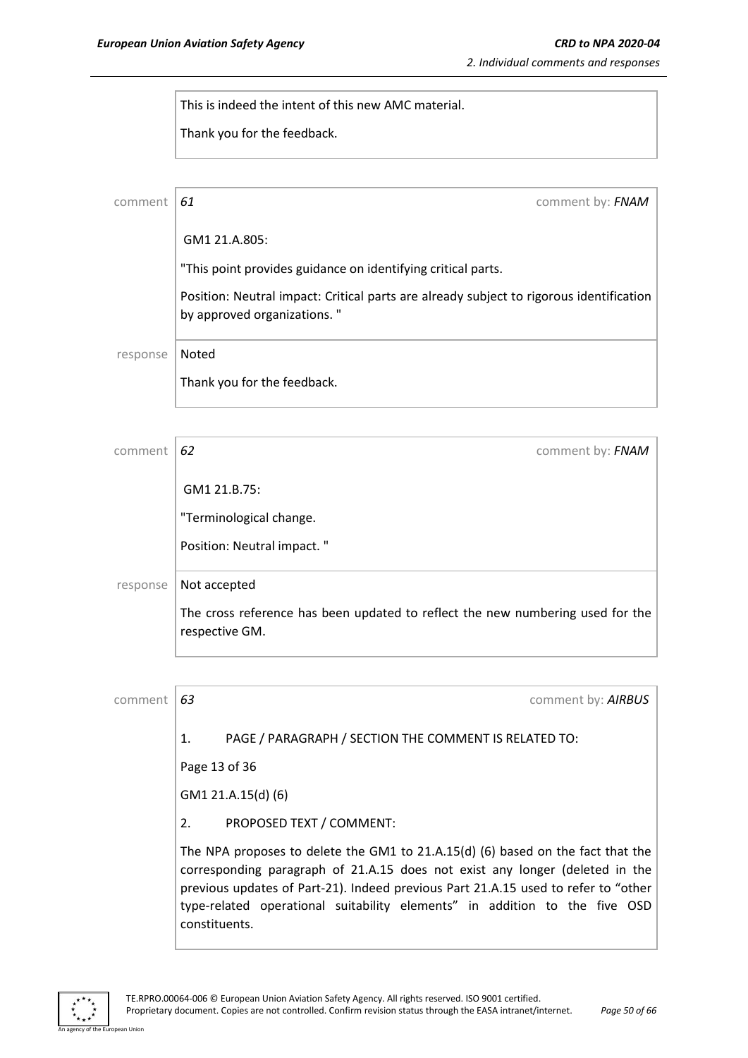This is indeed the intent of this new AMC material.

Thank you for the feedback.

comment **61** comment by: ***FNAM***

GM1 21.A.805:

"This point provides guidance on identifying critical parts.

Position: Neutral impact: Critical parts are already subject to rigorous identification by approved organizations. "

response Noted

Thank you for the feedback.

comment **62** comment by: ***FNAM***

GM1 21.B.75:

"Terminological change.

Position: Neutral impact. "

response Not accepted

The cross reference has been updated to reflect the new numbering used for the respective GM.

comment **63** comment by: ***AIRBUS***

1. PAGE / PARAGRAPH / SECTION THE COMMENT IS RELATED TO:

Page 13 of 36

GM1 21.A.15(d) (6)

2. PROPOSED TEXT / COMMENT:

The NPA proposes to delete the GM1 to 21.A.15(d) (6) based on the fact that the corresponding paragraph of 21.A.15 does not exist any longer (deleted in the previous updates of Part-21). Indeed previous Part 21.A.15 used to refer to "other type-related operational suitability elements" in addition to the five OSD constituents.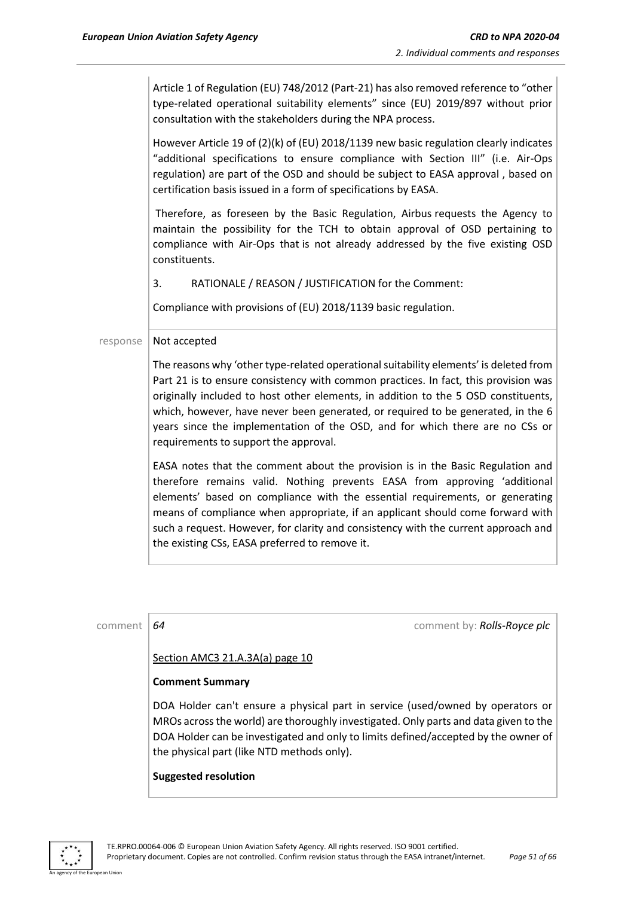Article 1 of Regulation (EU) 748/2012 (Part-21) has also removed reference to "other type-related operational suitability elements" since (EU) 2019/897 without prior consultation with the stakeholders during the NPA process.

However Article 19 of (2)(k) of (EU) 2018/1139 new basic regulation clearly indicates "additional specifications to ensure compliance with Section III" (i.e. Air-Ops regulation) are part of the OSD and should be subject to EASA approval , based on certification basis issued in a form of specifications by EASA.

Therefore, as foreseen by the Basic Regulation, Airbus requests the Agency to maintain the possibility for the TCH to obtain approval of OSD pertaining to compliance with Air-Ops that is not already addressed by the five existing OSD constituents.

3. RATIONALE / REASON / JUSTIFICATION for the Comment:

Compliance with provisions of (EU) 2018/1139 basic regulation.

response | Not accepted

The reasons why 'other type-related operational suitability elements' is deleted from Part 21 is to ensure consistency with common practices. In fact, this provision was originally included to host other elements, in addition to the 5 OSD constituents, which, however, have never been generated, or required to be generated, in the 6 years since the implementation of the OSD, and for which there are no CSs or requirements to support the approval.

EASA notes that the comment about the provision is in the Basic Regulation and therefore remains valid. Nothing prevents EASA from approving 'additional elements' based on compliance with the essential requirements, or generating means of compliance when appropriate, if an applicant should come forward with such a request. However, for clarity and consistency with the current approach and the existing CSs, EASA preferred to remove it.

comment | *64* — comment by: *Rolls-Royce plc*

Section AMC3 21.A.3A(a) page 10

**Comment Summary**

DOA Holder can't ensure a physical part in service (used/owned by operators or MROs across the world) are thoroughly investigated. Only parts and data given to the DOA Holder can be investigated and only to limits defined/accepted by the owner of the physical part (like NTD methods only).

**Suggested resolution**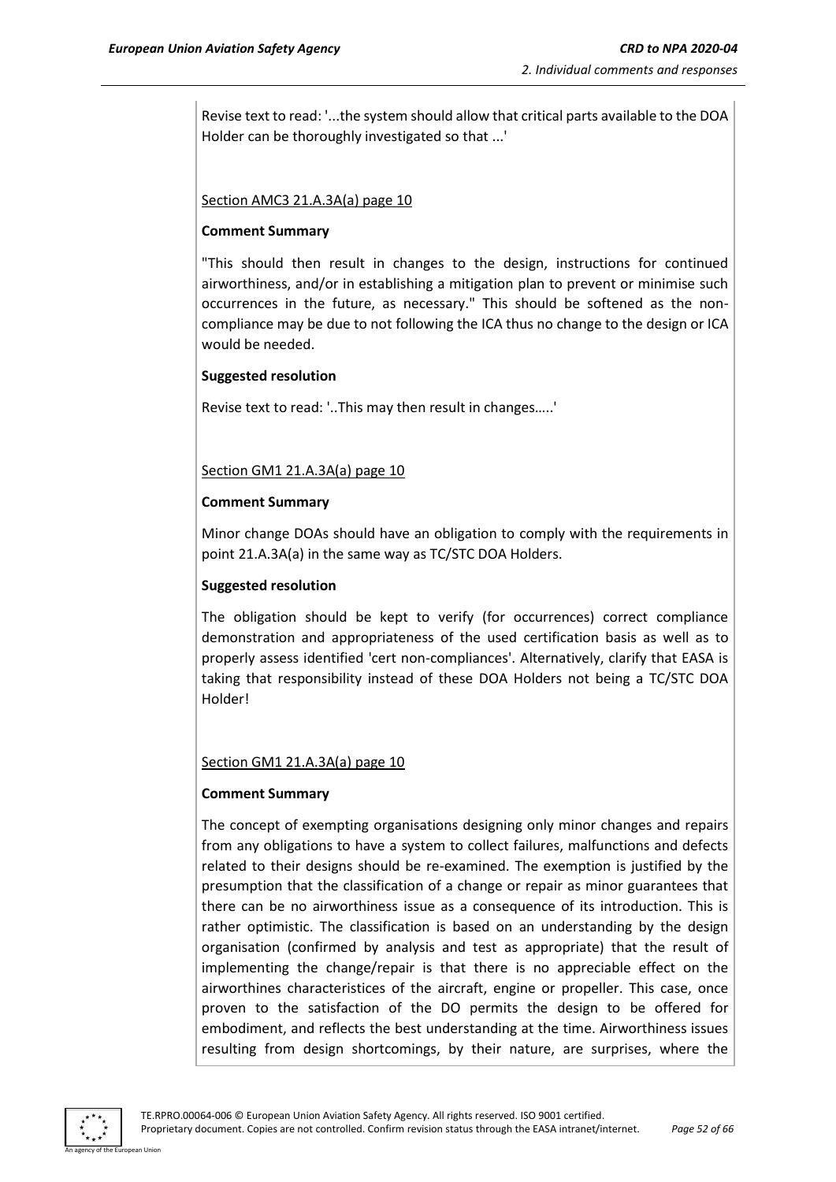Revise text to read: '...the system should allow that critical parts available to the DOA Holder can be thoroughly investigated so that ...'

Section AMC3 21.A.3A(a) page 10

**Comment Summary**

"This should then result in changes to the design, instructions for continued airworthiness, and/or in establishing a mitigation plan to prevent or minimise such occurrences in the future, as necessary." This should be softened as the non-compliance may be due to not following the ICA thus no change to the design or ICA would be needed.

**Suggested resolution**

Revise text to read: '..This may then result in changes…..'

Section GM1 21.A.3A(a) page 10

**Comment Summary**

Minor change DOAs should have an obligation to comply with the requirements in point 21.A.3A(a) in the same way as TC/STC DOA Holders.

**Suggested resolution**

The obligation should be kept to verify (for occurrences) correct compliance demonstration and appropriateness of the used certification basis as well as to properly assess identified 'cert non-compliances'. Alternatively, clarify that EASA is taking that responsibility instead of these DOA Holders not being a TC/STC DOA Holder!

Section GM1 21.A.3A(a) page 10

**Comment Summary**

The concept of exempting organisations designing only minor changes and repairs from any obligations to have a system to collect failures, malfunctions and defects related to their designs should be re-examined. The exemption is justified by the presumption that the classification of a change or repair as minor guarantees that there can be no airworthiness issue as a consequence of its introduction. This is rather optimistic. The classification is based on an understanding by the design organisation (confirmed by analysis and test as appropriate) that the result of implementing the change/repair is that there is no appreciable effect on the airworthines characteristices of the aircraft, engine or propeller. This case, once proven to the satisfaction of the DO permits the design to be offered for embodiment, and reflects the best understanding at the time. Airworthiness issues resulting from design shortcomings, by their nature, are surprises, where the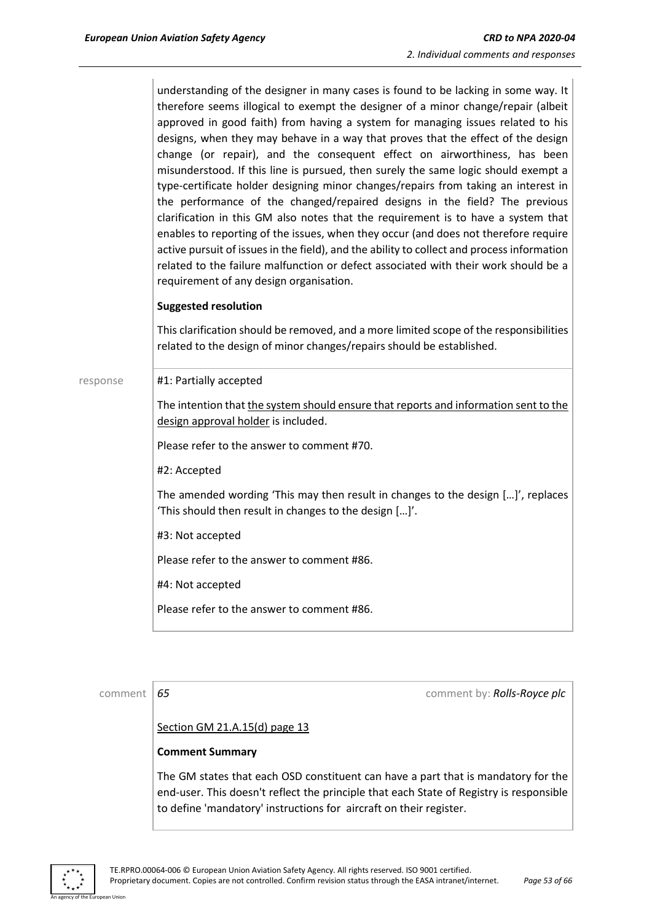understanding of the designer in many cases is found to be lacking in some way. It therefore seems illogical to exempt the designer of a minor change/repair (albeit approved in good faith) from having a system for managing issues related to his designs, when they may behave in a way that proves that the effect of the design change (or repair), and the consequent effect on airworthiness, has been misunderstood. If this line is pursued, then surely the same logic should exempt a type-certificate holder designing minor changes/repairs from taking an interest in the performance of the changed/repaired designs in the field? The previous clarification in this GM also notes that the requirement is to have a system that enables to reporting of the issues, when they occur (and does not therefore require active pursuit of issues in the field), and the ability to collect and process information related to the failure malfunction or defect associated with their work should be a requirement of any design organisation.

**Suggested resolution**

This clarification should be removed, and a more limited scope of the responsibilities related to the design of minor changes/repairs should be established.

response

#1: Partially accepted

The intention that the system should ensure that reports and information sent to the design approval holder is included.

Please refer to the answer to comment #70.

#2: Accepted

The amended wording 'This may then result in changes to the design […]', replaces 'This should then result in changes to the design […]'.

#3: Not accepted

Please refer to the answer to comment #86.

#4: Not accepted

Please refer to the answer to comment #86.

comment *65* comment by: ***Rolls-Royce plc***

Section GM 21.A.15(d) page 13

**Comment Summary**

The GM states that each OSD constituent can have a part that is mandatory for the end-user. This doesn't reflect the principle that each State of Registry is responsible to define 'mandatory' instructions for aircraft on their register.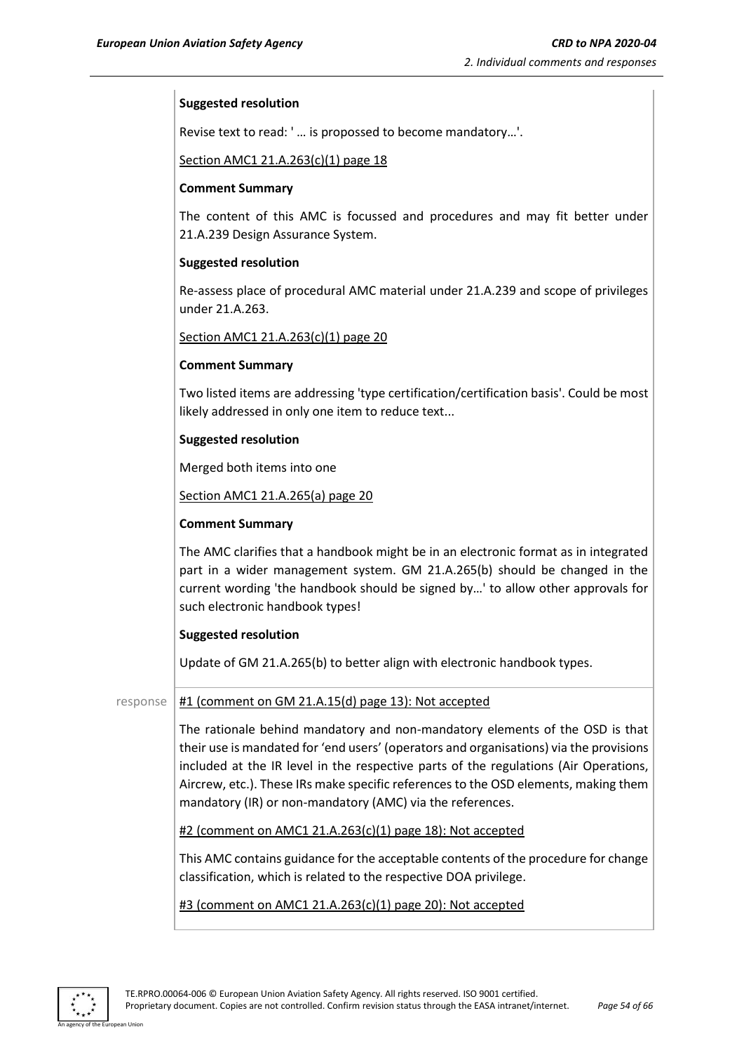**Suggested resolution**

Revise text to read: ' … is propossed to become mandatory…'.

Section AMC1 21.A.263(c)(1) page 18

**Comment Summary**

The content of this AMC is focussed and procedures and may fit better under 21.A.239 Design Assurance System.

**Suggested resolution**

Re-assess place of procedural AMC material under 21.A.239 and scope of privileges under 21.A.263.

Section AMC1 21.A.263(c)(1) page 20

**Comment Summary**

Two listed items are addressing 'type certification/certification basis'. Could be most likely addressed in only one item to reduce text...

**Suggested resolution**

Merged both items into one

Section AMC1 21.A.265(a) page 20

**Comment Summary**

The AMC clarifies that a handbook might be in an electronic format as in integrated part in a wider management system. GM 21.A.265(b) should be changed in the current wording 'the handbook should be signed by…' to allow other approvals for such electronic handbook types!

**Suggested resolution**

Update of GM 21.A.265(b) to better align with electronic handbook types.

response

#1 (comment on GM 21.A.15(d) page 13): Not accepted

The rationale behind mandatory and non-mandatory elements of the OSD is that their use is mandated for 'end users' (operators and organisations) via the provisions included at the IR level in the respective parts of the regulations (Air Operations, Aircrew, etc.). These IRs make specific references to the OSD elements, making them mandatory (IR) or non-mandatory (AMC) via the references.

#2 (comment on AMC1 21.A.263(c)(1) page 18): Not accepted

This AMC contains guidance for the acceptable contents of the procedure for change classification, which is related to the respective DOA privilege.

#3 (comment on AMC1 21.A.263(c)(1) page 20): Not accepted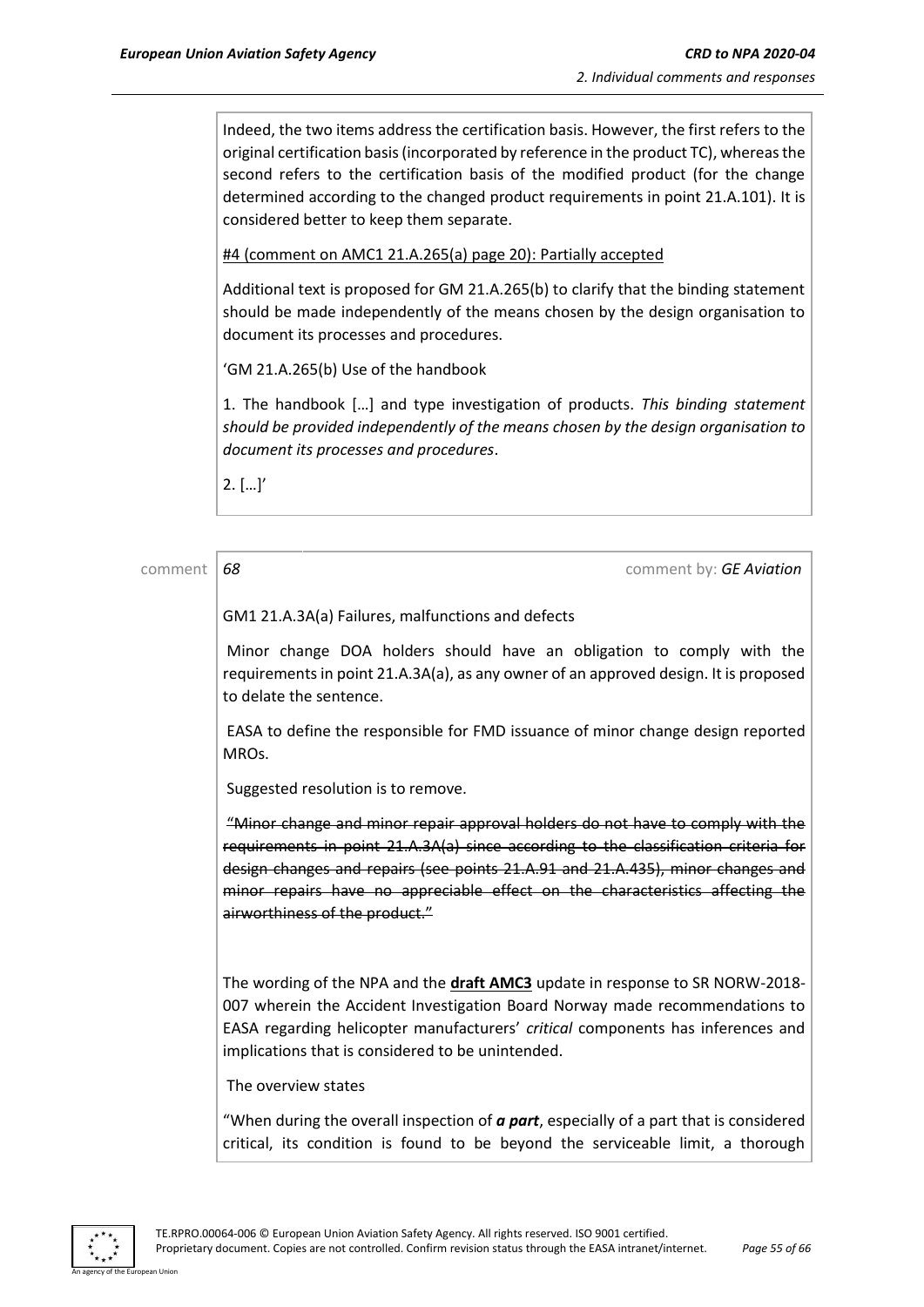Indeed, the two items address the certification basis. However, the first refers to the original certification basis (incorporated by reference in the product TC), whereas the second refers to the certification basis of the modified product (for the change determined according to the changed product requirements in point 21.A.101). It is considered better to keep them separate.

#4 (comment on AMC1 21.A.265(a) page 20): Partially accepted

Additional text is proposed for GM 21.A.265(b) to clarify that the binding statement should be made independently of the means chosen by the design organisation to document its processes and procedures.

'GM 21.A.265(b) Use of the handbook

1. The handbook […] and type investigation of products. *This binding statement should be provided independently of the means chosen by the design organisation to document its processes and procedures*.

2. […]'

comment *68* comment by: *GE Aviation*

GM1 21.A.3A(a) Failures, malfunctions and defects

Minor change DOA holders should have an obligation to comply with the requirements in point 21.A.3A(a), as any owner of an approved design. It is proposed to delate the sentence.

EASA to define the responsible for FMD issuance of minor change design reported MROs.

Suggested resolution is to remove.

~~"Minor change and minor repair approval holders do not have to comply with the requirements in point 21.A.3A(a) since according to the classification criteria for design changes and repairs (see points 21.A.91 and 21.A.435), minor changes and minor repairs have no appreciable effect on the characteristics affecting the airworthiness of the product."~~

The wording of the NPA and the **draft AMC3** update in response to SR NORW-2018-007 wherein the Accident Investigation Board Norway made recommendations to EASA regarding helicopter manufacturers' *critical* components has inferences and implications that is considered to be unintended.

The overview states

"When during the overall inspection of ***a part***, especially of a part that is considered critical, its condition is found to be beyond the serviceable limit, a thorough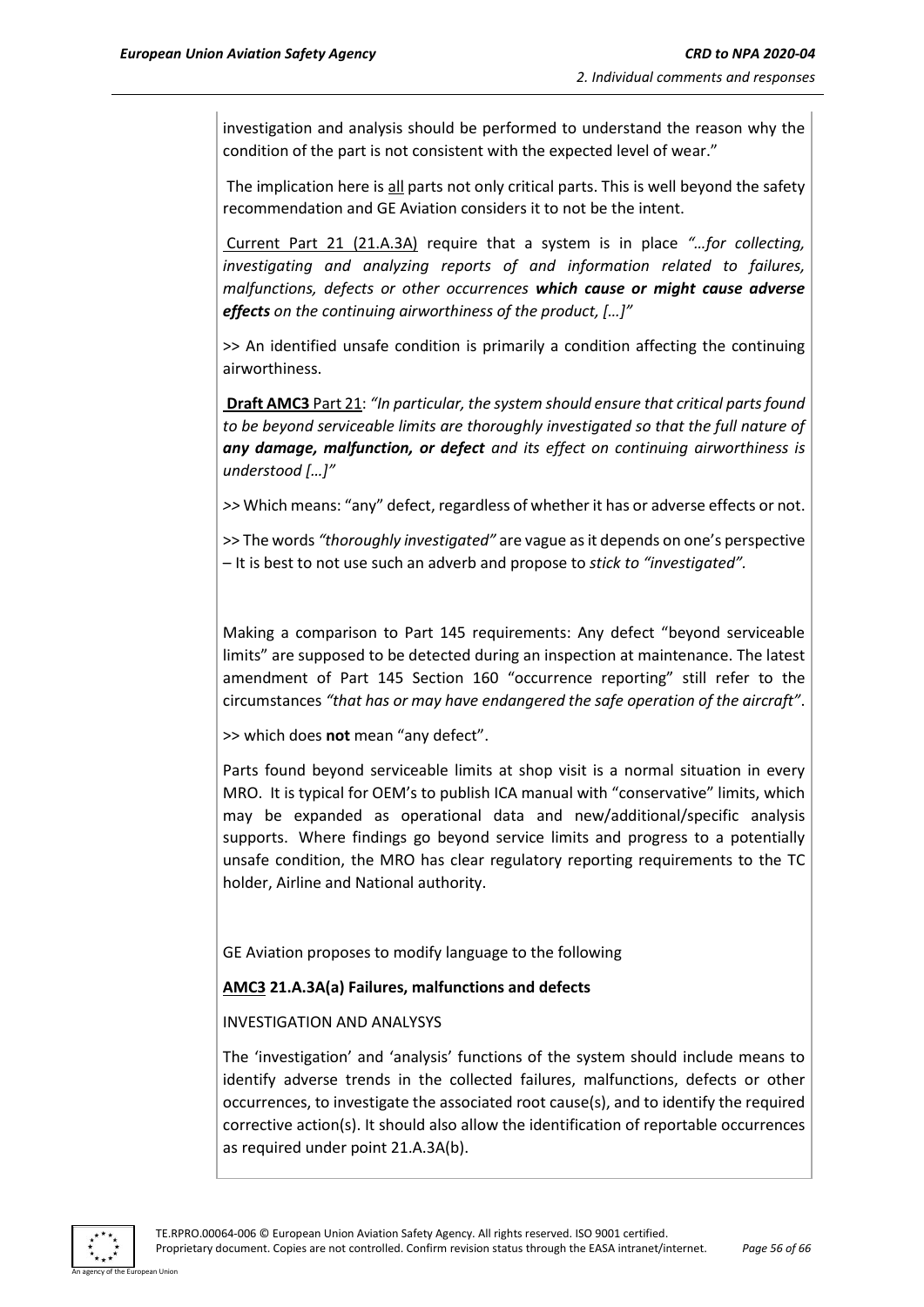investigation and analysis should be performed to understand the reason why the condition of the part is not consistent with the expected level of wear."

The implication here is all parts not only critical parts. This is well beyond the safety recommendation and GE Aviation considers it to not be the intent.

Current Part 21 (21.A.3A) require that a system is in place *"…for collecting, investigating and analyzing reports of and information related to failures, malfunctions, defects or other occurrences **which cause or might cause adverse effects** on the continuing airworthiness of the product, […]"*

>> An identified unsafe condition is primarily a condition affecting the continuing airworthiness.

**Draft AMC3** Part 21: *"In particular, the system should ensure that critical parts found to be beyond serviceable limits are thoroughly investigated so that the full nature of **any damage, malfunction, or defect** and its effect on continuing airworthiness is understood […]"*

>> Which means: "any" defect, regardless of whether it has or adverse effects or not.

>> The words *"thoroughly investigated"* are vague as it depends on one's perspective – It is best to not use such an adverb and propose to *stick to "investigated".*

Making a comparison to Part 145 requirements: Any defect "beyond serviceable limits" are supposed to be detected during an inspection at maintenance. The latest amendment of Part 145 Section 160 "occurrence reporting" still refer to the circumstances *"that has or may have endangered the safe operation of the aircraft"*.

>> which does **not** mean "any defect".

Parts found beyond serviceable limits at shop visit is a normal situation in every MRO. It is typical for OEM's to publish ICA manual with "conservative" limits, which may be expanded as operational data and new/additional/specific analysis supports. Where findings go beyond service limits and progress to a potentially unsafe condition, the MRO has clear regulatory reporting requirements to the TC holder, Airline and National authority.

GE Aviation proposes to modify language to the following

**AMC3 21.A.3A(a) Failures, malfunctions and defects**

INVESTIGATION AND ANALYSYS

The 'investigation' and 'analysis' functions of the system should include means to identify adverse trends in the collected failures, malfunctions, defects or other occurrences, to investigate the associated root cause(s), and to identify the required corrective action(s). It should also allow the identification of reportable occurrences as required under point 21.A.3A(b).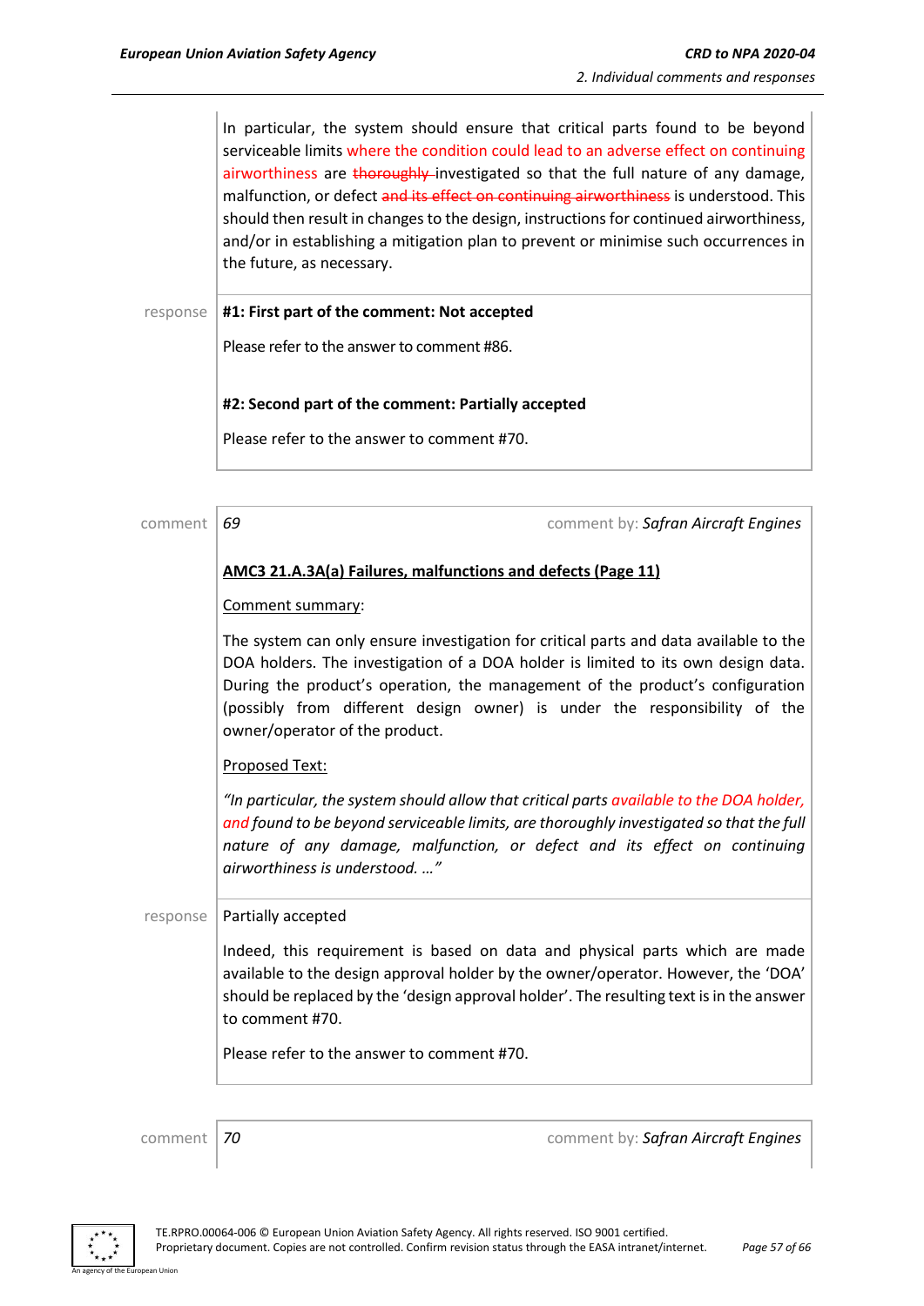In particular, the system should ensure that critical parts found to be beyond serviceable limits where the condition could lead to an adverse effect on continuing airworthiness are ~~thoroughly~~ investigated so that the full nature of any damage, malfunction, or defect ~~and its effect on continuing airworthiness~~ is understood. This should then result in changes to the design, instructions for continued airworthiness, and/or in establishing a mitigation plan to prevent or minimise such occurrences in the future, as necessary.

response

**#1: First part of the comment: Not accepted**

Please refer to the answer to comment #86.

**#2: Second part of the comment: Partially accepted**

Please refer to the answer to comment #70.

---

comment *69* comment by: *Safran Aircraft Engines*

**AMC3 21.A.3A(a) Failures, malfunctions and defects (Page 11)**

Comment summary:

The system can only ensure investigation for critical parts and data available to the DOA holders. The investigation of a DOA holder is limited to its own design data. During the product's operation, the management of the product's configuration (possibly from different design owner) is under the responsibility of the owner/operator of the product.

Proposed Text:

*"In particular, the system should allow that critical parts available to the DOA holder, and found to be beyond serviceable limits, are thoroughly investigated so that the full nature of any damage, malfunction, or defect and its effect on continuing airworthiness is understood. …"*

response

Partially accepted

Indeed, this requirement is based on data and physical parts which are made available to the design approval holder by the owner/operator. However, the 'DOA' should be replaced by the 'design approval holder'. The resulting text is in the answer to comment #70.

Please refer to the answer to comment #70.

---

comment *70* comment by: *Safran Aircraft Engines*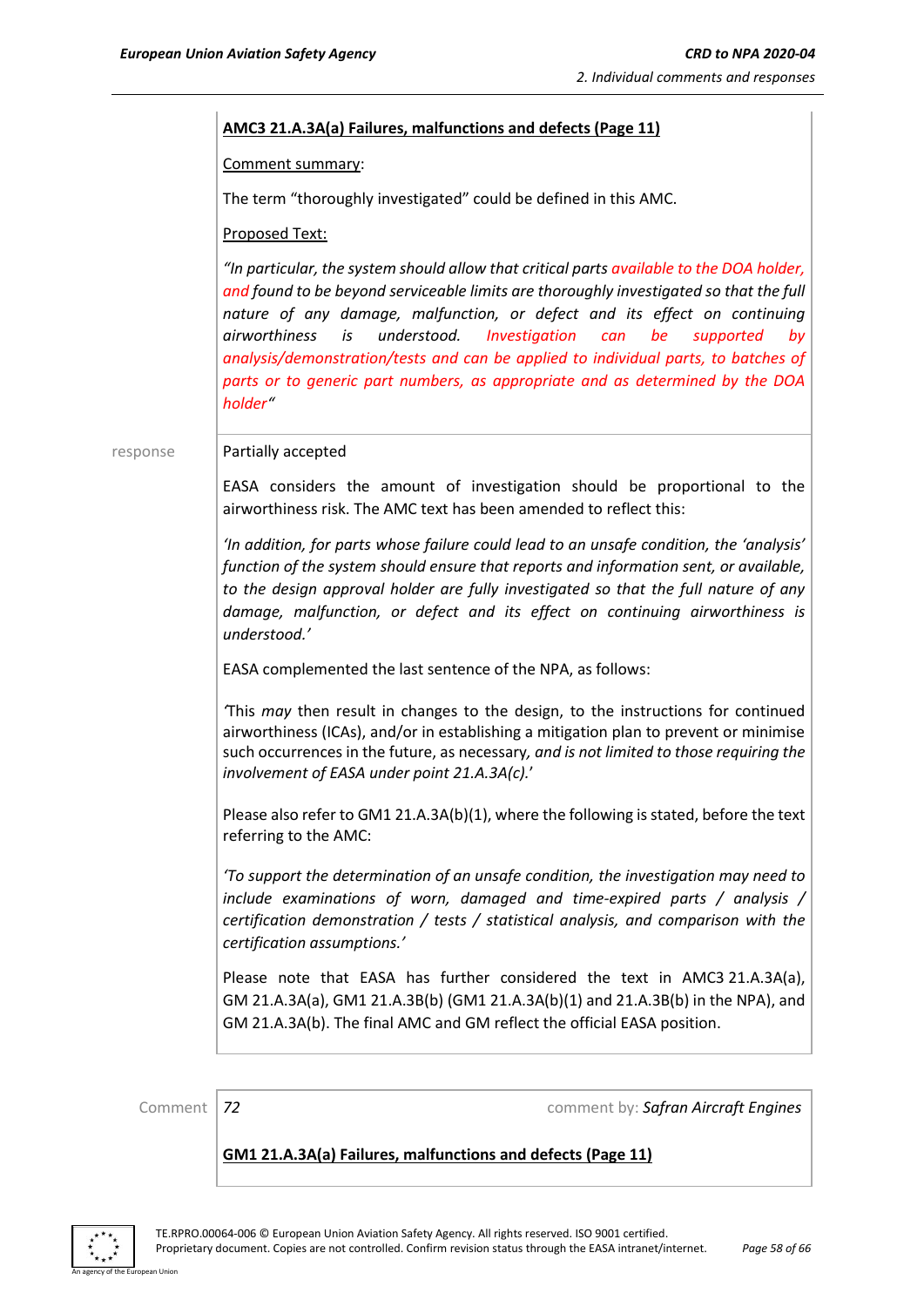**AMC3 21.A.3A(a) Failures, malfunctions and defects (Page 11)**

Comment summary:

The term "thoroughly investigated" could be defined in this AMC.

Proposed Text:

*"In particular, the system should allow that critical parts available to the DOA holder, and found to be beyond serviceable limits are thoroughly investigated so that the full nature of any damage, malfunction, or defect and its effect on continuing airworthiness is understood. Investigation can be supported by analysis/demonstration/tests and can be applied to individual parts, to batches of parts or to generic part numbers, as appropriate and as determined by the DOA holder"*

response

Partially accepted

EASA considers the amount of investigation should be proportional to the airworthiness risk. The AMC text has been amended to reflect this:

*'In addition, for parts whose failure could lead to an unsafe condition, the 'analysis' function of the system should ensure that reports and information sent, or available, to the design approval holder are fully investigated so that the full nature of any damage, malfunction, or defect and its effect on continuing airworthiness is understood.'*

EASA complemented the last sentence of the NPA, as follows:

'This *may* then result in changes to the design, to the instructions for continued airworthiness (ICAs), and/or in establishing a mitigation plan to prevent or minimise such occurrences in the future, as necessary, *and is not limited to those requiring the involvement of EASA under point 21.A.3A(c).*'

Please also refer to GM1 21.A.3A(b)(1), where the following is stated, before the text referring to the AMC:

*'To support the determination of an unsafe condition, the investigation may need to include examinations of worn, damaged and time-expired parts / analysis / certification demonstration / tests / statistical analysis, and comparison with the certification assumptions.'*

Please note that EASA has further considered the text in AMC3 21.A.3A(a), GM 21.A.3A(a), GM1 21.A.3B(b) (GM1 21.A.3A(b)(1) and 21.A.3B(b) in the NPA), and GM 21.A.3A(b). The final AMC and GM reflect the official EASA position.

Comment 72 — comment by: *Safran Aircraft Engines*

**GM1 21.A.3A(a) Failures, malfunctions and defects (Page 11)**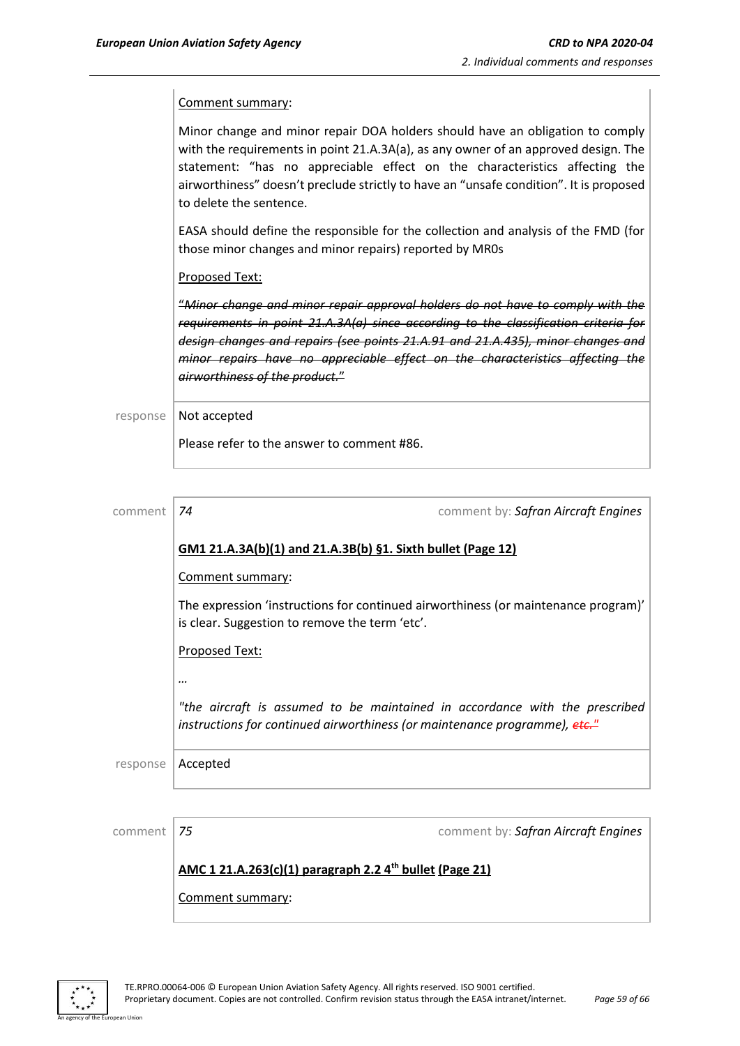Comment summary:

Minor change and minor repair DOA holders should have an obligation to comply with the requirements in point 21.A.3A(a), as any owner of an approved design. The statement: "has no appreciable effect on the characteristics affecting the airworthiness" doesn't preclude strictly to have an "unsafe condition". It is proposed to delete the sentence.

EASA should define the responsible for the collection and analysis of the FMD (for those minor changes and minor repairs) reported by MR0s

Proposed Text:

~~"*Minor change and minor repair approval holders do not have to comply with the requirements in point 21.A.3A(a) since according to the classification criteria for design changes and repairs (see points 21.A.91 and 21.A.435), minor changes and minor repairs have no appreciable effect on the characteristics affecting the airworthiness of the product.*"~~

response: Not accepted

Please refer to the answer to comment #86.

---

comment *74* — comment by: *Safran Aircraft Engines*

**GM1 21.A.3A(b)(1) and 21.A.3B(b) §1. Sixth bullet (Page 12)**

Comment summary:

The expression 'instructions for continued airworthiness (or maintenance program)' is clear. Suggestion to remove the term 'etc'.

Proposed Text:

*…*

*"the aircraft is assumed to be maintained in accordance with the prescribed instructions for continued airworthiness (or maintenance programme), ~~etc."~~*

response: Accepted

---

comment *75* — comment by: *Safran Aircraft Engines*

**AMC 1 21.A.263(c)(1) paragraph 2.2 4th bullet (Page 21)**

Comment summary: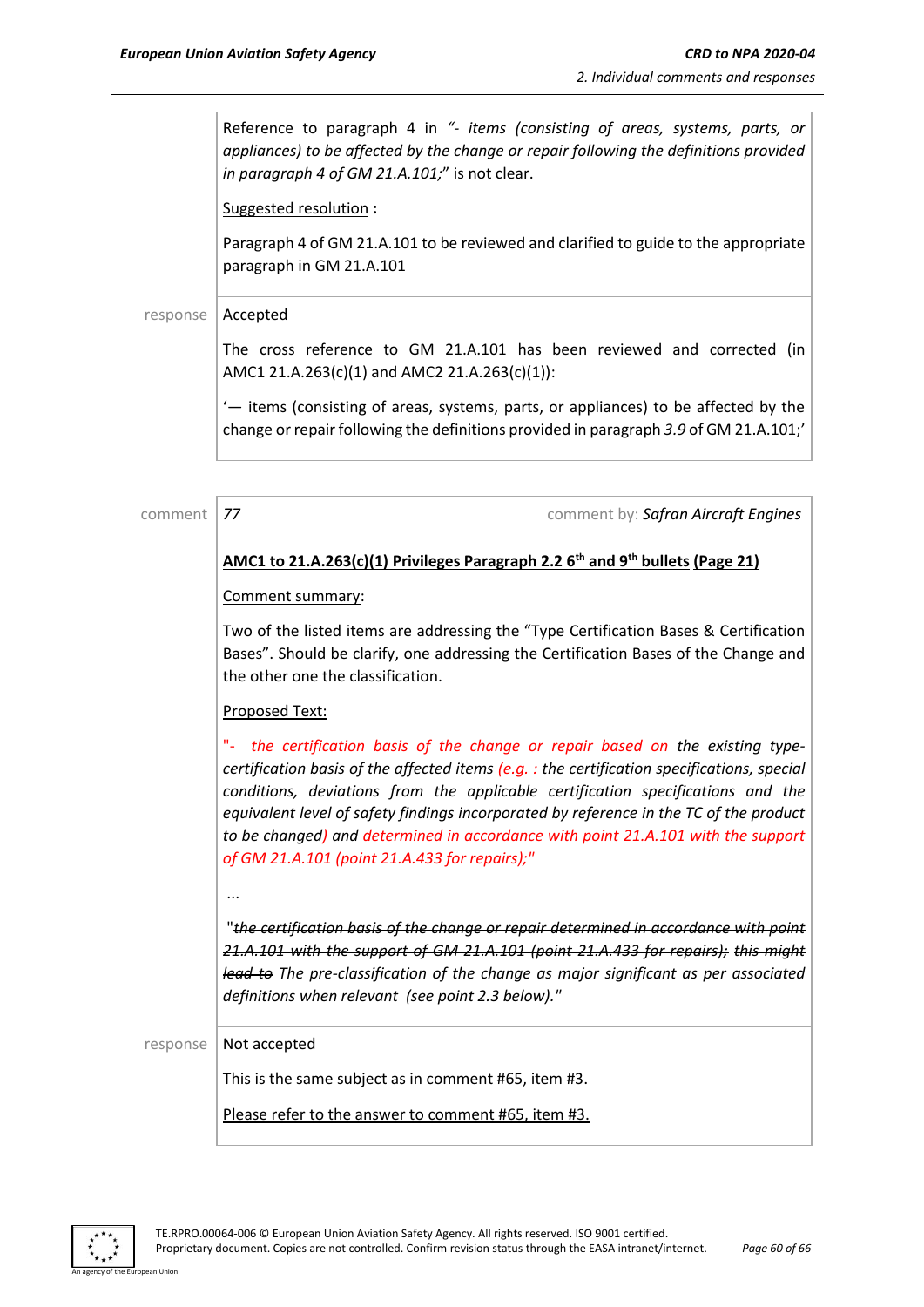Reference to paragraph 4 in *"- items (consisting of areas, systems, parts, or appliances) to be affected by the change or repair following the definitions provided in paragraph 4 of GM 21.A.101;"* is not clear.

Suggested resolution **:**

Paragraph 4 of GM 21.A.101 to be reviewed and clarified to guide to the appropriate paragraph in GM 21.A.101

response Accepted

The cross reference to GM 21.A.101 has been reviewed and corrected (in AMC1 21.A.263(c)(1) and AMC2 21.A.263(c)(1)):

'— items (consisting of areas, systems, parts, or appliances) to be affected by the change or repair following the definitions provided in paragraph *3.9* of GM 21.A.101;'

---

comment 77 comment by: *Safran Aircraft Engines*

**AMC1 to 21.A.263(c)(1) Privileges Paragraph 2.2 6th and 9th bullets (Page 21)**

Comment summary:

Two of the listed items are addressing the "Type Certification Bases & Certification Bases". Should be clarify, one addressing the Certification Bases of the Change and the other one the classification.

Proposed Text:

*"- the certification basis of the change or repair based on the existing type-certification basis of the affected items (e.g. : the certification specifications, special conditions, deviations from the applicable certification specifications and the equivalent level of safety findings incorporated by reference in the TC of the product to be changed) and determined in accordance with point 21.A.101 with the support of GM 21.A.101 (point 21.A.433 for repairs);"*

...

*"~~the certification basis of the change or repair determined in accordance with point 21.A.101 with the support of GM 21.A.101 (point 21.A.433 for repairs); this might lead to~~ The pre-classification of the change as major significant as per associated definitions when relevant (see point 2.3 below)."*

response Not accepted

This is the same subject as in comment #65, item #3.

Please refer to the answer to comment #65, item #3.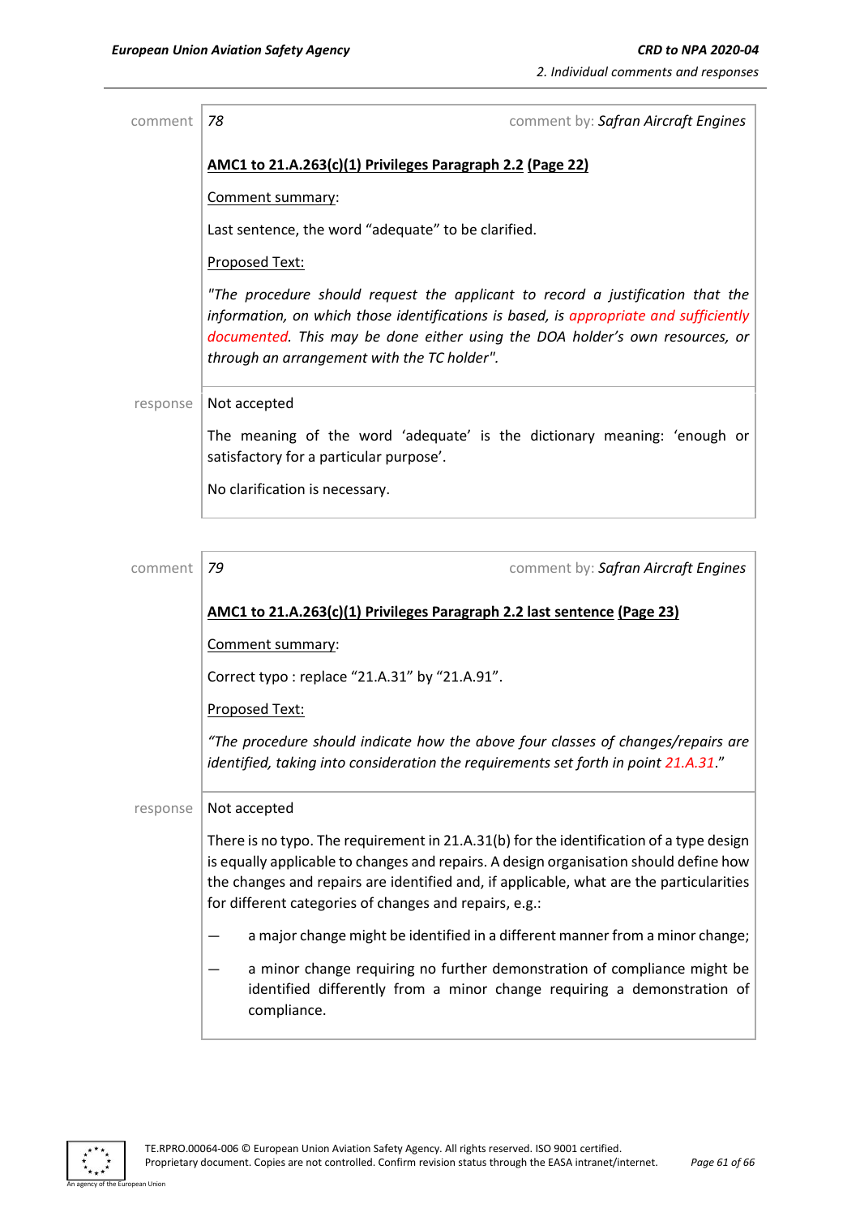| comment | 78 comment by: *Safran Aircraft Engines* |
|---|---|
| | **<u>AMC1 to 21.A.263(c)(1) Privileges Paragraph 2.2</u> <u>(Page 22)</u>**<br><br><u>Comment summary</u>:<br><br>Last sentence, the word "adequate" to be clarified.<br><br><u>Proposed Text:</u><br><br>*"The procedure should request the applicant to record a justification that the information, on which those identifications is based, is appropriate and sufficiently documented. This may be done either using the DOA holder's own resources, or through an arrangement with the TC holder".* |
| response | Not accepted<br><br>The meaning of the word 'adequate' is the dictionary meaning: 'enough or satisfactory for a particular purpose'.<br><br>No clarification is necessary. |

| comment | 79 comment by: *Safran Aircraft Engines* |
|---|---|
| | **<u>AMC1 to 21.A.263(c)(1) Privileges Paragraph 2.2 last sentence</u> <u>(Page 23)</u>**<br><br><u>Comment summary</u>:<br><br>Correct typo : replace "21.A.31" by "21.A.91".<br><br><u>Proposed Text:</u><br><br>*"The procedure should indicate how the above four classes of changes/repairs are identified, taking into consideration the requirements set forth in point 21.A.31."* |
| response | Not accepted<br><br>There is no typo. The requirement in 21.A.31(b) for the identification of a type design is equally applicable to changes and repairs. A design organisation should define how the changes and repairs are identified and, if applicable, what are the particularities for different categories of changes and repairs, e.g.:<br><br>— a major change might be identified in a different manner from a minor change;<br><br>— a minor change requiring no further demonstration of compliance might be identified differently from a minor change requiring a demonstration of compliance. |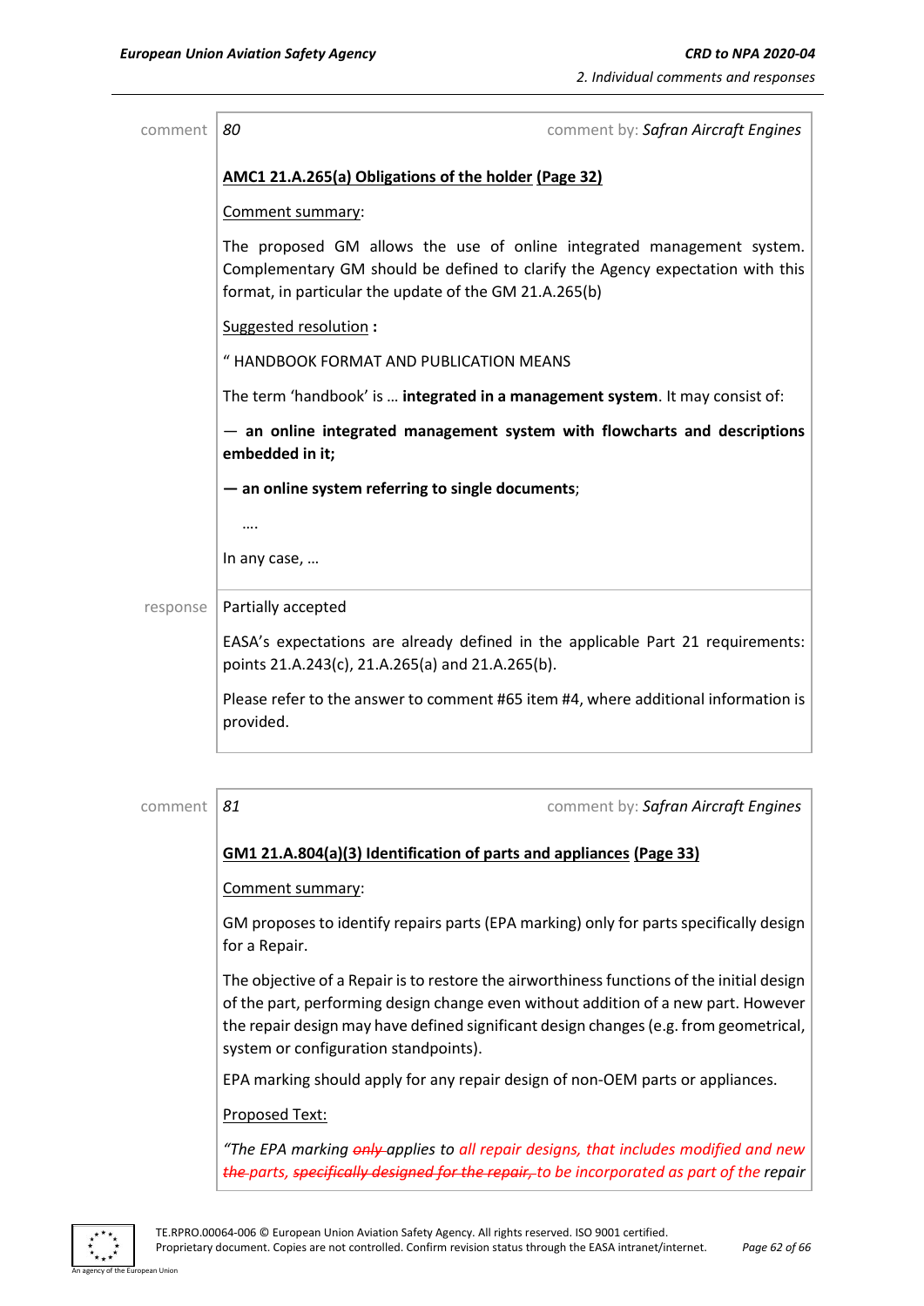comment | *80* comment by: *Safran Aircraft Engines*

**AMC1 21.A.265(a) Obligations of the holder (Page 32)**

Comment summary:

The proposed GM allows the use of online integrated management system. Complementary GM should be defined to clarify the Agency expectation with this format, in particular the update of the GM 21.A.265(b)

Suggested resolution **:**

" HANDBOOK FORMAT AND PUBLICATION MEANS

The term 'handbook' is … **integrated in a management system**. It may consist of:

— **an online integrated management system with flowcharts and descriptions embedded in it;**

**— an online system referring to single documents**;

….

In any case, …

response | Partially accepted

EASA's expectations are already defined in the applicable Part 21 requirements: points 21.A.243(c), 21.A.265(a) and 21.A.265(b).

Please refer to the answer to comment #65 item #4, where additional information is provided.

---

comment | *81* comment by: *Safran Aircraft Engines*

**GM1 21.A.804(a)(3) Identification of parts and appliances (Page 33)**

Comment summary:

GM proposes to identify repairs parts (EPA marking) only for parts specifically design for a Repair.

The objective of a Repair is to restore the airworthiness functions of the initial design of the part, performing design change even without addition of a new part. However the repair design may have defined significant design changes (e.g. from geometrical, system or configuration standpoints).

EPA marking should apply for any repair design of non-OEM parts or appliances.

Proposed Text:

*"The EPA marking ~~only~~ applies to all repair designs, that includes modified and new ~~the~~ parts, ~~specifically designed for the repair,~~ to be incorporated as part of the repair*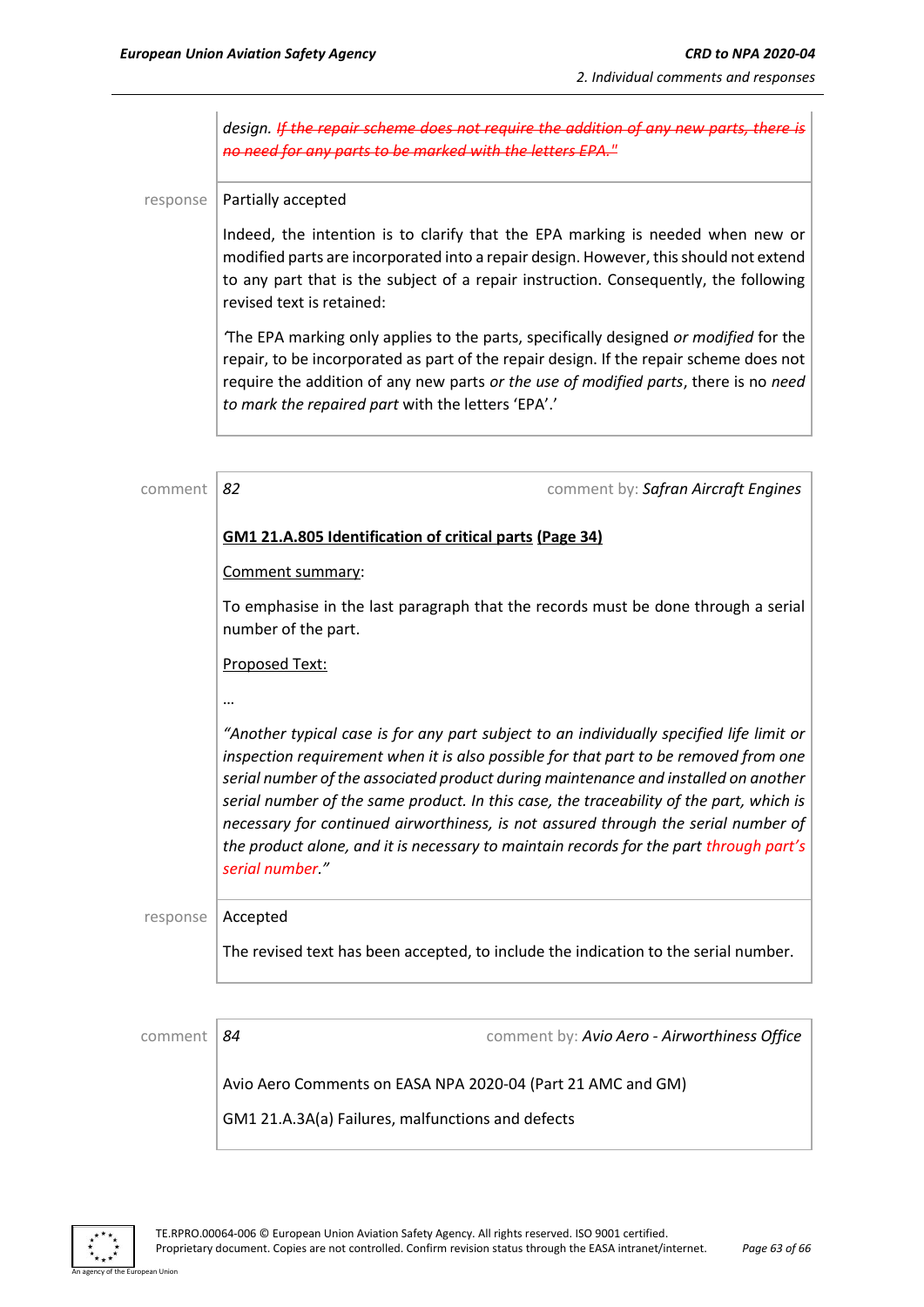*design.* ~~*If the repair scheme does not require the addition of any new parts, there is no need for any parts to be marked with the letters EPA."*~~

response

Partially accepted

Indeed, the intention is to clarify that the EPA marking is needed when new or modified parts are incorporated into a repair design. However, this should not extend to any part that is the subject of a repair instruction. Consequently, the following revised text is retained:

'The EPA marking only applies to the parts, specifically designed *or modified* for the repair, to be incorporated as part of the repair design. If the repair scheme does not require the addition of any new parts *or the use of modified parts*, there is no *need to mark the repaired part* with the letters 'EPA'.'

---

comment *82* comment by: *Safran Aircraft Engines*

**GM1 21.A.805 Identification of critical parts (Page 34)**

Comment summary:

To emphasise in the last paragraph that the records must be done through a serial number of the part.

Proposed Text:

…

*"Another typical case is for any part subject to an individually specified life limit or inspection requirement when it is also possible for that part to be removed from one serial number of the associated product during maintenance and installed on another serial number of the same product. In this case, the traceability of the part, which is necessary for continued airworthiness, is not assured through the serial number of the product alone, and it is necessary to maintain records for the part through part's serial number."*

response

Accepted

The revised text has been accepted, to include the indication to the serial number.

---

comment *84* comment by: *Avio Aero - Airworthiness Office*

Avio Aero Comments on EASA NPA 2020-04 (Part 21 AMC and GM)

GM1 21.A.3A(a) Failures, malfunctions and defects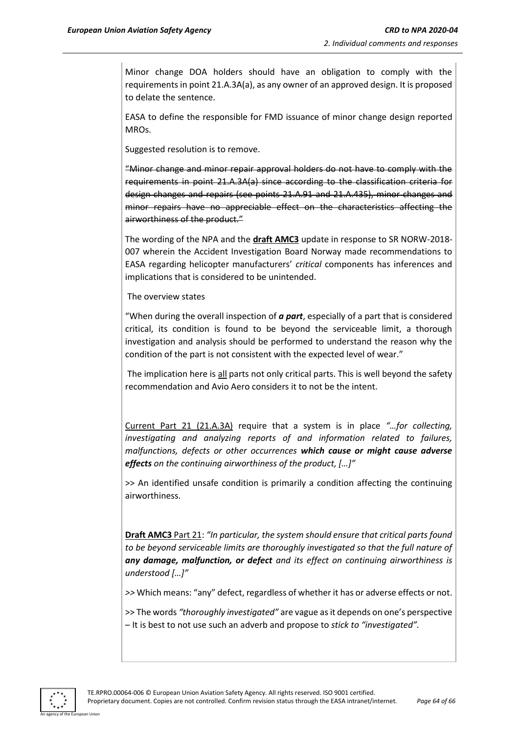Minor change DOA holders should have an obligation to comply with the requirements in point 21.A.3A(a), as any owner of an approved design. It is proposed to delate the sentence.

EASA to define the responsible for FMD issuance of minor change design reported MROs.

Suggested resolution is to remove.

~~"Minor change and minor repair approval holders do not have to comply with the requirements in point 21.A.3A(a) since according to the classification criteria for design changes and repairs (see points 21.A.91 and 21.A.435), minor changes and minor repairs have no appreciable effect on the characteristics affecting the airworthiness of the product."~~

The wording of the NPA and the <u>**draft AMC3**</u> update in response to SR NORW-2018-007 wherein the Accident Investigation Board Norway made recommendations to EASA regarding helicopter manufacturers' *critical* components has inferences and implications that is considered to be unintended.

The overview states

"When during the overall inspection of ***a part***, especially of a part that is considered critical, its condition is found to be beyond the serviceable limit, a thorough investigation and analysis should be performed to understand the reason why the condition of the part is not consistent with the expected level of wear."

The implication here is <u>all</u> parts not only critical parts. This is well beyond the safety recommendation and Avio Aero considers it to not be the intent.

<u>Current Part 21 (21.A.3A)</u> require that a system is in place *"…for collecting, investigating and analyzing reports of and information related to failures, malfunctions, defects or other occurrences **which cause or might cause adverse effects** on the continuing airworthiness of the product, […]"*

>> An identified unsafe condition is primarily a condition affecting the continuing airworthiness.

<u>**Draft AMC3**</u> Part 21: *"In particular, the system should ensure that critical parts found to be beyond serviceable limits are thoroughly investigated so that the full nature of **any damage, malfunction, or defect** and its effect on continuing airworthiness is understood […]"*

>> Which means: "any" defect, regardless of whether it has or adverse effects or not.

>> The words *"thoroughly investigated"* are vague as it depends on one's perspective – It is best to not use such an adverb and propose to *stick to "investigated".*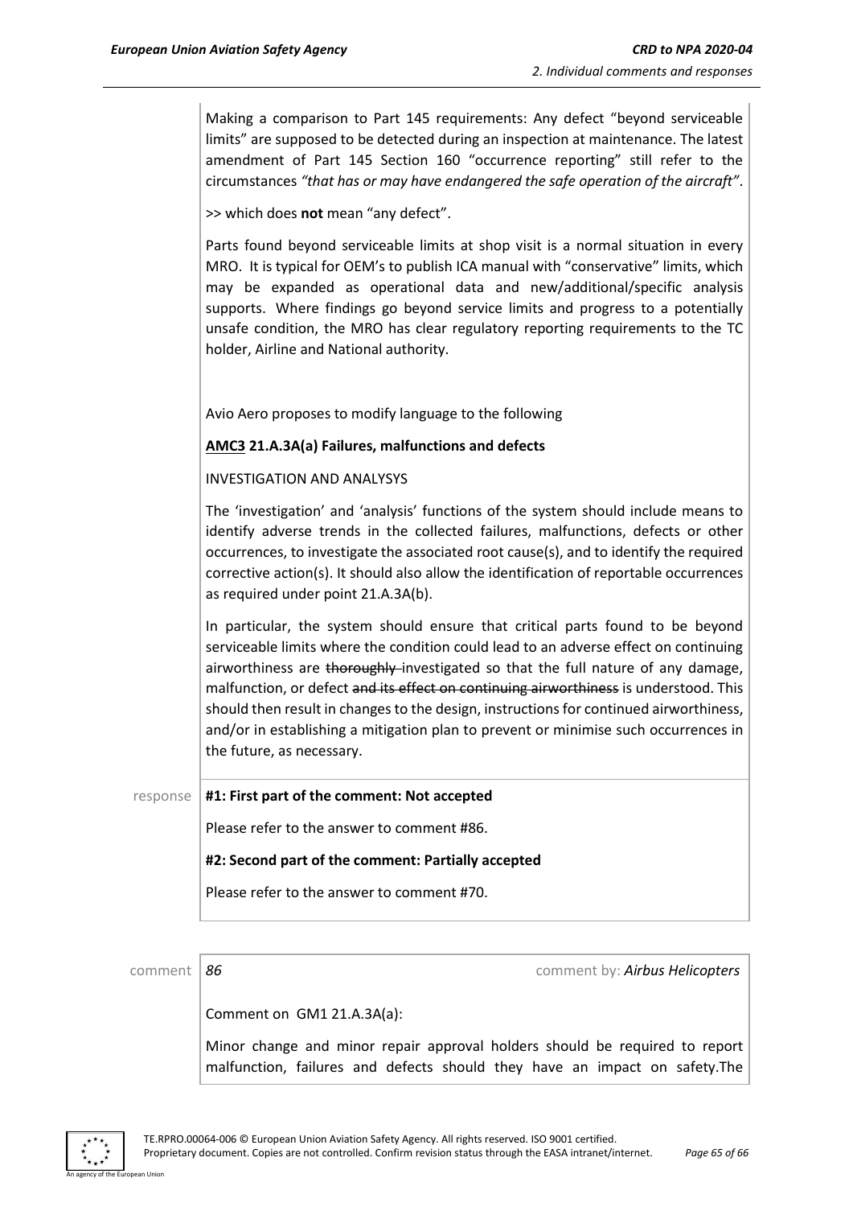Making a comparison to Part 145 requirements: Any defect "beyond serviceable limits" are supposed to be detected during an inspection at maintenance. The latest amendment of Part 145 Section 160 "occurrence reporting" still refer to the circumstances *"that has or may have endangered the safe operation of the aircraft"*.

>> which does **not** mean "any defect".

Parts found beyond serviceable limits at shop visit is a normal situation in every MRO. It is typical for OEM's to publish ICA manual with "conservative" limits, which may be expanded as operational data and new/additional/specific analysis supports. Where findings go beyond service limits and progress to a potentially unsafe condition, the MRO has clear regulatory reporting requirements to the TC holder, Airline and National authority.

Avio Aero proposes to modify language to the following

**<u>AMC3</u> 21.A.3A(a) Failures, malfunctions and defects**

INVESTIGATION AND ANALYSYS

The 'investigation' and 'analysis' functions of the system should include means to identify adverse trends in the collected failures, malfunctions, defects or other occurrences, to investigate the associated root cause(s), and to identify the required corrective action(s). It should also allow the identification of reportable occurrences as required under point 21.A.3A(b).

In particular, the system should ensure that critical parts found to be beyond serviceable limits where the condition could lead to an adverse effect on continuing airworthiness are ~~thoroughly~~ investigated so that the full nature of any damage, malfunction, or defect ~~and its effect on continuing airworthiness~~ is understood. This should then result in changes to the design, instructions for continued airworthiness, and/or in establishing a mitigation plan to prevent or minimise such occurrences in the future, as necessary.

response **#1: First part of the comment: Not accepted**

Please refer to the answer to comment #86.

**#2: Second part of the comment: Partially accepted**

Please refer to the answer to comment #70.

comment *86* comment by: *Airbus Helicopters*

Comment on GM1 21.A.3A(a):

Minor change and minor repair approval holders should be required to report malfunction, failures and defects should they have an impact on safety.The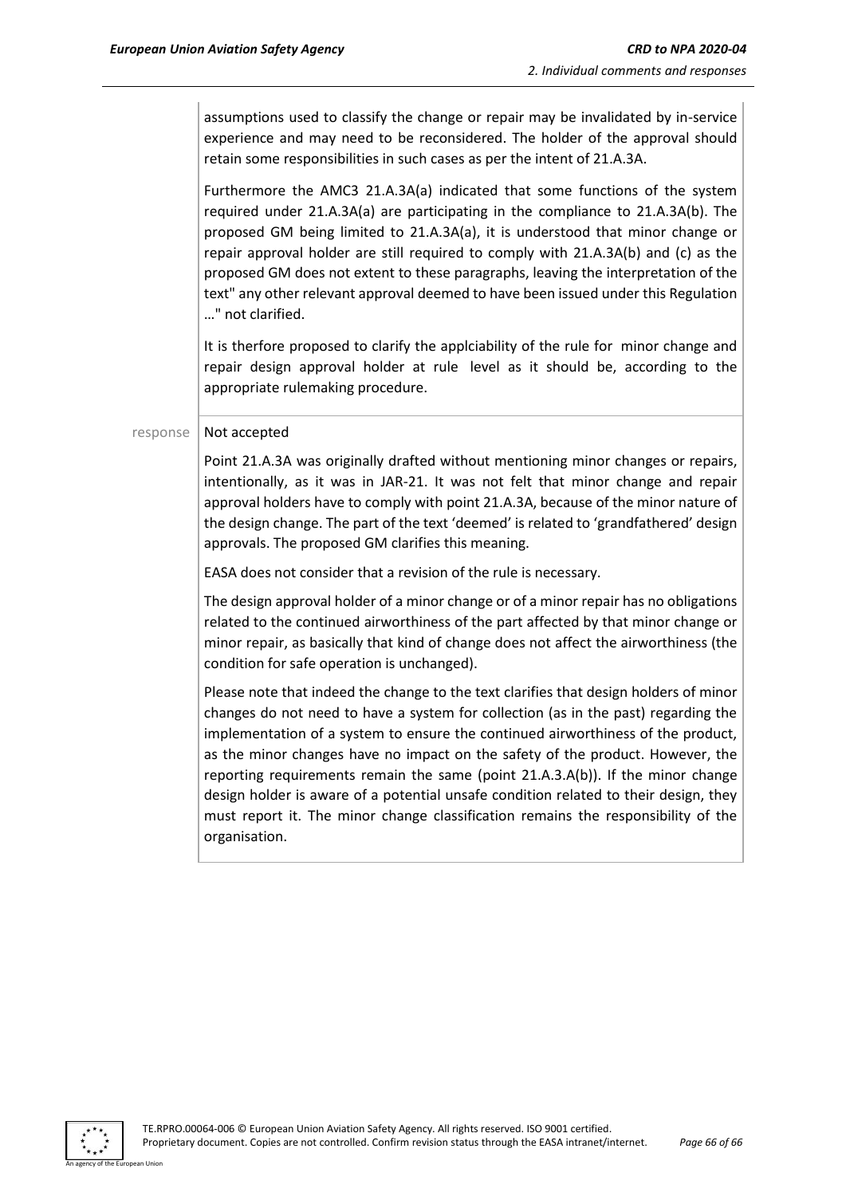assumptions used to classify the change or repair may be invalidated by in-service experience and may need to be reconsidered. The holder of the approval should retain some responsibilities in such cases as per the intent of 21.A.3A.

Furthermore the AMC3 21.A.3A(a) indicated that some functions of the system required under 21.A.3A(a) are participating in the compliance to 21.A.3A(b). The proposed GM being limited to 21.A.3A(a), it is understood that minor change or repair approval holder are still required to comply with 21.A.3A(b) and (c) as the proposed GM does not extent to these paragraphs, leaving the interpretation of the text" any other relevant approval deemed to have been issued under this Regulation …" not clarified.

It is therfore proposed to clarify the applciability of the rule for minor change and repair design approval holder at rule level as it should be, according to the appropriate rulemaking procedure.

response

Not accepted

Point 21.A.3A was originally drafted without mentioning minor changes or repairs, intentionally, as it was in JAR-21. It was not felt that minor change and repair approval holders have to comply with point 21.A.3A, because of the minor nature of the design change. The part of the text 'deemed' is related to 'grandfathered' design approvals. The proposed GM clarifies this meaning.

EASA does not consider that a revision of the rule is necessary.

The design approval holder of a minor change or of a minor repair has no obligations related to the continued airworthiness of the part affected by that minor change or minor repair, as basically that kind of change does not affect the airworthiness (the condition for safe operation is unchanged).

Please note that indeed the change to the text clarifies that design holders of minor changes do not need to have a system for collection (as in the past) regarding the implementation of a system to ensure the continued airworthiness of the product, as the minor changes have no impact on the safety of the product. However, the reporting requirements remain the same (point 21.A.3.A(b)). If the minor change design holder is aware of a potential unsafe condition related to their design, they must report it. The minor change classification remains the responsibility of the organisation.